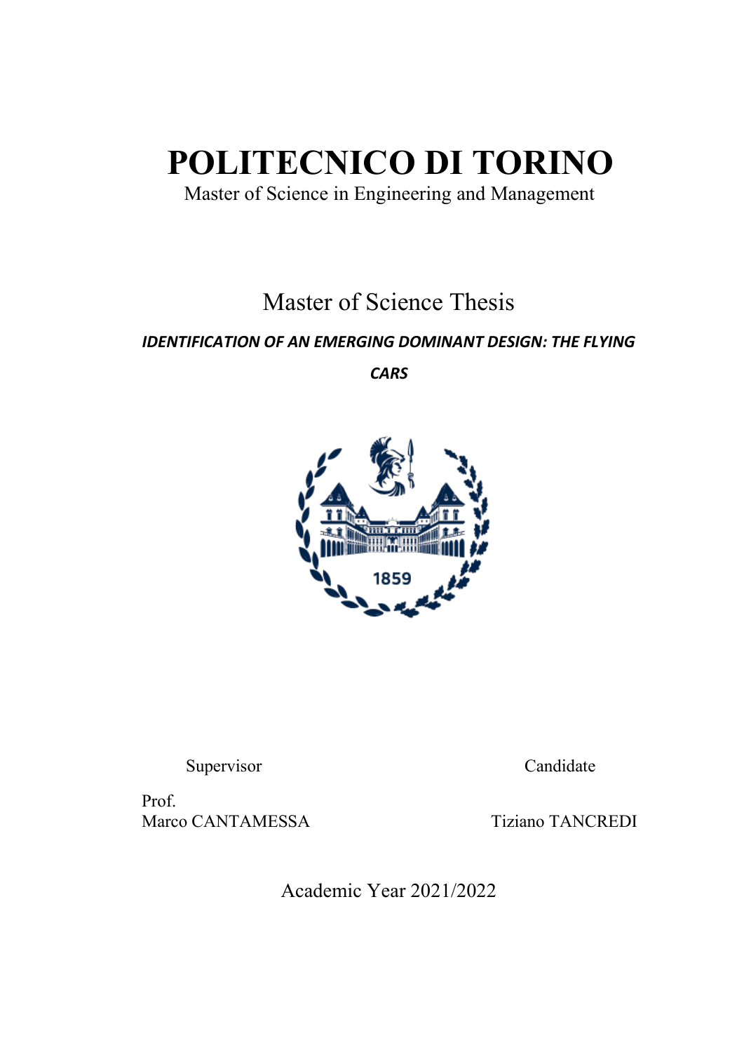# POLITECNICO DI TORINO

Master of Science in Engineering and Management

## Master of Science Thesis

***IDENTIFICATION OF AN EMERGING DOMINANT DESIGN: THE FLYING CARS***

Supervisor

Prof.
Marco CANTAMESSA

Candidate

Tiziano TANCREDI

Academic Year 2021/2022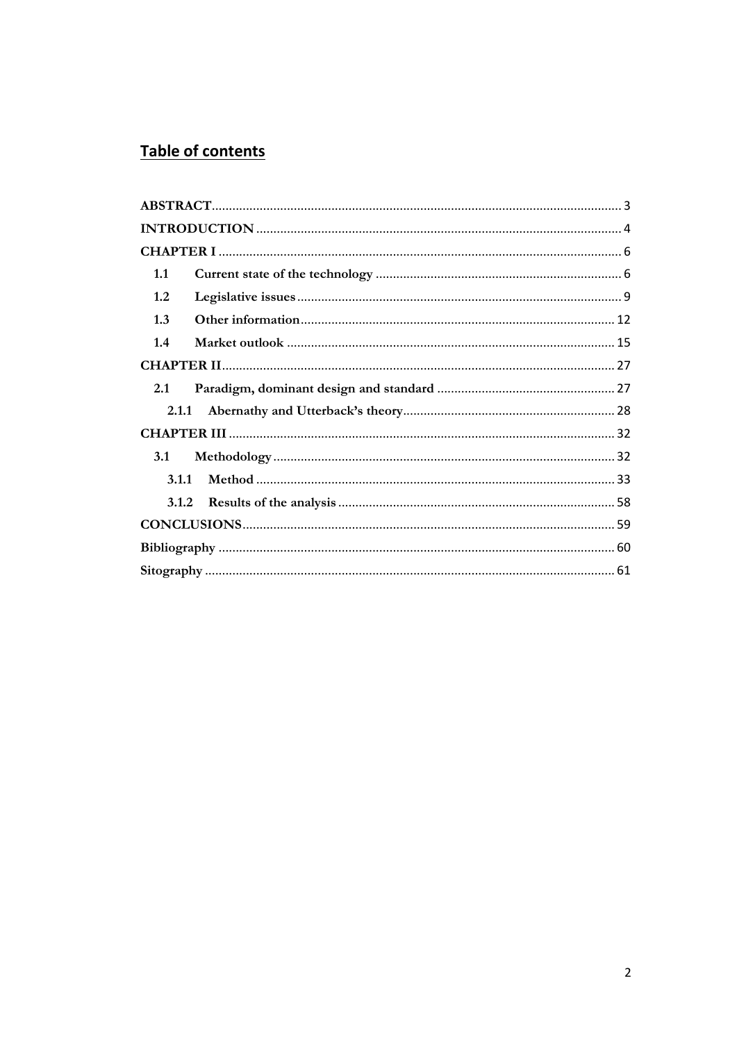## Table of contents

ABSTRACT ........................................................................................................ 3

INTRODUCTION ............................................................................................... 4

CHAPTER I ........................................................................................................ 6

- 1.1 Current state of the technology ....................................................................... 6
- 1.2 Legislative issues ............................................................................................. 9
- 1.3 Other information ........................................................................................... 12
- 1.4 Market outlook ............................................................................................... 15

CHAPTER II ...................................................................................................... 27

- 2.1 Paradigm, dominant design and standard .................................................... 27
  - 2.1.1 Abernathy and Utterback's theory ............................................................ 28

CHAPTER III ..................................................................................................... 32

- 3.1 Methodology ................................................................................................... 32
  - 3.1.1 Method ........................................................................................................ 33
  - 3.1.2 Results of the analysis ................................................................................ 58

CONCLUSIONS .................................................................................................. 59

Bibliography ........................................................................................................ 60

Sitography ........................................................................................................... 61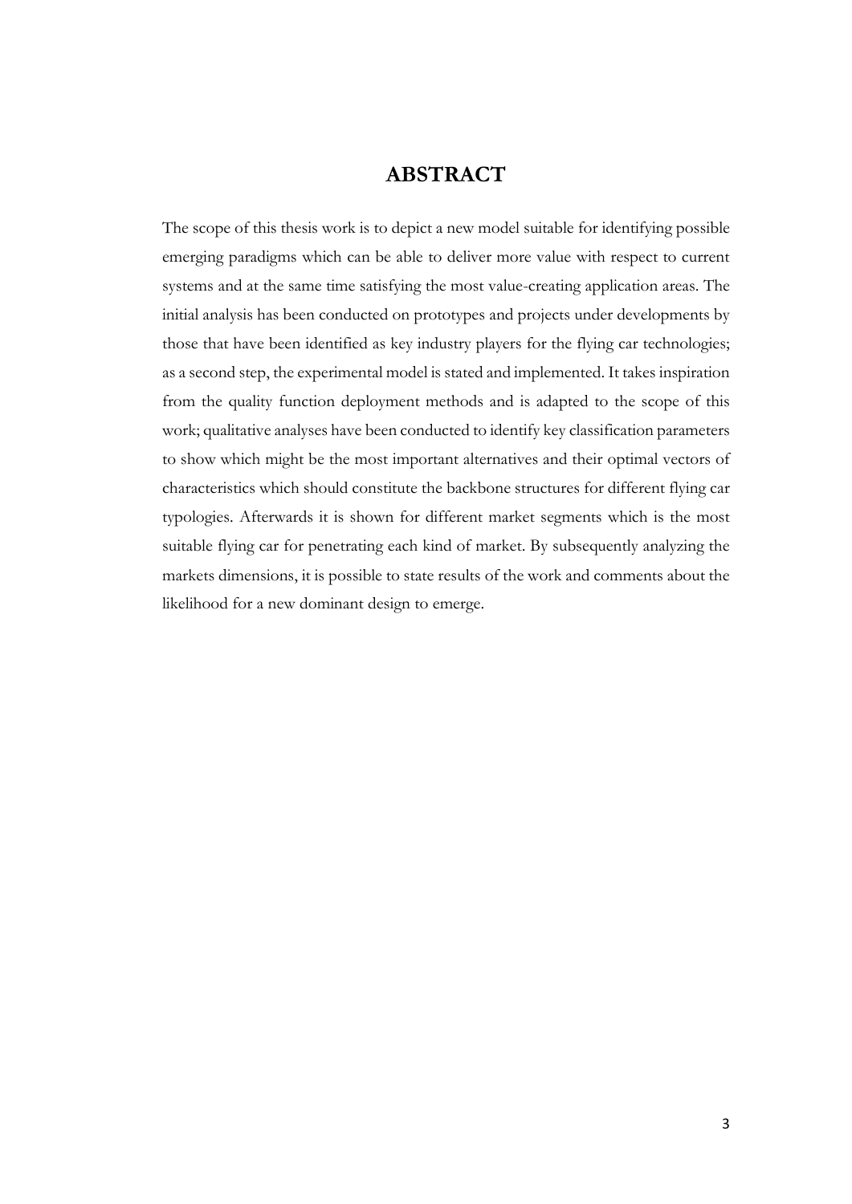# ABSTRACT

The scope of this thesis work is to depict a new model suitable for identifying possible emerging paradigms which can be able to deliver more value with respect to current systems and at the same time satisfying the most value-creating application areas. The initial analysis has been conducted on prototypes and projects under developments by those that have been identified as key industry players for the flying car technologies; as a second step, the experimental model is stated and implemented. It takes inspiration from the quality function deployment methods and is adapted to the scope of this work; qualitative analyses have been conducted to identify key classification parameters to show which might be the most important alternatives and their optimal vectors of characteristics which should constitute the backbone structures for different flying car typologies. Afterwards it is shown for different market segments which is the most suitable flying car for penetrating each kind of market. By subsequently analyzing the markets dimensions, it is possible to state results of the work and comments about the likelihood for a new dominant design to emerge.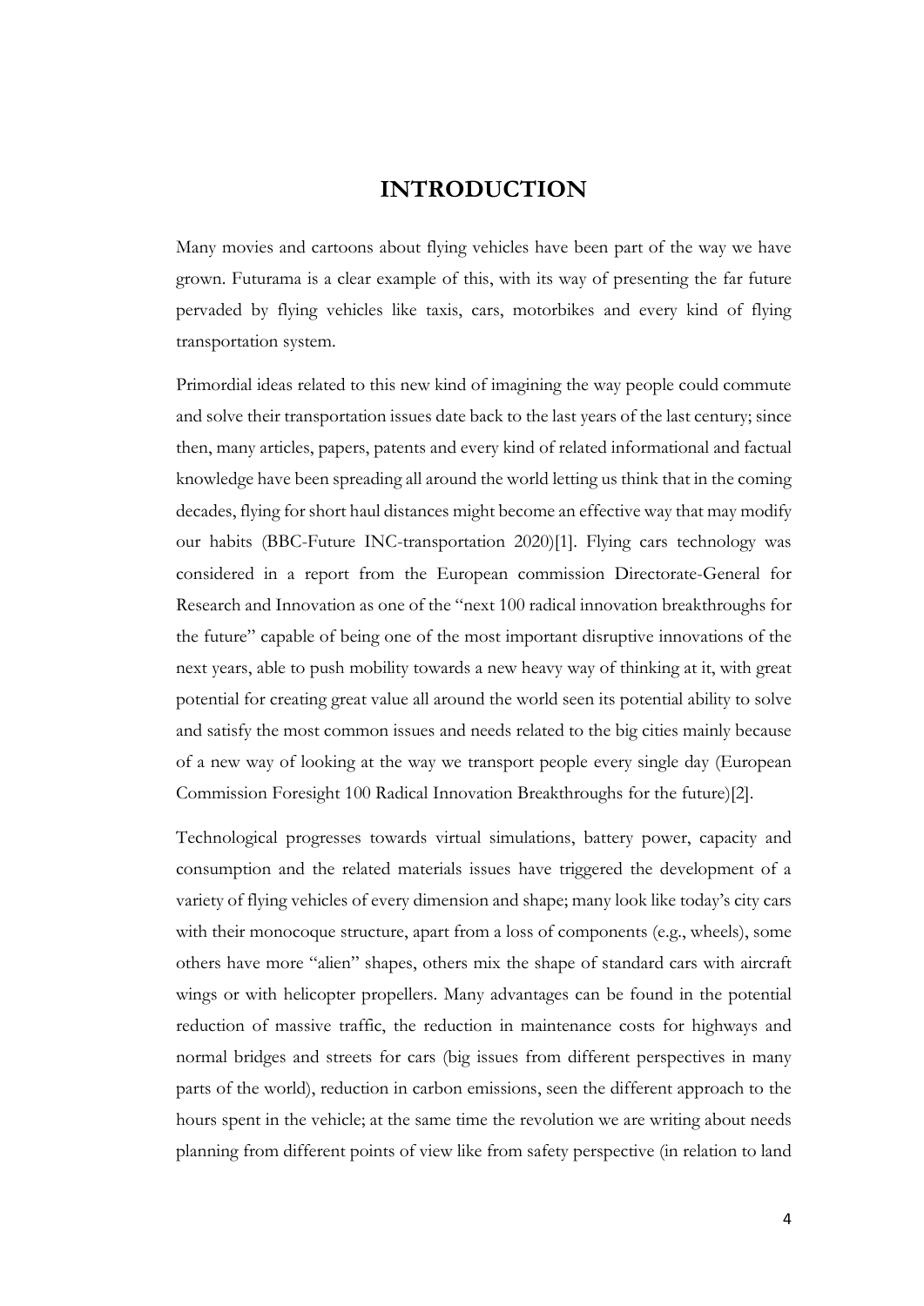# INTRODUCTION

Many movies and cartoons about flying vehicles have been part of the way we have grown. Futurama is a clear example of this, with its way of presenting the far future pervaded by flying vehicles like taxis, cars, motorbikes and every kind of flying transportation system.

Primordial ideas related to this new kind of imagining the way people could commute and solve their transportation issues date back to the last years of the last century; since then, many articles, papers, patents and every kind of related informational and factual knowledge have been spreading all around the world letting us think that in the coming decades, flying for short haul distances might become an effective way that may modify our habits (BBC-Future INC-transportation 2020)[1]. Flying cars technology was considered in a report from the European commission Directorate-General for Research and Innovation as one of the "next 100 radical innovation breakthroughs for the future" capable of being one of the most important disruptive innovations of the next years, able to push mobility towards a new heavy way of thinking at it, with great potential for creating great value all around the world seen its potential ability to solve and satisfy the most common issues and needs related to the big cities mainly because of a new way of looking at the way we transport people every single day (European Commission Foresight 100 Radical Innovation Breakthroughs for the future)[2].

Technological progresses towards virtual simulations, battery power, capacity and consumption and the related materials issues have triggered the development of a variety of flying vehicles of every dimension and shape; many look like today's city cars with their monocoque structure, apart from a loss of components (e.g., wheels), some others have more "alien" shapes, others mix the shape of standard cars with aircraft wings or with helicopter propellers. Many advantages can be found in the potential reduction of massive traffic, the reduction in maintenance costs for highways and normal bridges and streets for cars (big issues from different perspectives in many parts of the world), reduction in carbon emissions, seen the different approach to the hours spent in the vehicle; at the same time the revolution we are writing about needs planning from different points of view like from safety perspective (in relation to land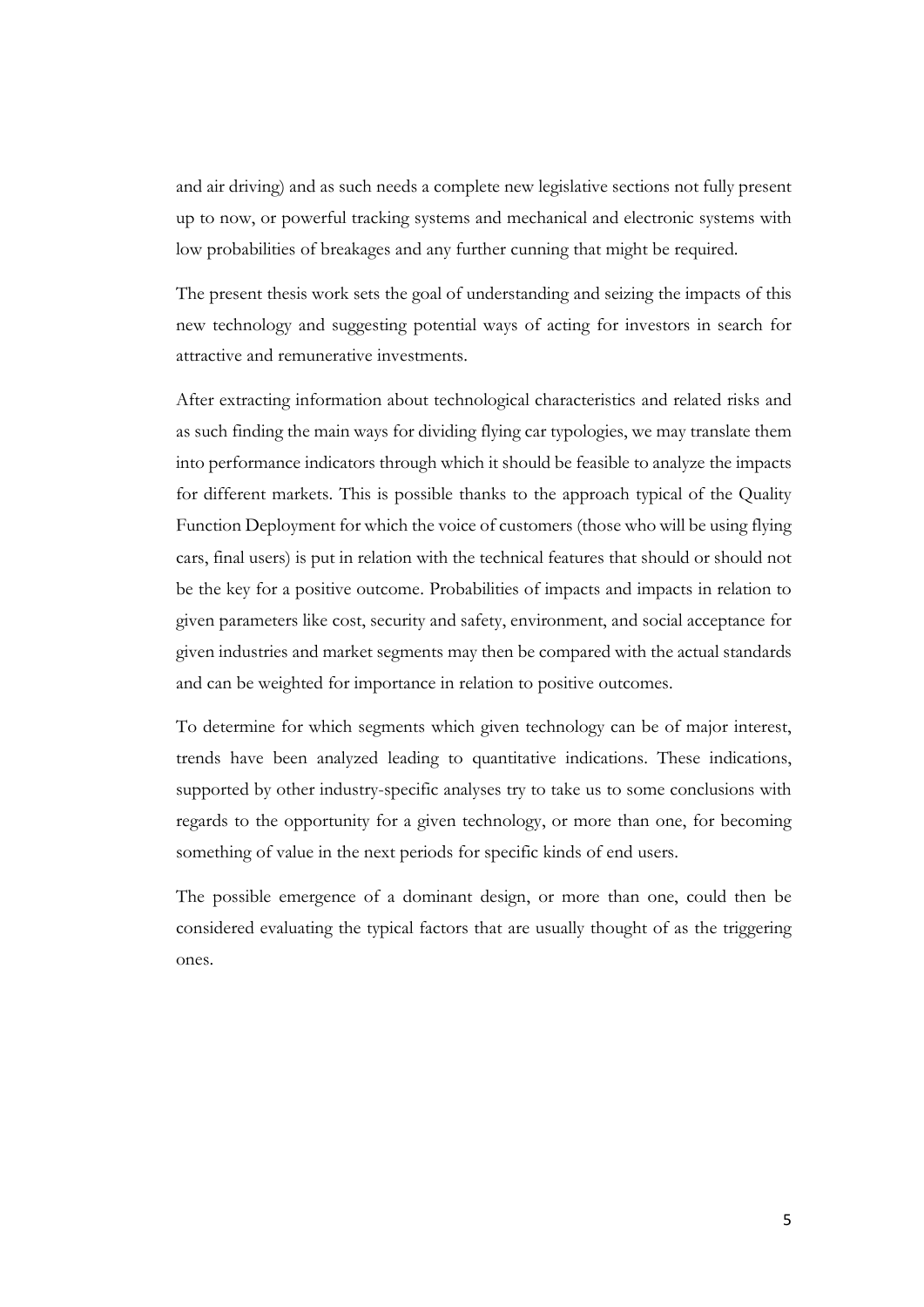and air driving) and as such needs a complete new legislative sections not fully present up to now, or powerful tracking systems and mechanical and electronic systems with low probabilities of breakages and any further cunning that might be required.

The present thesis work sets the goal of understanding and seizing the impacts of this new technology and suggesting potential ways of acting for investors in search for attractive and remunerative investments.

After extracting information about technological characteristics and related risks and as such finding the main ways for dividing flying car typologies, we may translate them into performance indicators through which it should be feasible to analyze the impacts for different markets. This is possible thanks to the approach typical of the Quality Function Deployment for which the voice of customers (those who will be using flying cars, final users) is put in relation with the technical features that should or should not be the key for a positive outcome. Probabilities of impacts and impacts in relation to given parameters like cost, security and safety, environment, and social acceptance for given industries and market segments may then be compared with the actual standards and can be weighted for importance in relation to positive outcomes.

To determine for which segments which given technology can be of major interest, trends have been analyzed leading to quantitative indications. These indications, supported by other industry-specific analyses try to take us to some conclusions with regards to the opportunity for a given technology, or more than one, for becoming something of value in the next periods for specific kinds of end users.

The possible emergence of a dominant design, or more than one, could then be considered evaluating the typical factors that are usually thought of as the triggering ones.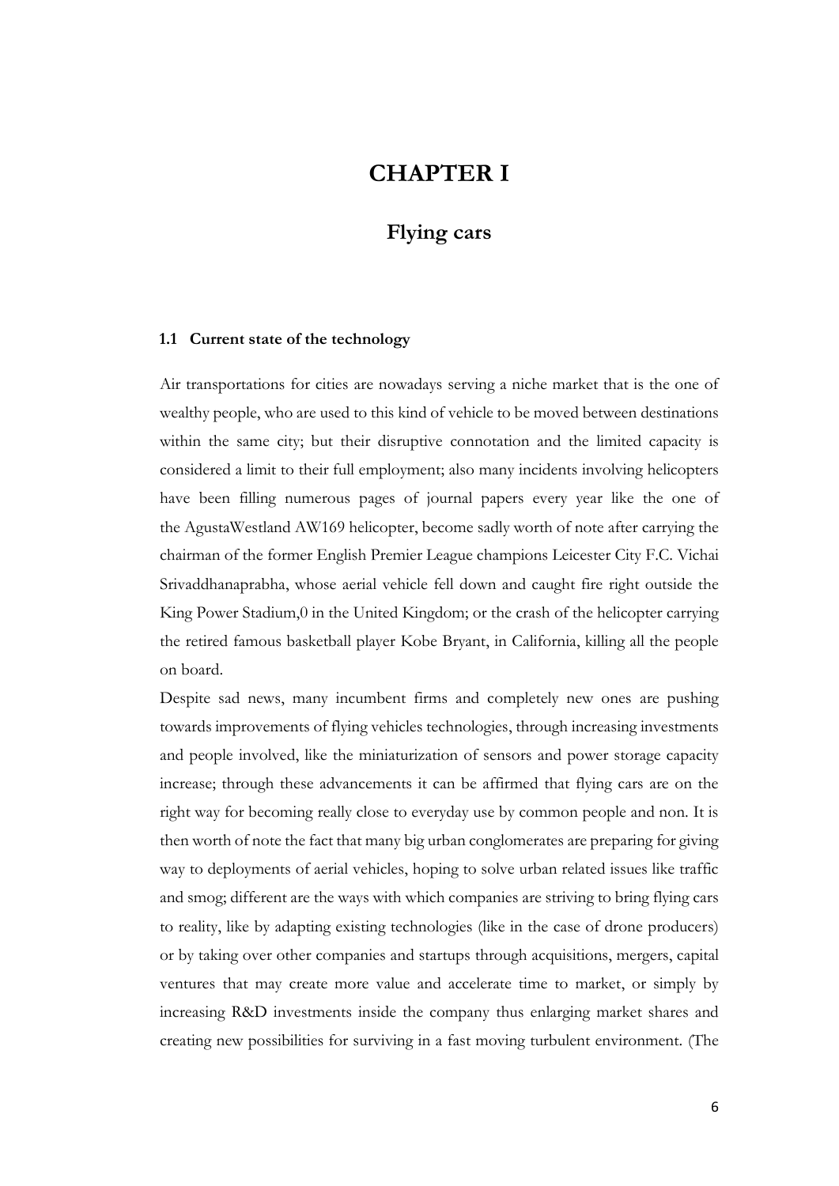# CHAPTER I

## Flying cars

### 1.1 Current state of the technology

Air transportations for cities are nowadays serving a niche market that is the one of wealthy people, who are used to this kind of vehicle to be moved between destinations within the same city; but their disruptive connotation and the limited capacity is considered a limit to their full employment; also many incidents involving helicopters have been filling numerous pages of journal papers every year like the one of the AgustaWestland AW169 helicopter, become sadly worth of note after carrying the chairman of the former English Premier League champions Leicester City F.C. Vichai Srivaddhanaprabha, whose aerial vehicle fell down and caught fire right outside the King Power Stadium,0 in the United Kingdom; or the crash of the helicopter carrying the retired famous basketball player Kobe Bryant, in California, killing all the people on board.

Despite sad news, many incumbent firms and completely new ones are pushing towards improvements of flying vehicles technologies, through increasing investments and people involved, like the miniaturization of sensors and power storage capacity increase; through these advancements it can be affirmed that flying cars are on the right way for becoming really close to everyday use by common people and non. It is then worth of note the fact that many big urban conglomerates are preparing for giving way to deployments of aerial vehicles, hoping to solve urban related issues like traffic and smog; different are the ways with which companies are striving to bring flying cars to reality, like by adapting existing technologies (like in the case of drone producers) or by taking over other companies and startups through acquisitions, mergers, capital ventures that may create more value and accelerate time to market, or simply by increasing R&D investments inside the company thus enlarging market shares and creating new possibilities for surviving in a fast moving turbulent environment. (The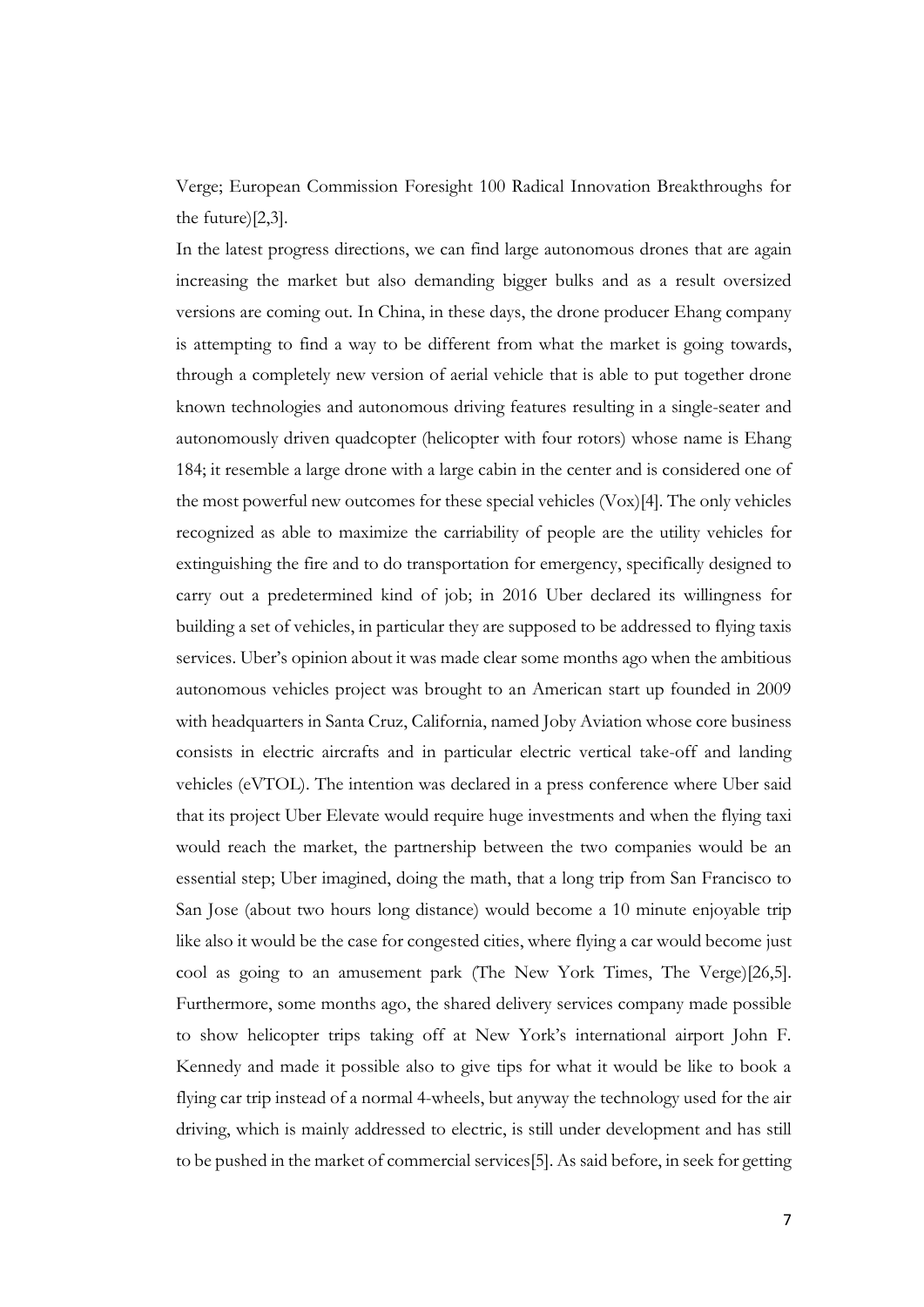Verge; European Commission Foresight 100 Radical Innovation Breakthroughs for the future)[2,3].

In the latest progress directions, we can find large autonomous drones that are again increasing the market but also demanding bigger bulks and as a result oversized versions are coming out. In China, in these days, the drone producer Ehang company is attempting to find a way to be different from what the market is going towards, through a completely new version of aerial vehicle that is able to put together drone known technologies and autonomous driving features resulting in a single-seater and autonomously driven quadcopter (helicopter with four rotors) whose name is Ehang 184; it resemble a large drone with a large cabin in the center and is considered one of the most powerful new outcomes for these special vehicles (Vox)[4]. The only vehicles recognized as able to maximize the carriability of people are the utility vehicles for extinguishing the fire and to do transportation for emergency, specifically designed to carry out a predetermined kind of job; in 2016 Uber declared its willingness for building a set of vehicles, in particular they are supposed to be addressed to flying taxis services. Uber's opinion about it was made clear some months ago when the ambitious autonomous vehicles project was brought to an American start up founded in 2009 with headquarters in Santa Cruz, California, named Joby Aviation whose core business consists in electric aircrafts and in particular electric vertical take-off and landing vehicles (eVTOL). The intention was declared in a press conference where Uber said that its project Uber Elevate would require huge investments and when the flying taxi would reach the market, the partnership between the two companies would be an essential step; Uber imagined, doing the math, that a long trip from San Francisco to San Jose (about two hours long distance) would become a 10 minute enjoyable trip like also it would be the case for congested cities, where flying a car would become just cool as going to an amusement park (The New York Times, The Verge)[26,5]. Furthermore, some months ago, the shared delivery services company made possible to show helicopter trips taking off at New York's international airport John F. Kennedy and made it possible also to give tips for what it would be like to book a flying car trip instead of a normal 4-wheels, but anyway the technology used for the air driving, which is mainly addressed to electric, is still under development and has still to be pushed in the market of commercial services[5]. As said before, in seek for getting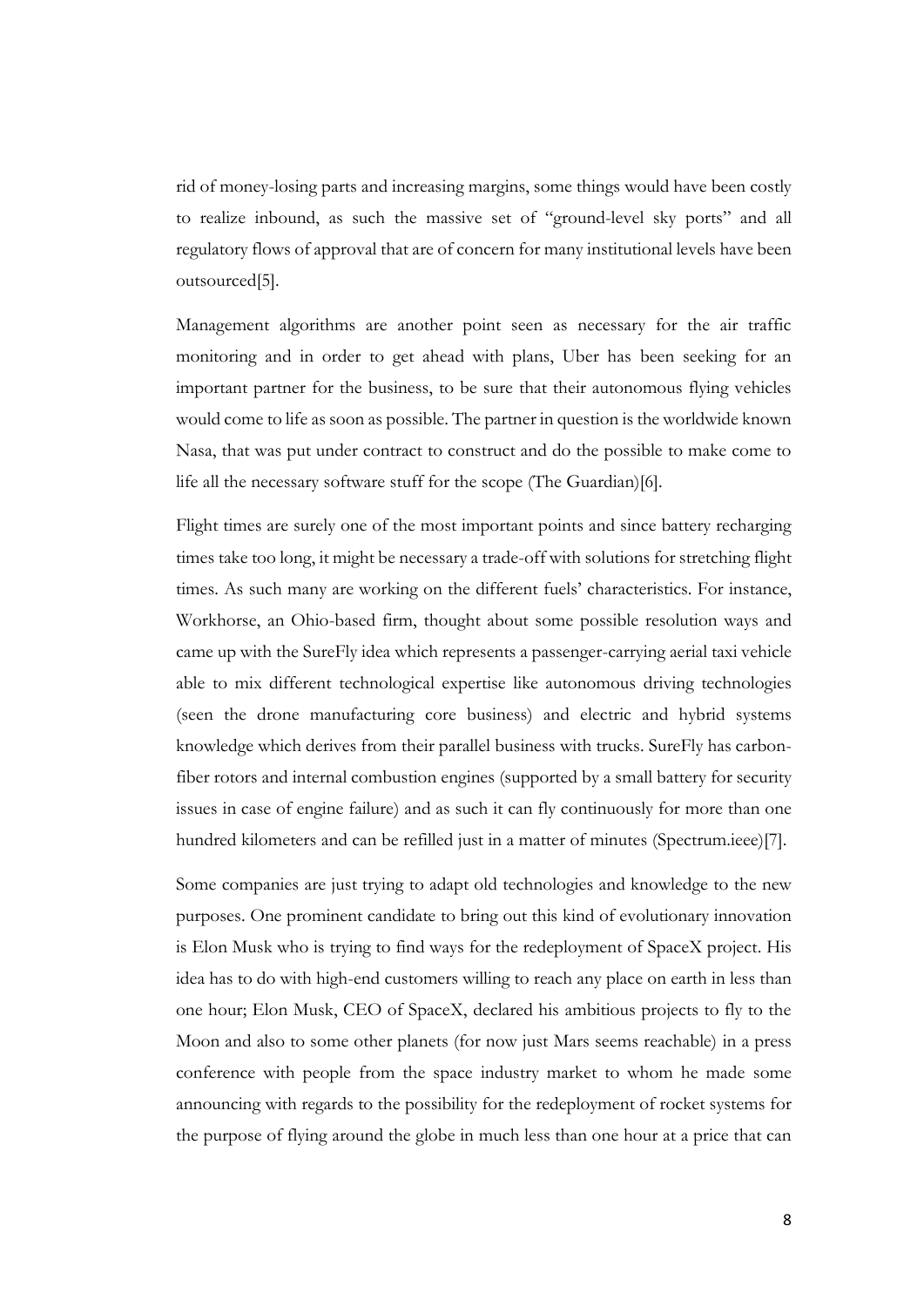rid of money-losing parts and increasing margins, some things would have been costly to realize inbound, as such the massive set of "ground-level sky ports" and all regulatory flows of approval that are of concern for many institutional levels have been outsourced[5].

Management algorithms are another point seen as necessary for the air traffic monitoring and in order to get ahead with plans, Uber has been seeking for an important partner for the business, to be sure that their autonomous flying vehicles would come to life as soon as possible. The partner in question is the worldwide known Nasa, that was put under contract to construct and do the possible to make come to life all the necessary software stuff for the scope (The Guardian)[6].

Flight times are surely one of the most important points and since battery recharging times take too long, it might be necessary a trade-off with solutions for stretching flight times. As such many are working on the different fuels' characteristics. For instance, Workhorse, an Ohio-based firm, thought about some possible resolution ways and came up with the SureFly idea which represents a passenger-carrying aerial taxi vehicle able to mix different technological expertise like autonomous driving technologies (seen the drone manufacturing core business) and electric and hybrid systems knowledge which derives from their parallel business with trucks. SureFly has carbon-fiber rotors and internal combustion engines (supported by a small battery for security issues in case of engine failure) and as such it can fly continuously for more than one hundred kilometers and can be refilled just in a matter of minutes (Spectrum.ieee)[7].

Some companies are just trying to adapt old technologies and knowledge to the new purposes. One prominent candidate to bring out this kind of evolutionary innovation is Elon Musk who is trying to find ways for the redeployment of SpaceX project. His idea has to do with high-end customers willing to reach any place on earth in less than one hour; Elon Musk, CEO of SpaceX, declared his ambitious projects to fly to the Moon and also to some other planets (for now just Mars seems reachable) in a press conference with people from the space industry market to whom he made some announcing with regards to the possibility for the redeployment of rocket systems for the purpose of flying around the globe in much less than one hour at a price that can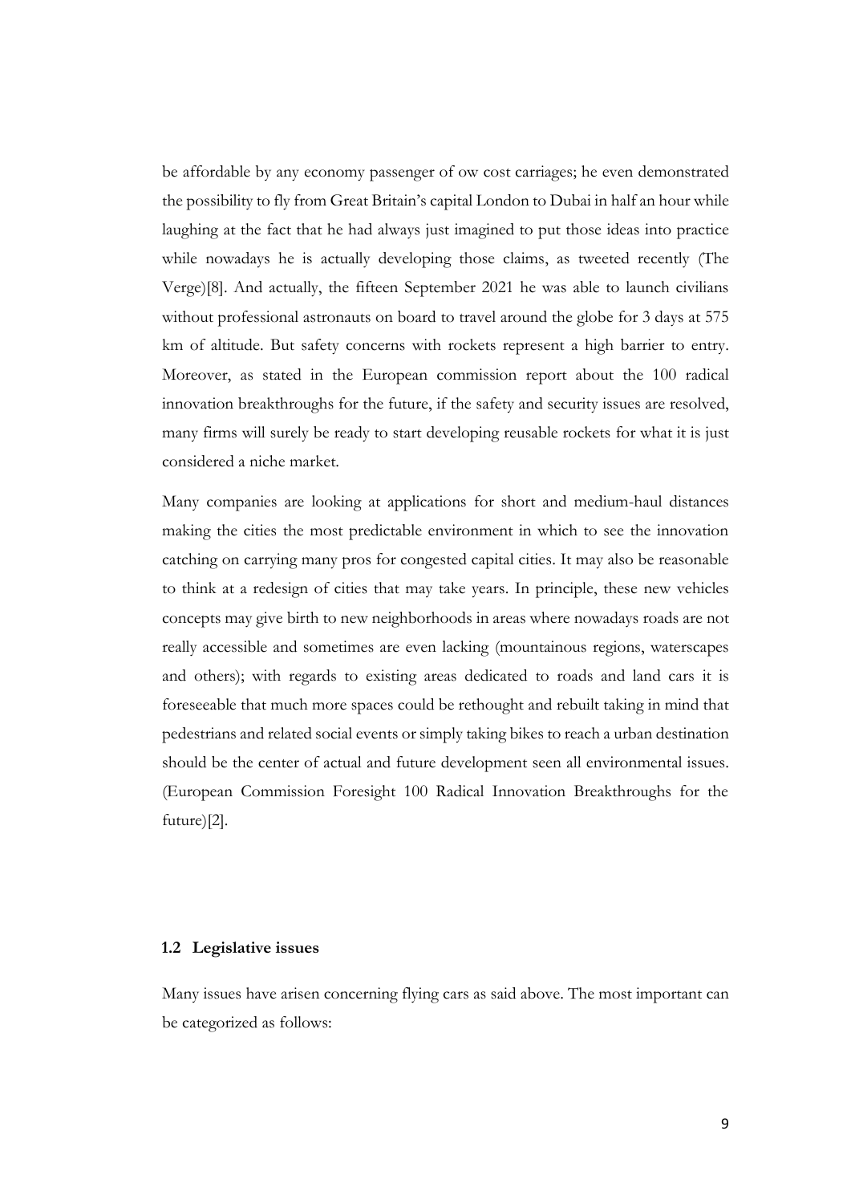be affordable by any economy passenger of ow cost carriages; he even demonstrated the possibility to fly from Great Britain's capital London to Dubai in half an hour while laughing at the fact that he had always just imagined to put those ideas into practice while nowadays he is actually developing those claims, as tweeted recently (The Verge)[8]. And actually, the fifteen September 2021 he was able to launch civilians without professional astronauts on board to travel around the globe for 3 days at 575 km of altitude. But safety concerns with rockets represent a high barrier to entry. Moreover, as stated in the European commission report about the 100 radical innovation breakthroughs for the future, if the safety and security issues are resolved, many firms will surely be ready to start developing reusable rockets for what it is just considered a niche market.

Many companies are looking at applications for short and medium-haul distances making the cities the most predictable environment in which to see the innovation catching on carrying many pros for congested capital cities. It may also be reasonable to think at a redesign of cities that may take years. In principle, these new vehicles concepts may give birth to new neighborhoods in areas where nowadays roads are not really accessible and sometimes are even lacking (mountainous regions, waterscapes and others); with regards to existing areas dedicated to roads and land cars it is foreseeable that much more spaces could be rethought and rebuilt taking in mind that pedestrians and related social events or simply taking bikes to reach a urban destination should be the center of actual and future development seen all environmental issues. (European Commission Foresight 100 Radical Innovation Breakthroughs for the future)[2].

### 1.2 Legislative issues

Many issues have arisen concerning flying cars as said above. The most important can be categorized as follows: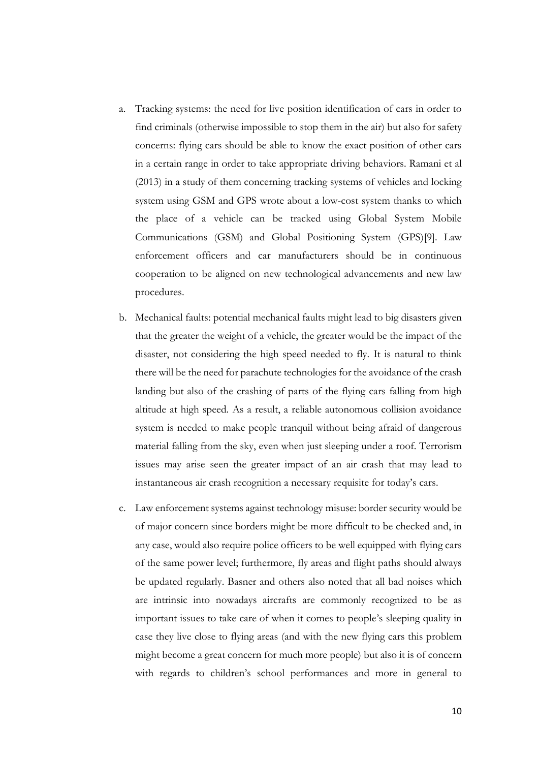a. Tracking systems: the need for live position identification of cars in order to find criminals (otherwise impossible to stop them in the air) but also for safety concerns: flying cars should be able to know the exact position of other cars in a certain range in order to take appropriate driving behaviors. Ramani et al (2013) in a study of them concerning tracking systems of vehicles and locking system using GSM and GPS wrote about a low-cost system thanks to which the place of a vehicle can be tracked using Global System Mobile Communications (GSM) and Global Positioning System (GPS)[9]. Law enforcement officers and car manufacturers should be in continuous cooperation to be aligned on new technological advancements and new law procedures.

b. Mechanical faults: potential mechanical faults might lead to big disasters given that the greater the weight of a vehicle, the greater would be the impact of the disaster, not considering the high speed needed to fly. It is natural to think there will be the need for parachute technologies for the avoidance of the crash landing but also of the crashing of parts of the flying cars falling from high altitude at high speed. As a result, a reliable autonomous collision avoidance system is needed to make people tranquil without being afraid of dangerous material falling from the sky, even when just sleeping under a roof. Terrorism issues may arise seen the greater impact of an air crash that may lead to instantaneous air crash recognition a necessary requisite for today's cars.

c. Law enforcement systems against technology misuse: border security would be of major concern since borders might be more difficult to be checked and, in any case, would also require police officers to be well equipped with flying cars of the same power level; furthermore, fly areas and flight paths should always be updated regularly. Basner and others also noted that all bad noises which are intrinsic into nowadays aircrafts are commonly recognized to be as important issues to take care of when it comes to people's sleeping quality in case they live close to flying areas (and with the new flying cars this problem might become a great concern for much more people) but also it is of concern with regards to children's school performances and more in general to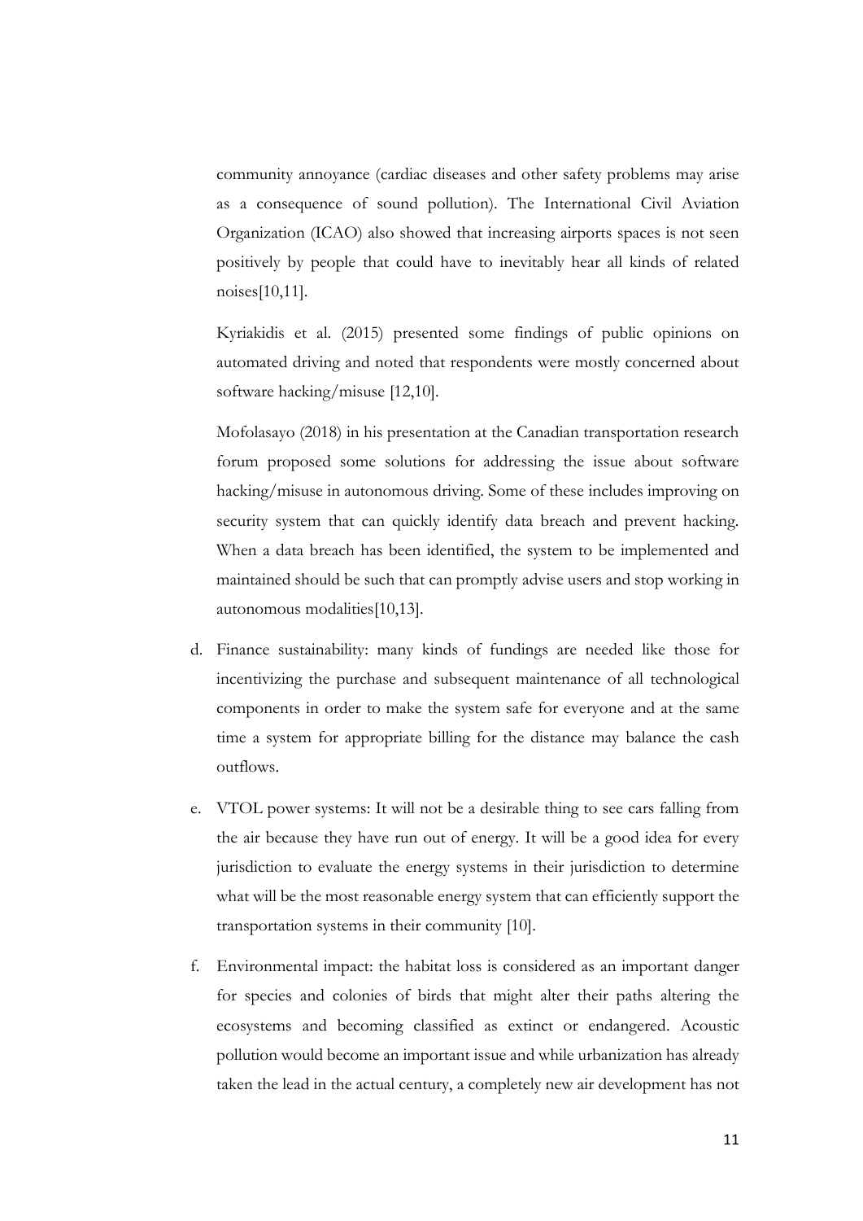community annoyance (cardiac diseases and other safety problems may arise as a consequence of sound pollution). The International Civil Aviation Organization (ICAO) also showed that increasing airports spaces is not seen positively by people that could have to inevitably hear all kinds of related noises[10,11].

Kyriakidis et al. (2015) presented some findings of public opinions on automated driving and noted that respondents were mostly concerned about software hacking/misuse [12,10].

Mofolasayo (2018) in his presentation at the Canadian transportation research forum proposed some solutions for addressing the issue about software hacking/misuse in autonomous driving. Some of these includes improving on security system that can quickly identify data breach and prevent hacking. When a data breach has been identified, the system to be implemented and maintained should be such that can promptly advise users and stop working in autonomous modalities[10,13].

d. Finance sustainability: many kinds of fundings are needed like those for incentivizing the purchase and subsequent maintenance of all technological components in order to make the system safe for everyone and at the same time a system for appropriate billing for the distance may balance the cash outflows.

e. VTOL power systems: It will not be a desirable thing to see cars falling from the air because they have run out of energy. It will be a good idea for every jurisdiction to evaluate the energy systems in their jurisdiction to determine what will be the most reasonable energy system that can efficiently support the transportation systems in their community [10].

f. Environmental impact: the habitat loss is considered as an important danger for species and colonies of birds that might alter their paths altering the ecosystems and becoming classified as extinct or endangered. Acoustic pollution would become an important issue and while urbanization has already taken the lead in the actual century, a completely new air development has not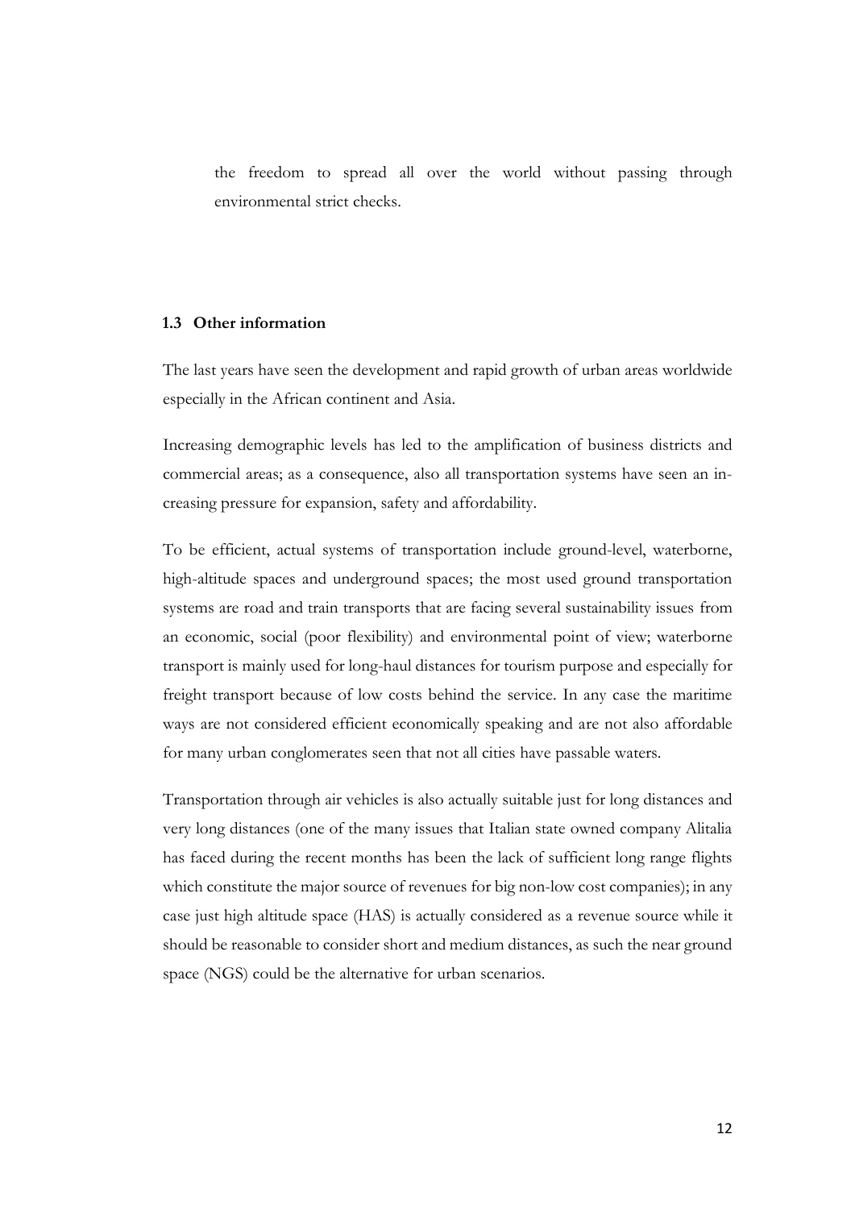the freedom to spread all over the world without passing through environmental strict checks.

### 1.3 Other information

The last years have seen the development and rapid growth of urban areas worldwide especially in the African continent and Asia.

Increasing demographic levels has led to the amplification of business districts and commercial areas; as a consequence, also all transportation systems have seen an increasing pressure for expansion, safety and affordability.

To be efficient, actual systems of transportation include ground-level, waterborne, high-altitude spaces and underground spaces; the most used ground transportation systems are road and train transports that are facing several sustainability issues from an economic, social (poor flexibility) and environmental point of view; waterborne transport is mainly used for long-haul distances for tourism purpose and especially for freight transport because of low costs behind the service. In any case the maritime ways are not considered efficient economically speaking and are not also affordable for many urban conglomerates seen that not all cities have passable waters.

Transportation through air vehicles is also actually suitable just for long distances and very long distances (one of the many issues that Italian state owned company Alitalia has faced during the recent months has been the lack of sufficient long range flights which constitute the major source of revenues for big non-low cost companies); in any case just high altitude space (HAS) is actually considered as a revenue source while it should be reasonable to consider short and medium distances, as such the near ground space (NGS) could be the alternative for urban scenarios.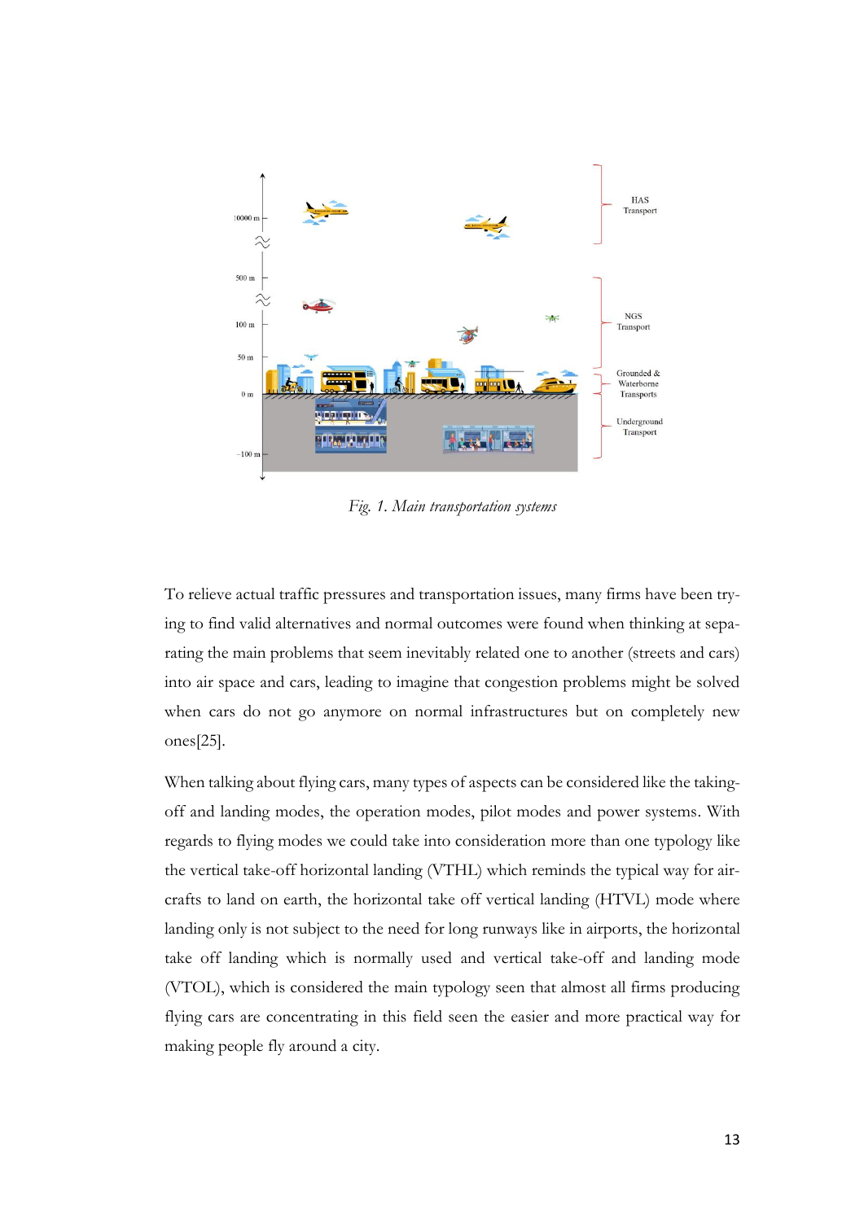*Fig. 1. Main transportation systems*

To relieve actual traffic pressures and transportation issues, many firms have been trying to find valid alternatives and normal outcomes were found when thinking at separating the main problems that seem inevitably related one to another (streets and cars) into air space and cars, leading to imagine that congestion problems might be solved when cars do not go anymore on normal infrastructures but on completely new ones[25].

When talking about flying cars, many types of aspects can be considered like the taking-off and landing modes, the operation modes, pilot modes and power systems. With regards to flying modes we could take into consideration more than one typology like the vertical take-off horizontal landing (VTHL) which reminds the typical way for aircrafts to land on earth, the horizontal take off vertical landing (HTVL) mode where landing only is not subject to the need for long runways like in airports, the horizontal take off landing which is normally used and vertical take-off and landing mode (VTOL), which is considered the main typology seen that almost all firms producing flying cars are concentrating in this field seen the easier and more practical way for making people fly around a city.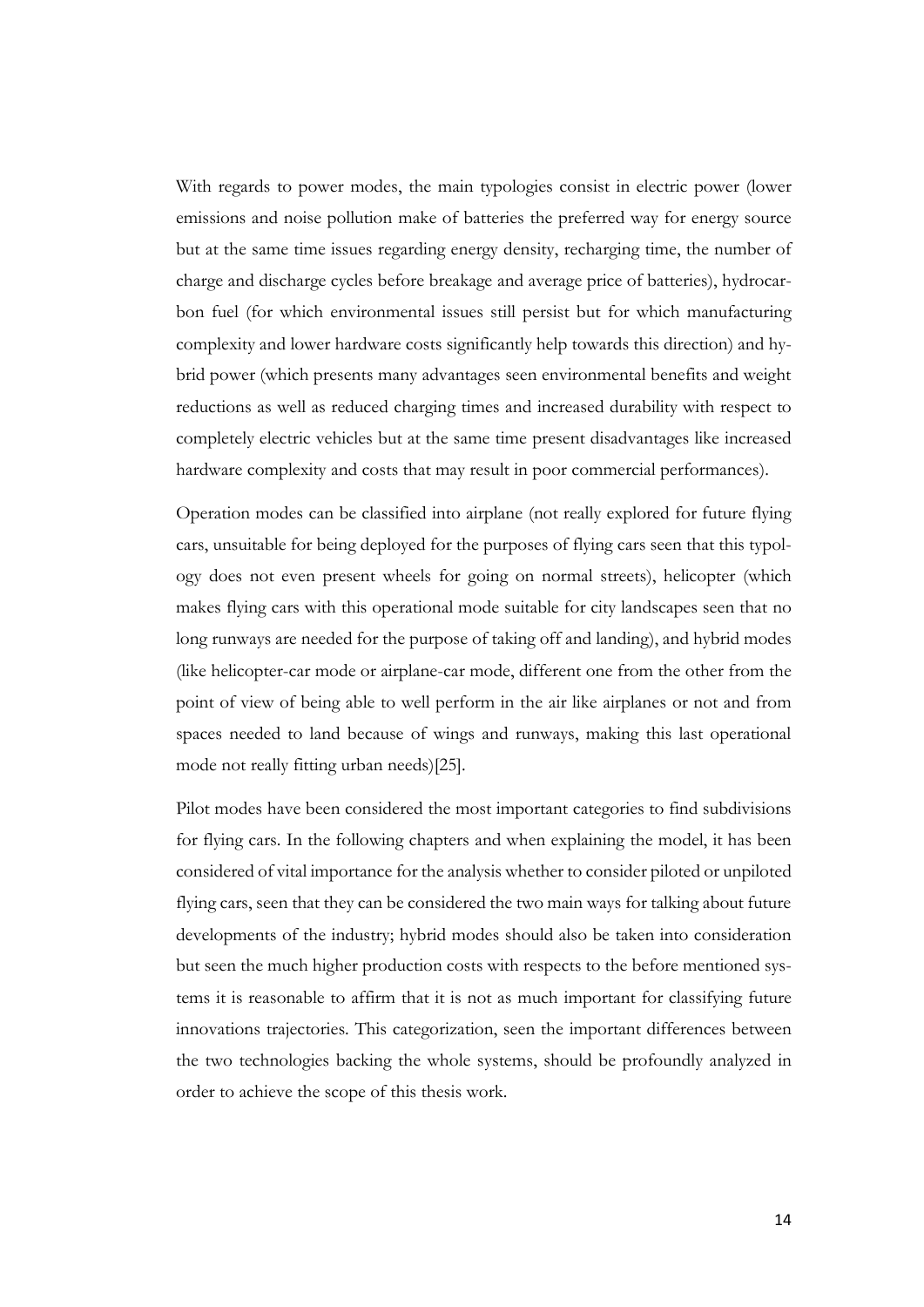With regards to power modes, the main typologies consist in electric power (lower emissions and noise pollution make of batteries the preferred way for energy source but at the same time issues regarding energy density, recharging time, the number of charge and discharge cycles before breakage and average price of batteries), hydrocarbon fuel (for which environmental issues still persist but for which manufacturing complexity and lower hardware costs significantly help towards this direction) and hybrid power (which presents many advantages seen environmental benefits and weight reductions as well as reduced charging times and increased durability with respect to completely electric vehicles but at the same time present disadvantages like increased hardware complexity and costs that may result in poor commercial performances).

Operation modes can be classified into airplane (not really explored for future flying cars, unsuitable for being deployed for the purposes of flying cars seen that this typology does not even present wheels for going on normal streets), helicopter (which makes flying cars with this operational mode suitable for city landscapes seen that no long runways are needed for the purpose of taking off and landing), and hybrid modes (like helicopter-car mode or airplane-car mode, different one from the other from the point of view of being able to well perform in the air like airplanes or not and from spaces needed to land because of wings and runways, making this last operational mode not really fitting urban needs)[25].

Pilot modes have been considered the most important categories to find subdivisions for flying cars. In the following chapters and when explaining the model, it has been considered of vital importance for the analysis whether to consider piloted or unpiloted flying cars, seen that they can be considered the two main ways for talking about future developments of the industry; hybrid modes should also be taken into consideration but seen the much higher production costs with respects to the before mentioned systems it is reasonable to affirm that it is not as much important for classifying future innovations trajectories. This categorization, seen the important differences between the two technologies backing the whole systems, should be profoundly analyzed in order to achieve the scope of this thesis work.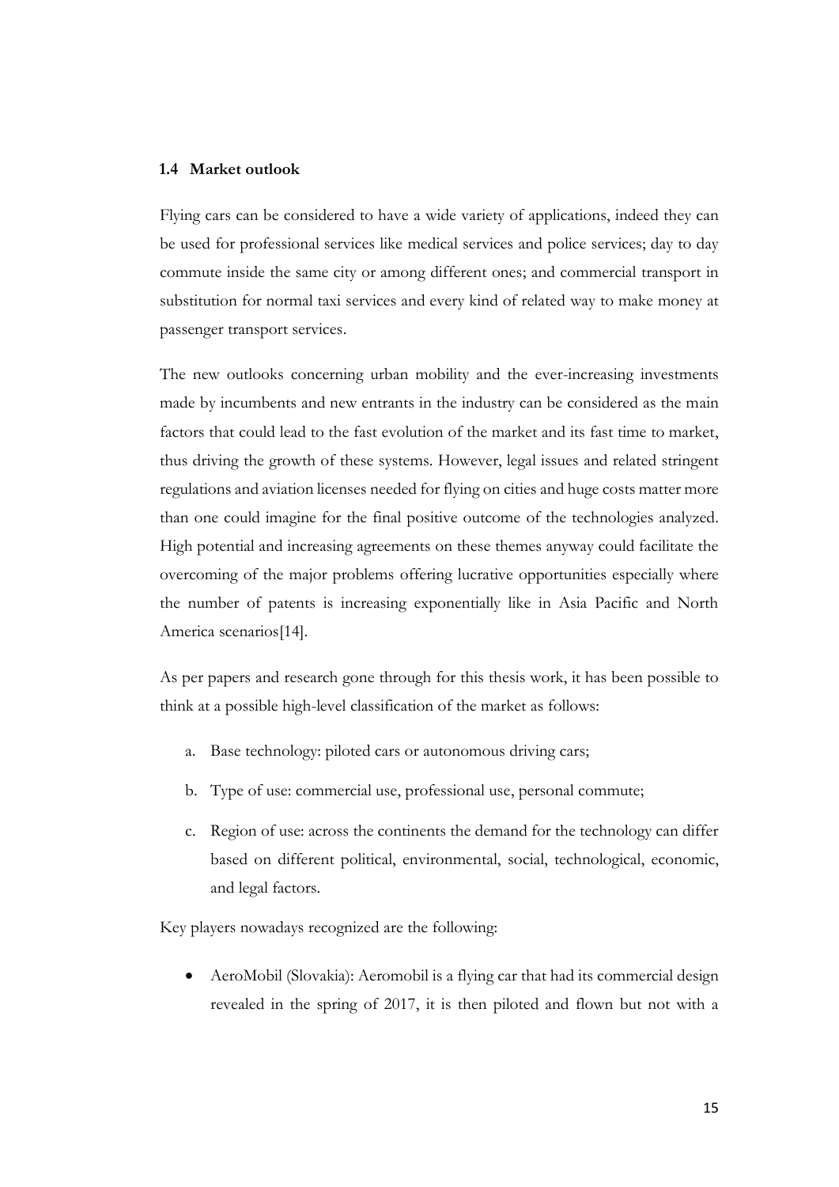### 1.4 Market outlook

Flying cars can be considered to have a wide variety of applications, indeed they can be used for professional services like medical services and police services; day to day commute inside the same city or among different ones; and commercial transport in substitution for normal taxi services and every kind of related way to make money at passenger transport services.

The new outlooks concerning urban mobility and the ever-increasing investments made by incumbents and new entrants in the industry can be considered as the main factors that could lead to the fast evolution of the market and its fast time to market, thus driving the growth of these systems. However, legal issues and related stringent regulations and aviation licenses needed for flying on cities and huge costs matter more than one could imagine for the final positive outcome of the technologies analyzed. High potential and increasing agreements on these themes anyway could facilitate the overcoming of the major problems offering lucrative opportunities especially where the number of patents is increasing exponentially like in Asia Pacific and North America scenarios[14].

As per papers and research gone through for this thesis work, it has been possible to think at a possible high-level classification of the market as follows:

a. Base technology: piloted cars or autonomous driving cars;
b. Type of use: commercial use, professional use, personal commute;
c. Region of use: across the continents the demand for the technology can differ based on different political, environmental, social, technological, economic, and legal factors.

Key players nowadays recognized are the following:

- AeroMobil (Slovakia): Aeromobil is a flying car that had its commercial design revealed in the spring of 2017, it is then piloted and flown but not with a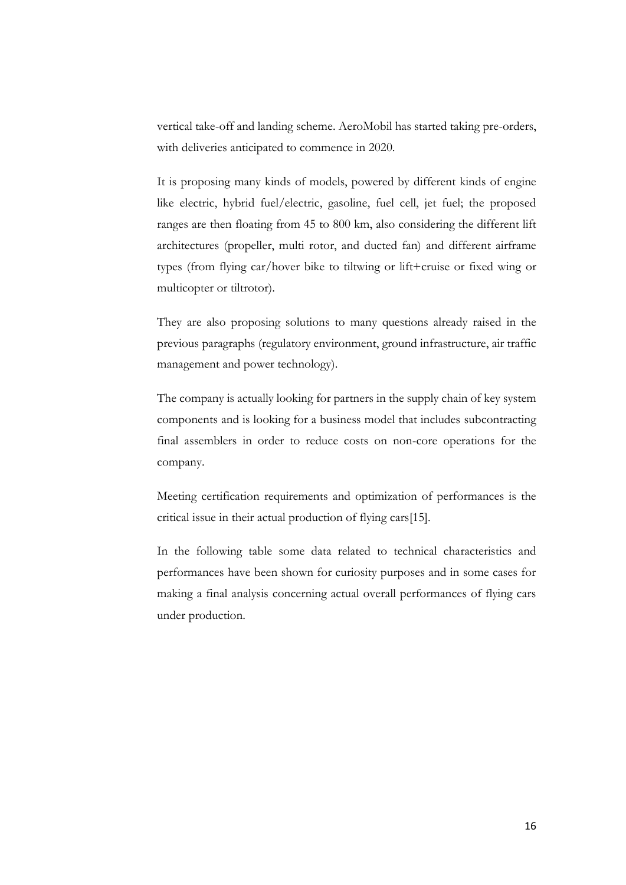vertical take-off and landing scheme. AeroMobil has started taking pre-orders, with deliveries anticipated to commence in 2020.

It is proposing many kinds of models, powered by different kinds of engine like electric, hybrid fuel/electric, gasoline, fuel cell, jet fuel; the proposed ranges are then floating from 45 to 800 km, also considering the different lift architectures (propeller, multi rotor, and ducted fan) and different airframe types (from flying car/hover bike to tiltwing or lift+cruise or fixed wing or multicopter or tiltrotor).

They are also proposing solutions to many questions already raised in the previous paragraphs (regulatory environment, ground infrastructure, air traffic management and power technology).

The company is actually looking for partners in the supply chain of key system components and is looking for a business model that includes subcontracting final assemblers in order to reduce costs on non-core operations for the company.

Meeting certification requirements and optimization of performances is the critical issue in their actual production of flying cars[15].

In the following table some data related to technical characteristics and performances have been shown for curiosity purposes and in some cases for making a final analysis concerning actual overall performances of flying cars under production.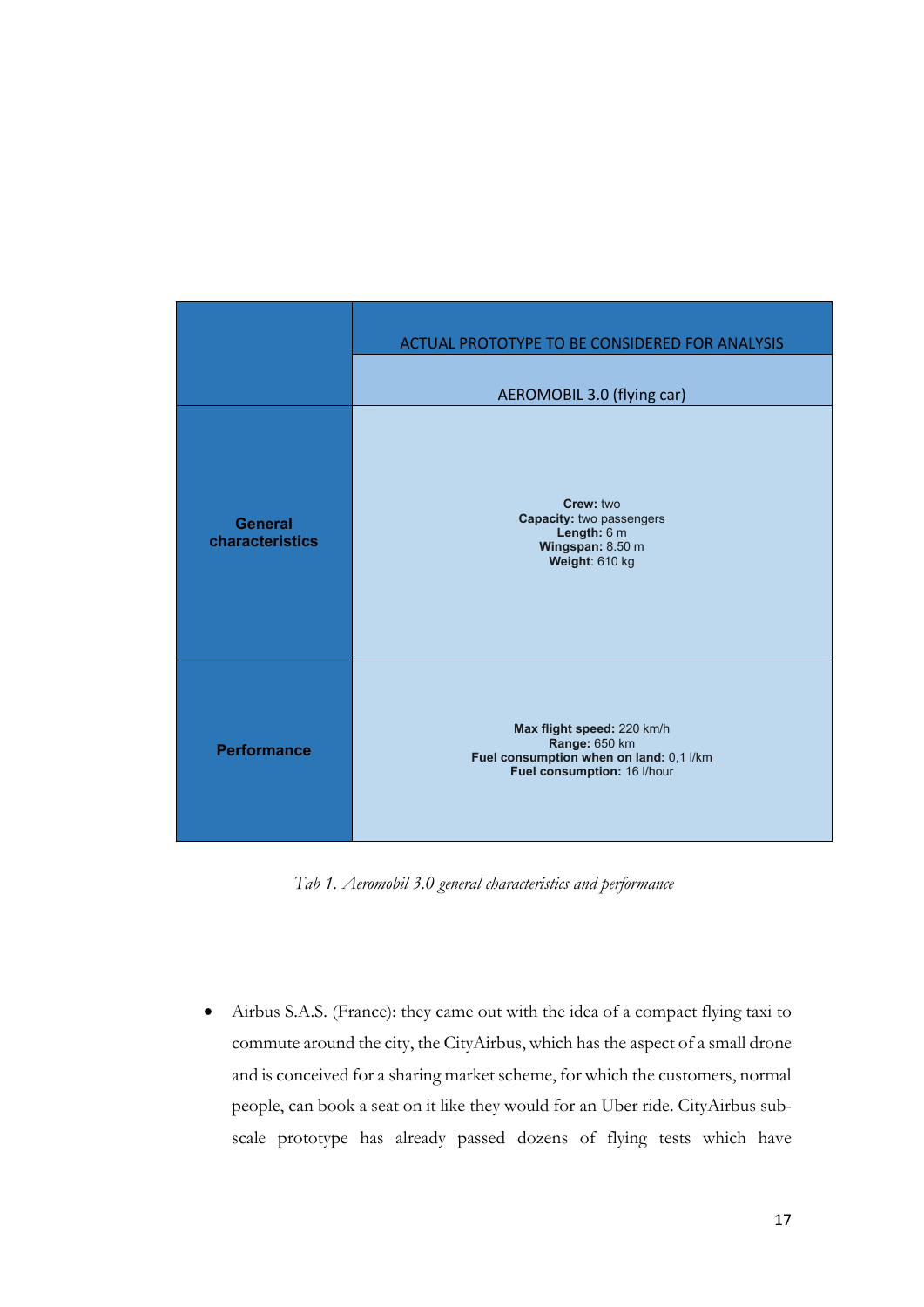| | ACTUAL PROTOTYPE TO BE CONSIDERED FOR ANALYSIS |
|---|---|
| | AEROMOBIL 3.0 (flying car) |
| **General characteristics** | **Crew:** two<br>**Capacity:** two passengers<br>**Length:** 6 m<br>**Wingspan:** 8.50 m<br>**Weight**: 610 kg |
| **Performance** | **Max flight speed:** 220 km/h<br>**Range:** 650 km<br>**Fuel consumption when on land:** 0,1 l/km<br>**Fuel consumption:** 16 l/hour |

*Tab 1. Aeromobil 3.0 general characteristics and performance*

- Airbus S.A.S. (France): they came out with the idea of a compact flying taxi to commute around the city, the CityAirbus, which has the aspect of a small drone and is conceived for a sharing market scheme, for which the customers, normal people, can book a seat on it like they would for an Uber ride. CityAirbus sub-scale prototype has already passed dozens of flying tests which have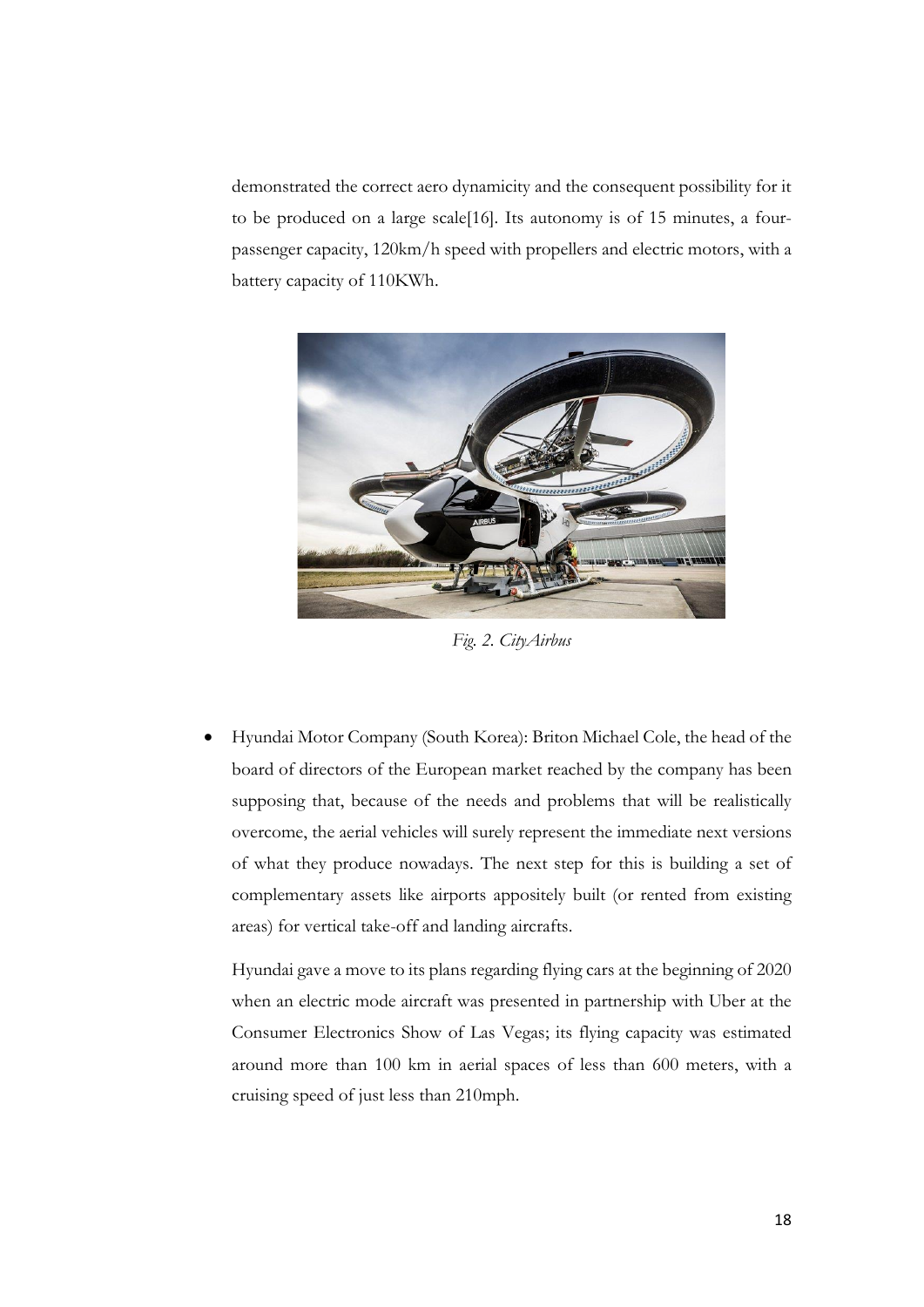demonstrated the correct aero dynamicity and the consequent possibility for it to be produced on a large scale[16]. Its autonomy is of 15 minutes, a four-passenger capacity, 120km/h speed with propellers and electric motors, with a battery capacity of 110KWh.

*Fig. 2. CityAirbus*

- Hyundai Motor Company (South Korea): Briton Michael Cole, the head of the board of directors of the European market reached by the company has been supposing that, because of the needs and problems that will be realistically overcome, the aerial vehicles will surely represent the immediate next versions of what they produce nowadays. The next step for this is building a set of complementary assets like airports appositely built (or rented from existing areas) for vertical take-off and landing aircrafts.

  Hyundai gave a move to its plans regarding flying cars at the beginning of 2020 when an electric mode aircraft was presented in partnership with Uber at the Consumer Electronics Show of Las Vegas; its flying capacity was estimated around more than 100 km in aerial spaces of less than 600 meters, with a cruising speed of just less than 210mph.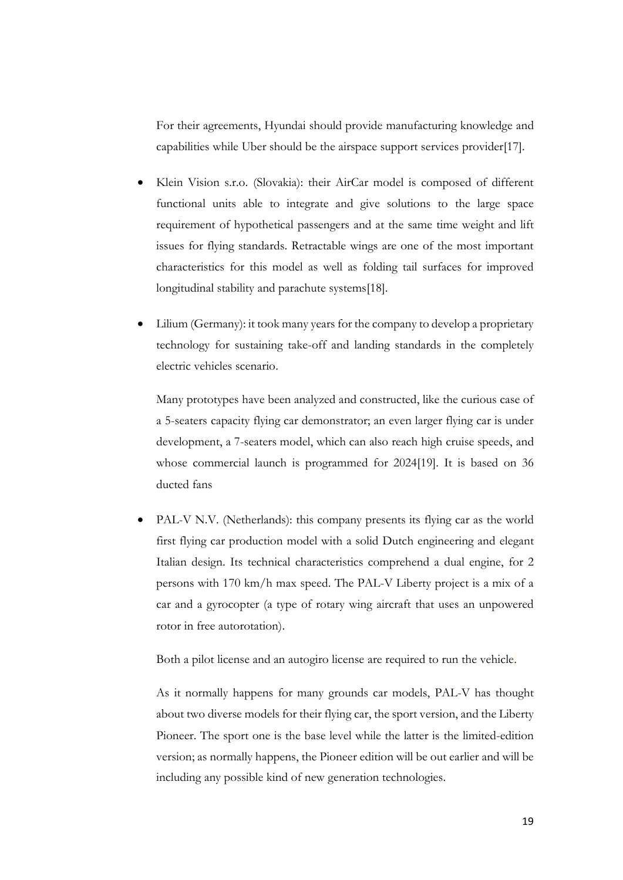For their agreements, Hyundai should provide manufacturing knowledge and capabilities while Uber should be the airspace support services provider[17].

- Klein Vision s.r.o. (Slovakia): their AirCar model is composed of different functional units able to integrate and give solutions to the large space requirement of hypothetical passengers and at the same time weight and lift issues for flying standards. Retractable wings are one of the most important characteristics for this model as well as folding tail surfaces for improved longitudinal stability and parachute systems[18].

- Lilium (Germany): it took many years for the company to develop a proprietary technology for sustaining take-off and landing standards in the completely electric vehicles scenario.

  Many prototypes have been analyzed and constructed, like the curious case of a 5-seaters capacity flying car demonstrator; an even larger flying car is under development, a 7-seaters model, which can also reach high cruise speeds, and whose commercial launch is programmed for 2024[19]. It is based on 36 ducted fans

- PAL-V N.V. (Netherlands): this company presents its flying car as the world first flying car production model with a solid Dutch engineering and elegant Italian design. Its technical characteristics comprehend a dual engine, for 2 persons with 170 km/h max speed. The PAL-V Liberty project is a mix of a car and a gyrocopter (a type of rotary wing aircraft that uses an unpowered rotor in free autorotation).

  Both a pilot license and an autogiro license are required to run the vehicle.

  As it normally happens for many grounds car models, PAL-V has thought about two diverse models for their flying car, the sport version, and the Liberty Pioneer. The sport one is the base level while the latter is the limited-edition version; as normally happens, the Pioneer edition will be out earlier and will be including any possible kind of new generation technologies.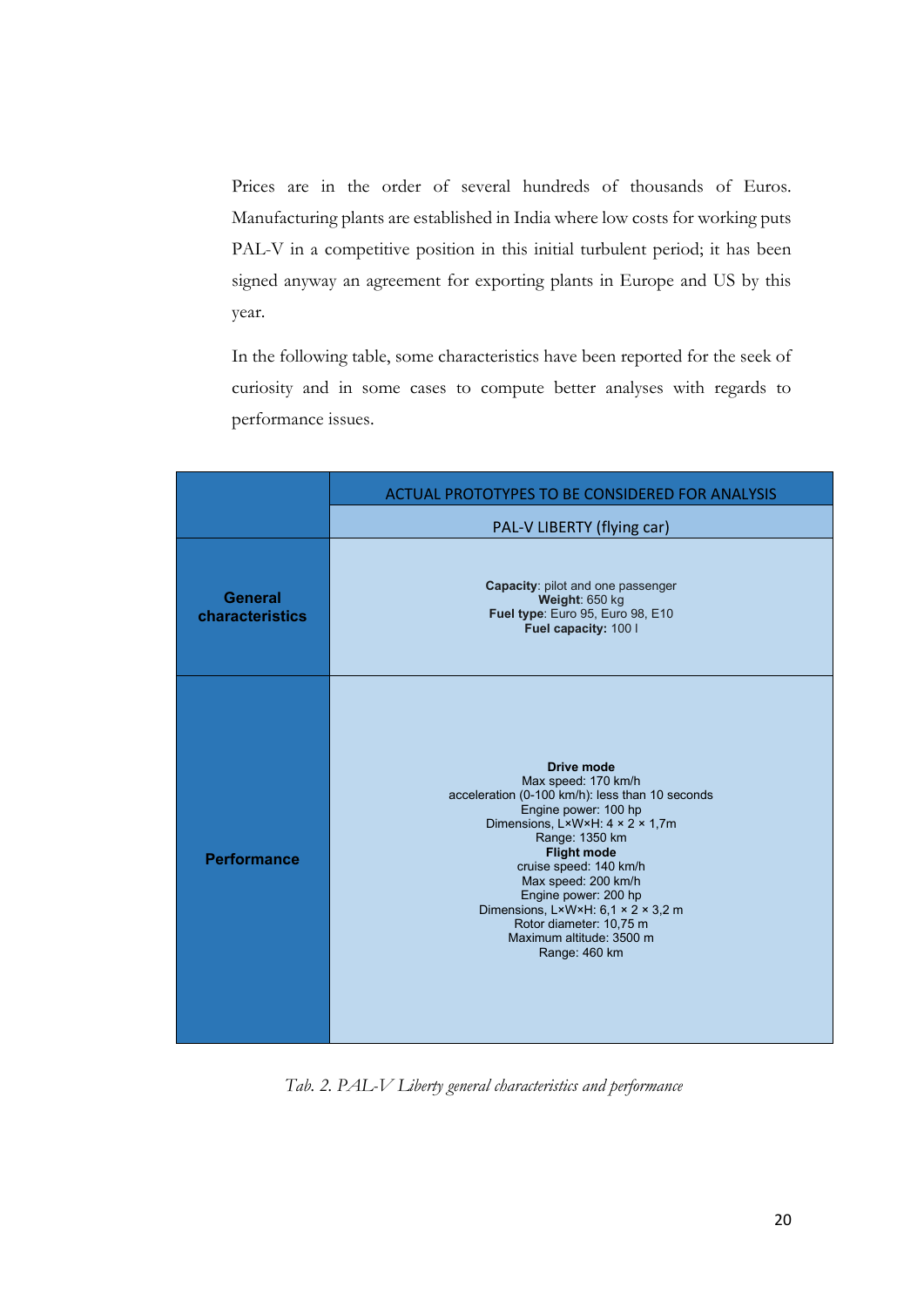Prices are in the order of several hundreds of thousands of Euros. Manufacturing plants are established in India where low costs for working puts PAL-V in a competitive position in this initial turbulent period; it has been signed anyway an agreement for exporting plants in Europe and US by this year.

In the following table, some characteristics have been reported for the seek of curiosity and in some cases to compute better analyses with regards to performance issues.

| | ACTUAL PROTOTYPES TO BE CONSIDERED FOR ANALYSIS |
|---|---|
| | PAL-V LIBERTY (flying car) |
| **General characteristics** | **Capacity**: pilot and one passenger<br>**Weight**: 650 kg<br>**Fuel type**: Euro 95, Euro 98, E10<br>**Fuel capacity:** 100 l |
| **Performance** | **Drive mode**<br>Max speed: 170 km/h<br>acceleration (0-100 km/h): less than 10 seconds<br>Engine power: 100 hp<br>Dimensions, L×W×H: 4 × 2 × 1,7m<br>Range: 1350 km<br>**Flight mode**<br>cruise speed: 140 km/h<br>Max speed: 200 km/h<br>Engine power: 200 hp<br>Dimensions, L×W×H: 6,1 × 2 × 3,2 m<br>Rotor diameter: 10,75 m<br>Maximum altitude: 3500 m<br>Range: 460 km |

*Tab. 2. PAL-V Liberty general characteristics and performance*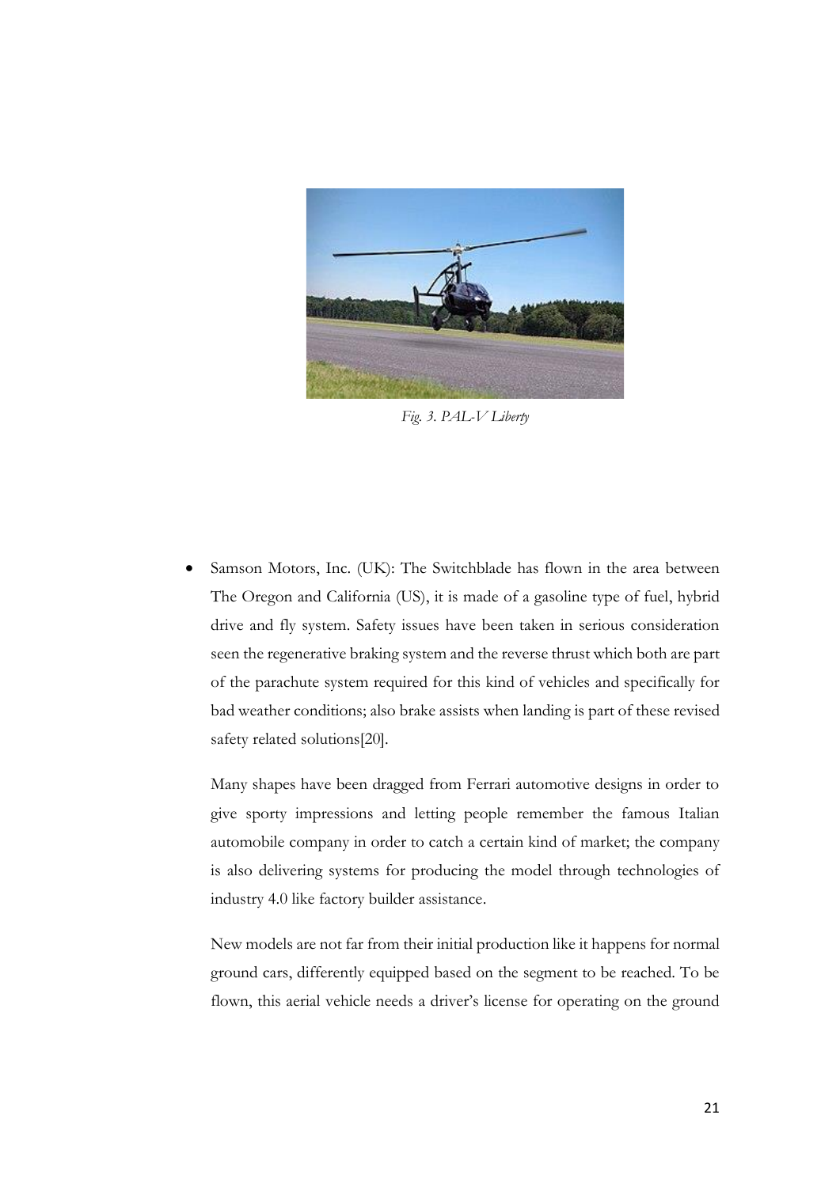*Fig. 3. PAL-V Liberty*

- Samson Motors, Inc. (UK): The Switchblade has flown in the area between The Oregon and California (US), it is made of a gasoline type of fuel, hybrid drive and fly system. Safety issues have been taken in serious consideration seen the regenerative braking system and the reverse thrust which both are part of the parachute system required for this kind of vehicles and specifically for bad weather conditions; also brake assists when landing is part of these revised safety related solutions[20].

  Many shapes have been dragged from Ferrari automotive designs in order to give sporty impressions and letting people remember the famous Italian automobile company in order to catch a certain kind of market; the company is also delivering systems for producing the model through technologies of industry 4.0 like factory builder assistance.

  New models are not far from their initial production like it happens for normal ground cars, differently equipped based on the segment to be reached. To be flown, this aerial vehicle needs a driver's license for operating on the ground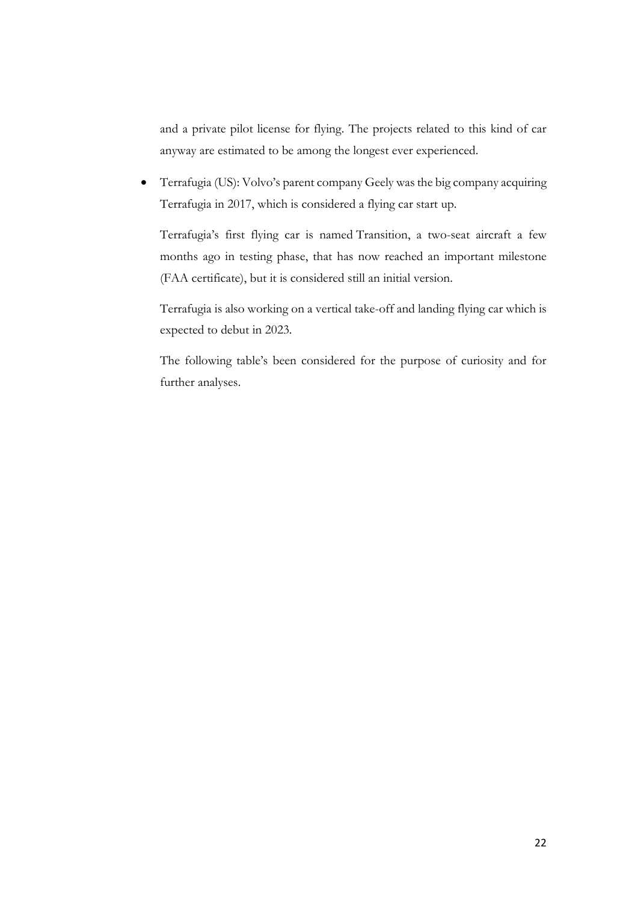and a private pilot license for flying. The projects related to this kind of car anyway are estimated to be among the longest ever experienced.

- Terrafugia (US): Volvo's parent company Geely was the big company acquiring Terrafugia in 2017, which is considered a flying car start up.

  Terrafugia's first flying car is named Transition, a two-seat aircraft a few months ago in testing phase, that has now reached an important milestone (FAA certificate), but it is considered still an initial version.

  Terrafugia is also working on a vertical take-off and landing flying car which is expected to debut in 2023.

  The following table's been considered for the purpose of curiosity and for further analyses.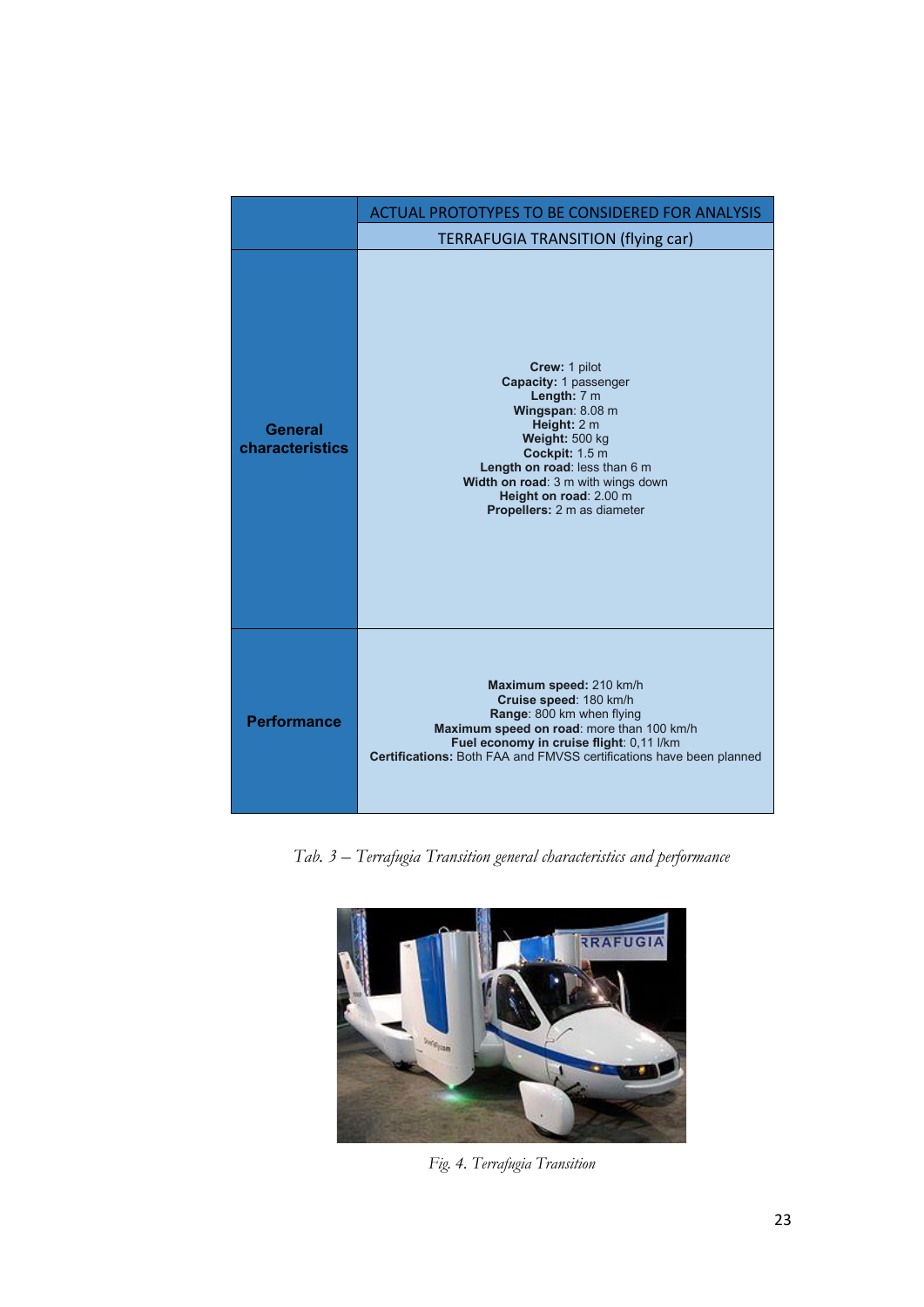| | ACTUAL PROTOTYPES TO BE CONSIDERED FOR ANALYSIS |
|---|---|
| | TERRAFUGIA TRANSITION (flying car) |
| **General characteristics** | **Crew:** 1 pilot<br>**Capacity:** 1 passenger<br>**Length:** 7 m<br>**Wingspan**: 8.08 m<br>**Height:** 2 m<br>**Weight:** 500 kg<br>**Cockpit:** 1.5 m<br>**Length on road**: less than 6 m<br>**Width on road**: 3 m with wings down<br>**Height on road**: 2.00 m<br>**Propellers:** 2 m as diameter |
| **Performance** | **Maximum speed:** 210 km/h<br>**Cruise speed**: 180 km/h<br>**Range**: 800 km when flying<br>**Maximum speed on road**: more than 100 km/h<br>**Fuel economy in cruise flight**: 0,11 l/km<br>**Certifications:** Both FAA and FMVSS certifications have been planned |

*Tab. 3 – Terrafugia Transition general characteristics and performance*

*Fig. 4. Terrafugia Transition*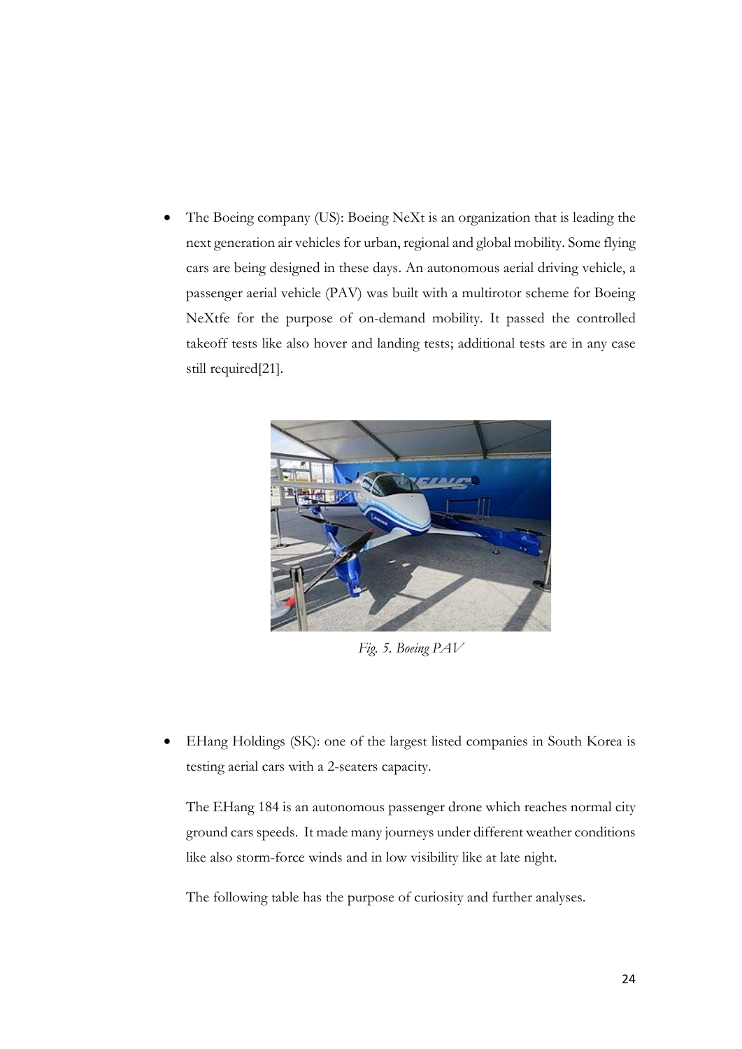- The Boeing company (US): Boeing NeXt is an organization that is leading the next generation air vehicles for urban, regional and global mobility. Some flying cars are being designed in these days. An autonomous aerial driving vehicle, a passenger aerial vehicle (PAV) was built with a multirotor scheme for Boeing NeXtfe for the purpose of on-demand mobility. It passed the controlled takeoff tests like also hover and landing tests; additional tests are in any case still required[21].

*Fig. 5. Boeing PAV*

- EHang Holdings (SK): one of the largest listed companies in South Korea is testing aerial cars with a 2-seaters capacity.

  The EHang 184 is an autonomous passenger drone which reaches normal city ground cars speeds. It made many journeys under different weather conditions like also storm-force winds and in low visibility like at late night.

  The following table has the purpose of curiosity and further analyses.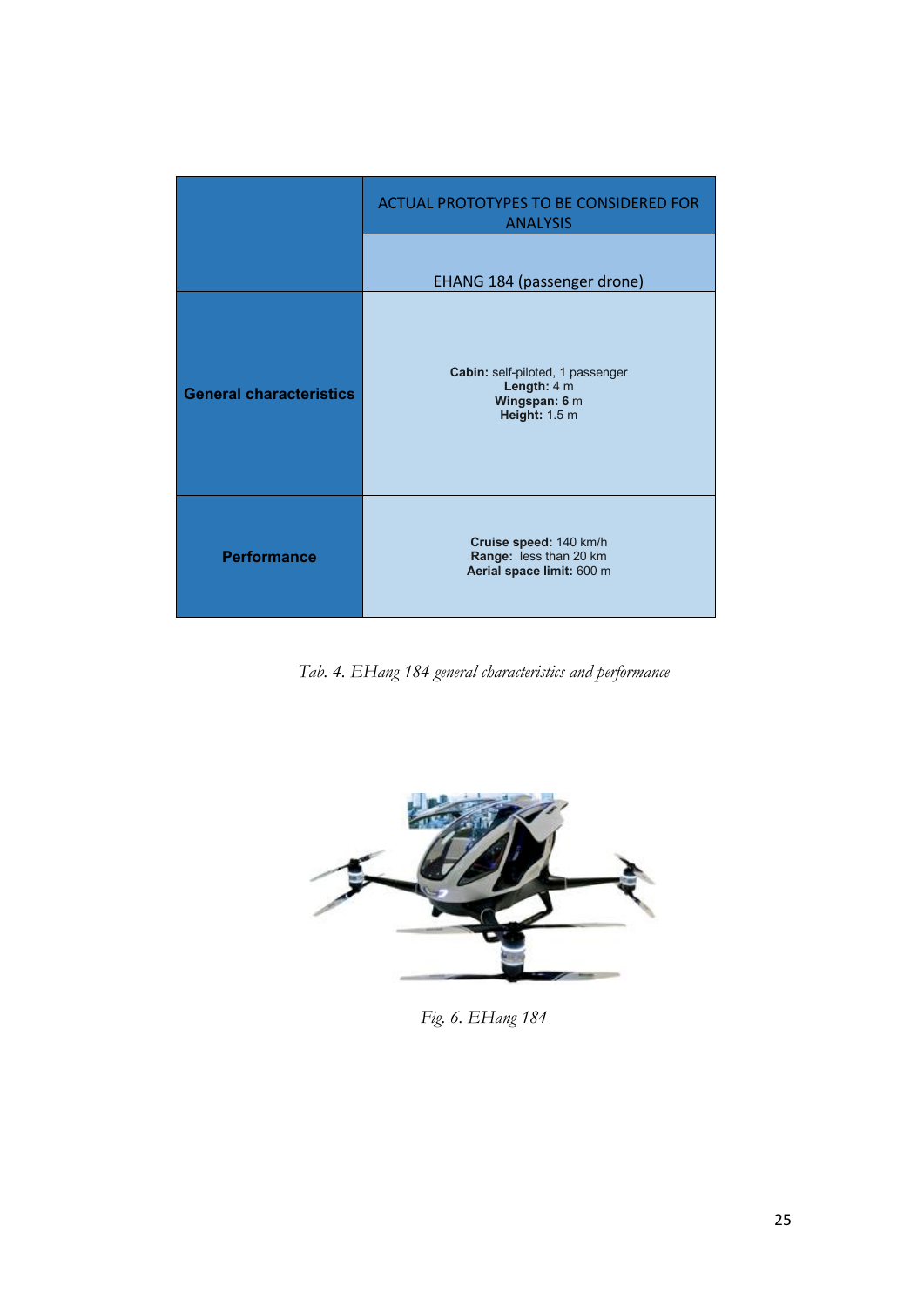| | ACTUAL PROTOTYPES TO BE CONSIDERED FOR ANALYSIS |
|---|---|
| | EHANG 184 (passenger drone) |
| **General characteristics** | **Cabin:** self-piloted, 1 passenger<br>**Length:** 4 m<br>**Wingspan: 6** m<br>**Height:** 1.5 m |
| **Performance** | **Cruise speed:** 140 km/h<br>**Range:** less than 20 km<br>**Aerial space limit:** 600 m |

*Tab. 4. EHang 184 general characteristics and performance*

*Fig. 6. EHang 184*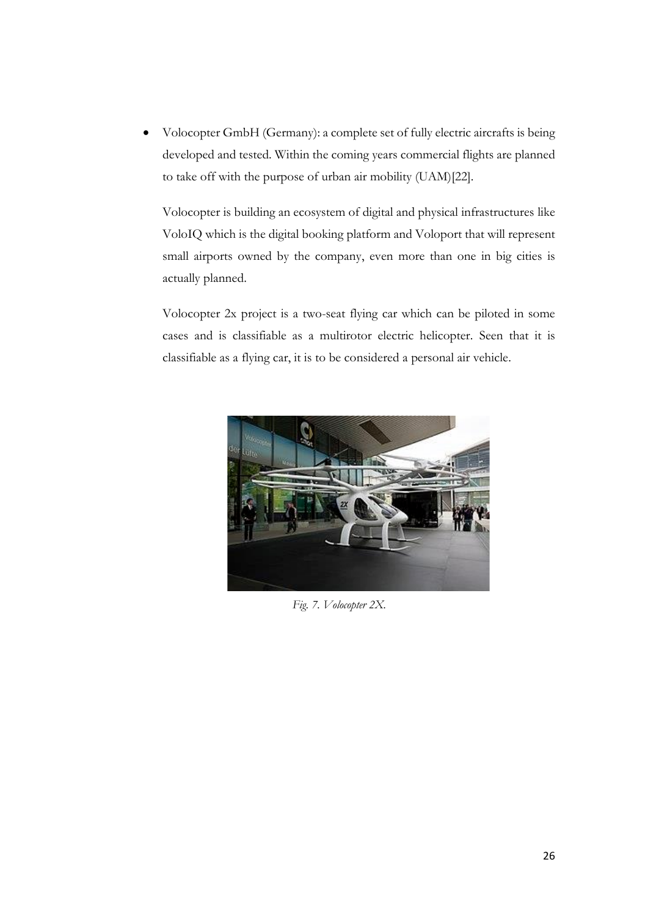- Volocopter GmbH (Germany): a complete set of fully electric aircrafts is being developed and tested. Within the coming years commercial flights are planned to take off with the purpose of urban air mobility (UAM)[22].

  Volocopter is building an ecosystem of digital and physical infrastructures like VoloIQ which is the digital booking platform and Voloport that will represent small airports owned by the company, even more than one in big cities is actually planned.

  Volocopter 2x project is a two-seat flying car which can be piloted in some cases and is classifiable as a multirotor electric helicopter. Seen that it is classifiable as a flying car, it is to be considered a personal air vehicle.

*Fig. 7. Volocopter 2X.*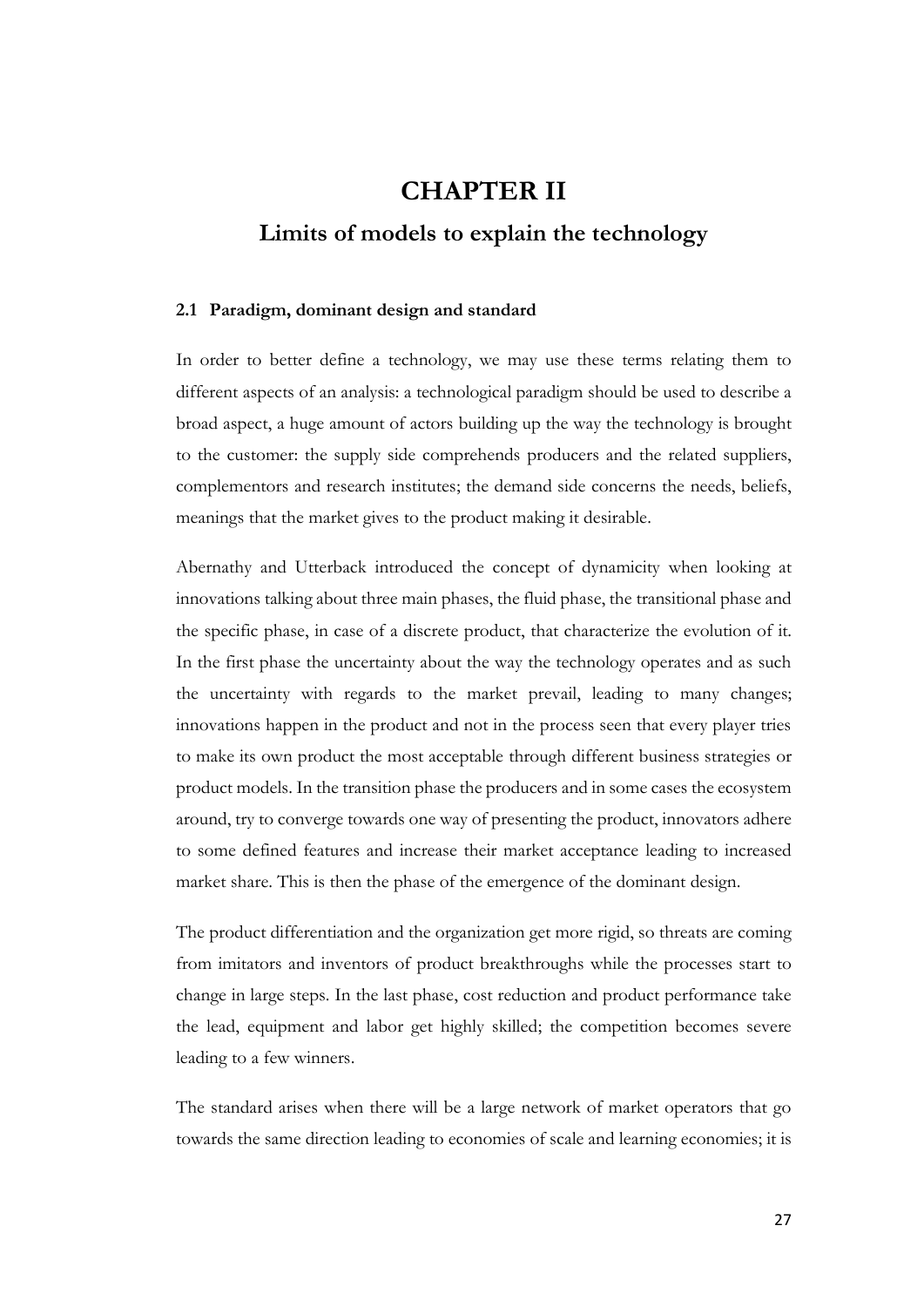# CHAPTER II

## Limits of models to explain the technology

### 2.1 Paradigm, dominant design and standard

In order to better define a technology, we may use these terms relating them to different aspects of an analysis: a technological paradigm should be used to describe a broad aspect, a huge amount of actors building up the way the technology is brought to the customer: the supply side comprehends producers and the related suppliers, complementors and research institutes; the demand side concerns the needs, beliefs, meanings that the market gives to the product making it desirable.

Abernathy and Utterback introduced the concept of dynamicity when looking at innovations talking about three main phases, the fluid phase, the transitional phase and the specific phase, in case of a discrete product, that characterize the evolution of it. In the first phase the uncertainty about the way the technology operates and as such the uncertainty with regards to the market prevail, leading to many changes; innovations happen in the product and not in the process seen that every player tries to make its own product the most acceptable through different business strategies or product models. In the transition phase the producers and in some cases the ecosystem around, try to converge towards one way of presenting the product, innovators adhere to some defined features and increase their market acceptance leading to increased market share. This is then the phase of the emergence of the dominant design.

The product differentiation and the organization get more rigid, so threats are coming from imitators and inventors of product breakthroughs while the processes start to change in large steps. In the last phase, cost reduction and product performance take the lead, equipment and labor get highly skilled; the competition becomes severe leading to a few winners.

The standard arises when there will be a large network of market operators that go towards the same direction leading to economies of scale and learning economies; it is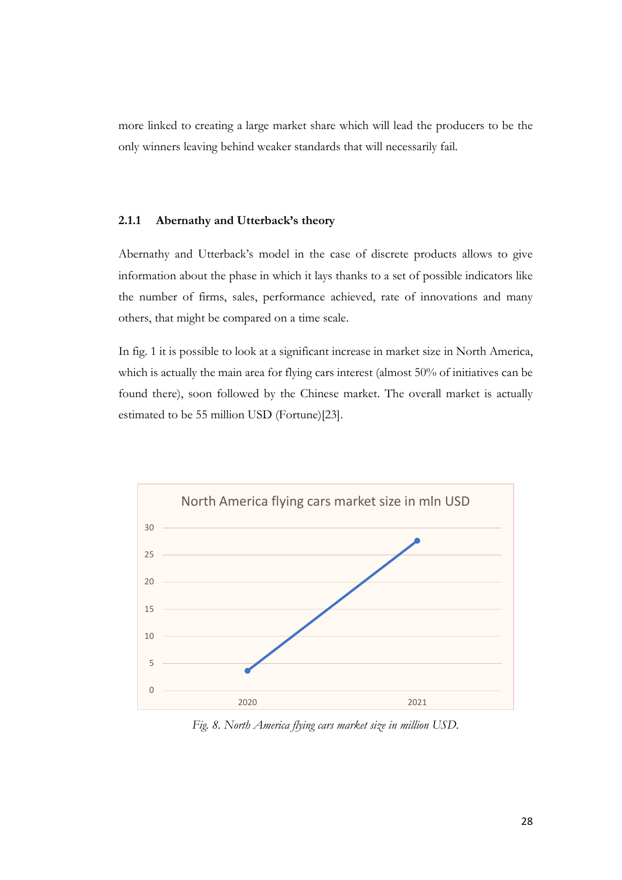more linked to creating a large market share which will lead the producers to be the only winners leaving behind weaker standards that will necessarily fail.

### 2.1.1 Abernathy and Utterback's theory

Abernathy and Utterback's model in the case of discrete products allows to give information about the phase in which it lays thanks to a set of possible indicators like the number of firms, sales, performance achieved, rate of innovations and many others, that might be compared on a time scale.

In fig. 1 it is possible to look at a significant increase in market size in North America, which is actually the main area for flying cars interest (almost 50% of initiatives can be found there), soon followed by the Chinese market. The overall market is actually estimated to be 55 million USD (Fortune)[23].

*Fig. 8. North America flying cars market size in million USD.*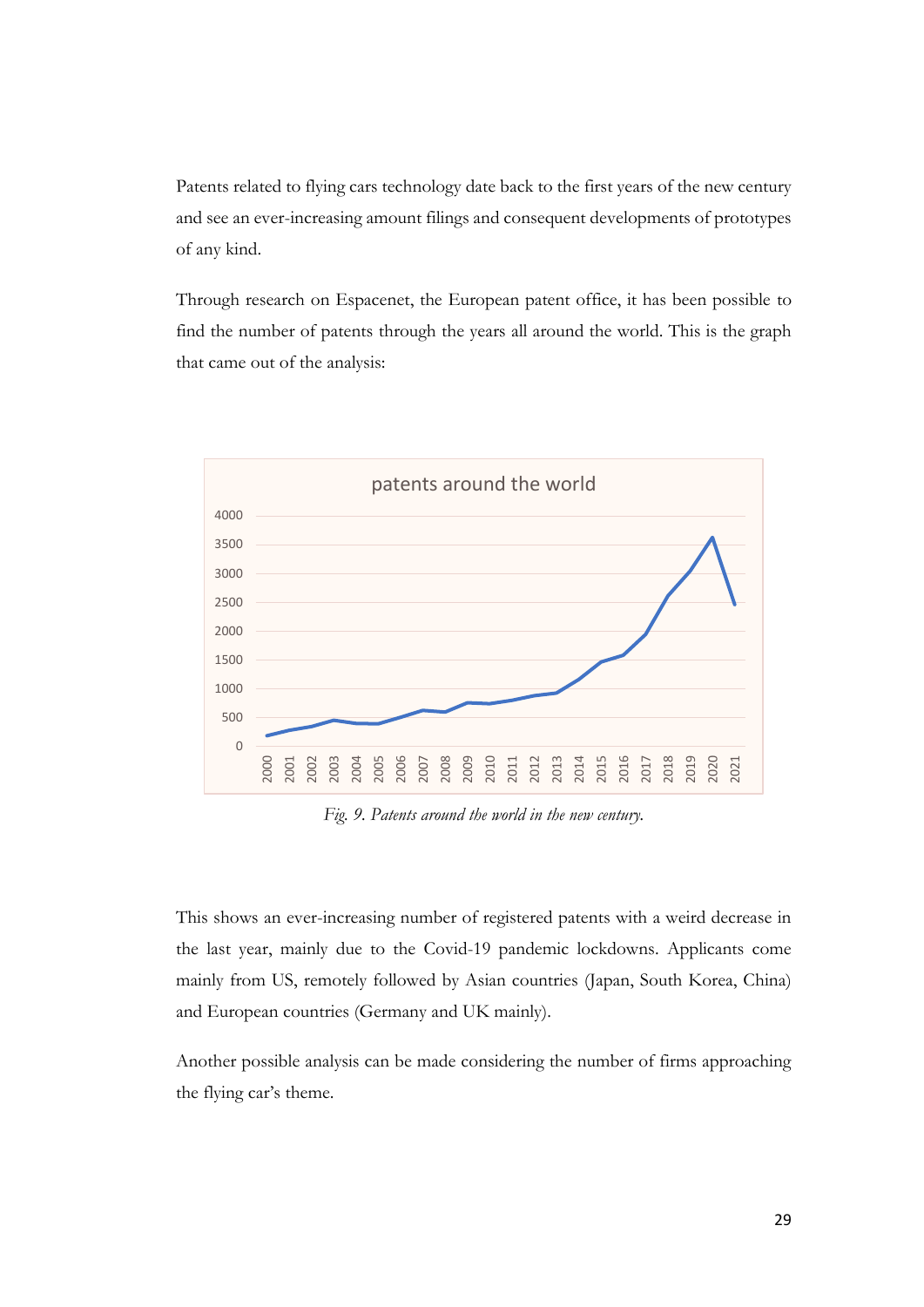Patents related to flying cars technology date back to the first years of the new century and see an ever-increasing amount filings and consequent developments of prototypes of any kind.

Through research on Espacenet, the European patent office, it has been possible to find the number of patents through the years all around the world. This is the graph that came out of the analysis:

*Fig. 9. Patents around the world in the new century.*

This shows an ever-increasing number of registered patents with a weird decrease in the last year, mainly due to the Covid-19 pandemic lockdowns. Applicants come mainly from US, remotely followed by Asian countries (Japan, South Korea, China) and European countries (Germany and UK mainly).

Another possible analysis can be made considering the number of firms approaching the flying car's theme.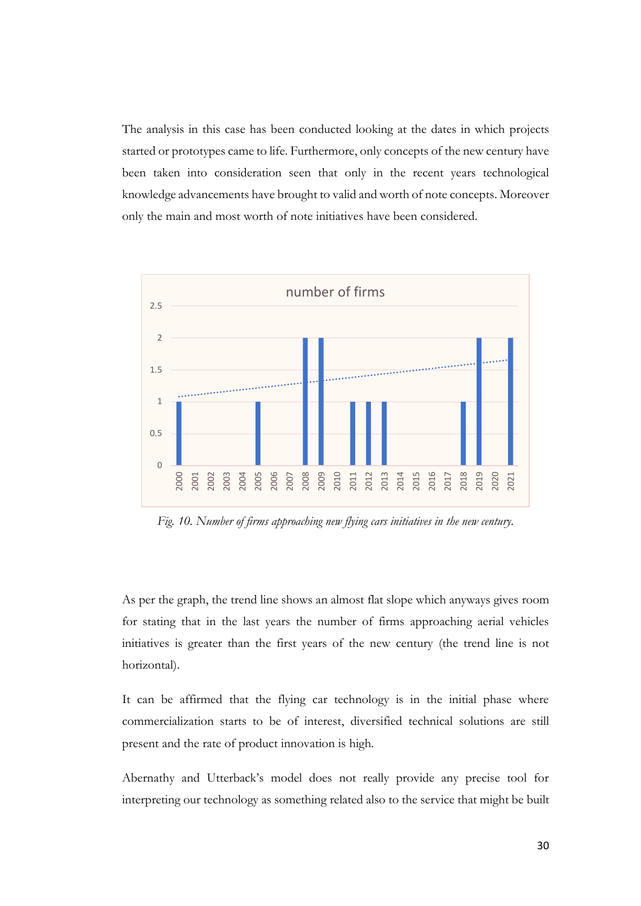The analysis in this case has been conducted looking at the dates in which projects started or prototypes came to life. Furthermore, only concepts of the new century have been taken into consideration seen that only in the recent years technological knowledge advancements have brought to valid and worth of note concepts. Moreover only the main and most worth of note initiatives have been considered.

*Fig. 10. Number of firms approaching new flying cars initiatives in the new century.*

As per the graph, the trend line shows an almost flat slope which anyways gives room for stating that in the last years the number of firms approaching aerial vehicles initiatives is greater than the first years of the new century (the trend line is not horizontal).

It can be affirmed that the flying car technology is in the initial phase where commercialization starts to be of interest, diversified technical solutions are still present and the rate of product innovation is high.

Abernathy and Utterback's model does not really provide any precise tool for interpreting our technology as something related also to the service that might be built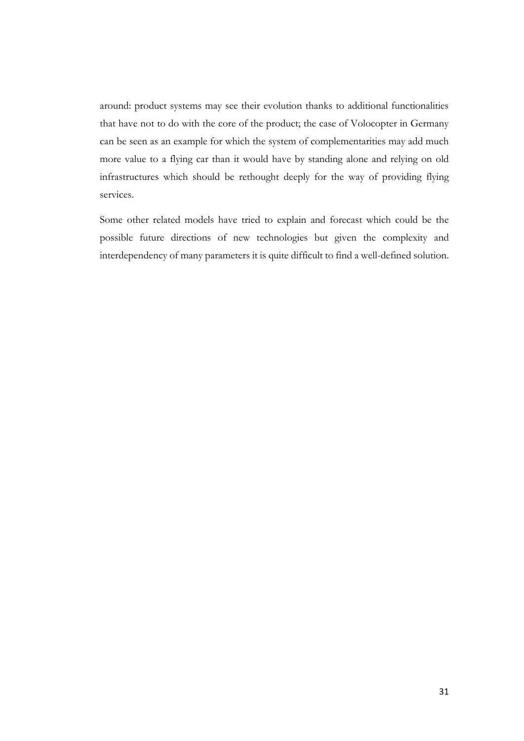around: product systems may see their evolution thanks to additional functionalities that have not to do with the core of the product; the case of Volocopter in Germany can be seen as an example for which the system of complementarities may add much more value to a flying car than it would have by standing alone and relying on old infrastructures which should be rethought deeply for the way of providing flying services.

Some other related models have tried to explain and forecast which could be the possible future directions of new technologies but given the complexity and interdependency of many parameters it is quite difficult to find a well-defined solution.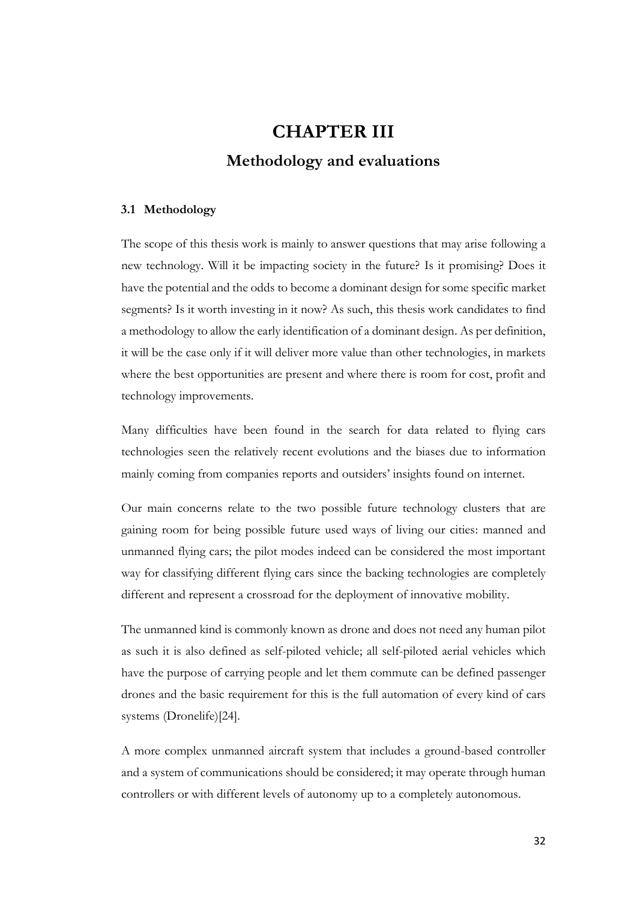# CHAPTER III

## Methodology and evaluations

### 3.1 Methodology

The scope of this thesis work is mainly to answer questions that may arise following a new technology. Will it be impacting society in the future? Is it promising? Does it have the potential and the odds to become a dominant design for some specific market segments? Is it worth investing in it now? As such, this thesis work candidates to find a methodology to allow the early identification of a dominant design. As per definition, it will be the case only if it will deliver more value than other technologies, in markets where the best opportunities are present and where there is room for cost, profit and technology improvements.

Many difficulties have been found in the search for data related to flying cars technologies seen the relatively recent evolutions and the biases due to information mainly coming from companies reports and outsiders' insights found on internet.

Our main concerns relate to the two possible future technology clusters that are gaining room for being possible future used ways of living our cities: manned and unmanned flying cars; the pilot modes indeed can be considered the most important way for classifying different flying cars since the backing technologies are completely different and represent a crossroad for the deployment of innovative mobility.

The unmanned kind is commonly known as drone and does not need any human pilot as such it is also defined as self-piloted vehicle; all self-piloted aerial vehicles which have the purpose of carrying people and let them commute can be defined passenger drones and the basic requirement for this is the full automation of every kind of cars systems (Dronelife)[24].

A more complex unmanned aircraft system that includes a ground-based controller and a system of communications should be considered; it may operate through human controllers or with different levels of autonomy up to a completely autonomous.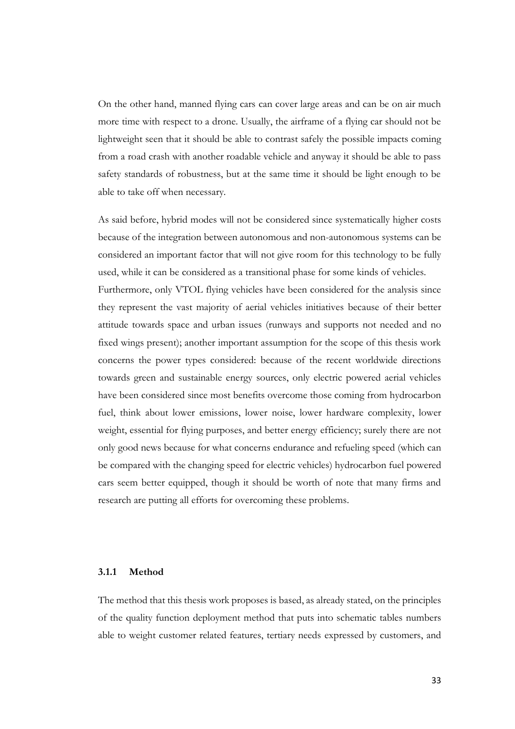On the other hand, manned flying cars can cover large areas and can be on air much more time with respect to a drone. Usually, the airframe of a flying car should not be lightweight seen that it should be able to contrast safely the possible impacts coming from a road crash with another roadable vehicle and anyway it should be able to pass safety standards of robustness, but at the same time it should be light enough to be able to take off when necessary.

As said before, hybrid modes will not be considered since systematically higher costs because of the integration between autonomous and non-autonomous systems can be considered an important factor that will not give room for this technology to be fully used, while it can be considered as a transitional phase for some kinds of vehicles.
Furthermore, only VTOL flying vehicles have been considered for the analysis since they represent the vast majority of aerial vehicles initiatives because of their better attitude towards space and urban issues (runways and supports not needed and no fixed wings present); another important assumption for the scope of this thesis work concerns the power types considered: because of the recent worldwide directions towards green and sustainable energy sources, only electric powered aerial vehicles have been considered since most benefits overcome those coming from hydrocarbon fuel, think about lower emissions, lower noise, lower hardware complexity, lower weight, essential for flying purposes, and better energy efficiency; surely there are not only good news because for what concerns endurance and refueling speed (which can be compared with the changing speed for electric vehicles) hydrocarbon fuel powered cars seem better equipped, though it should be worth of note that many firms and research are putting all efforts for overcoming these problems.

### 3.1.1 Method

The method that this thesis work proposes is based, as already stated, on the principles of the quality function deployment method that puts into schematic tables numbers able to weight customer related features, tertiary needs expressed by customers, and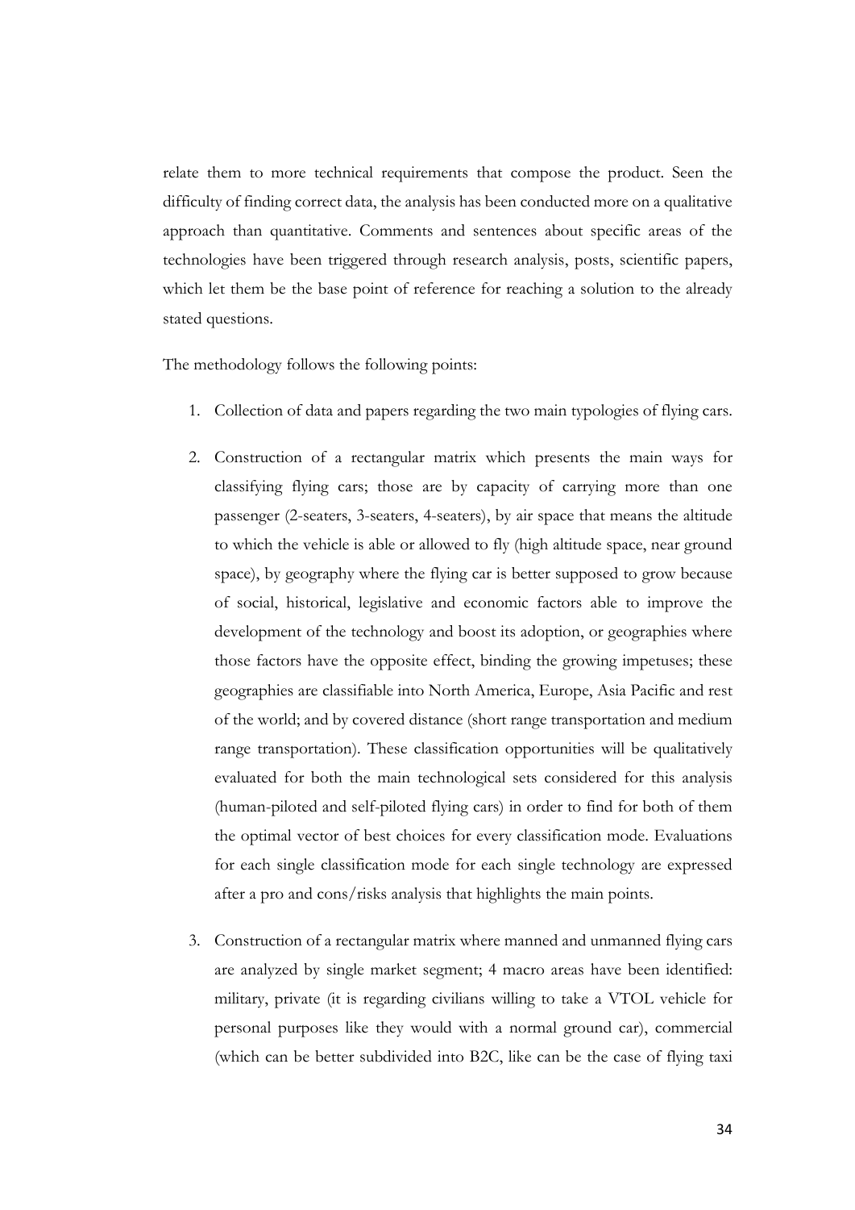relate them to more technical requirements that compose the product. Seen the difficulty of finding correct data, the analysis has been conducted more on a qualitative approach than quantitative. Comments and sentences about specific areas of the technologies have been triggered through research analysis, posts, scientific papers, which let them be the base point of reference for reaching a solution to the already stated questions.

The methodology follows the following points:

1. Collection of data and papers regarding the two main typologies of flying cars.
2. Construction of a rectangular matrix which presents the main ways for classifying flying cars; those are by capacity of carrying more than one passenger (2-seaters, 3-seaters, 4-seaters), by air space that means the altitude to which the vehicle is able or allowed to fly (high altitude space, near ground space), by geography where the flying car is better supposed to grow because of social, historical, legislative and economic factors able to improve the development of the technology and boost its adoption, or geographies where those factors have the opposite effect, binding the growing impetuses; these geographies are classifiable into North America, Europe, Asia Pacific and rest of the world; and by covered distance (short range transportation and medium range transportation). These classification opportunities will be qualitatively evaluated for both the main technological sets considered for this analysis (human-piloted and self-piloted flying cars) in order to find for both of them the optimal vector of best choices for every classification mode. Evaluations for each single classification mode for each single technology are expressed after a pro and cons/risks analysis that highlights the main points.
3. Construction of a rectangular matrix where manned and unmanned flying cars are analyzed by single market segment; 4 macro areas have been identified: military, private (it is regarding civilians willing to take a VTOL vehicle for personal purposes like they would with a normal ground car), commercial (which can be better subdivided into B2C, like can be the case of flying taxi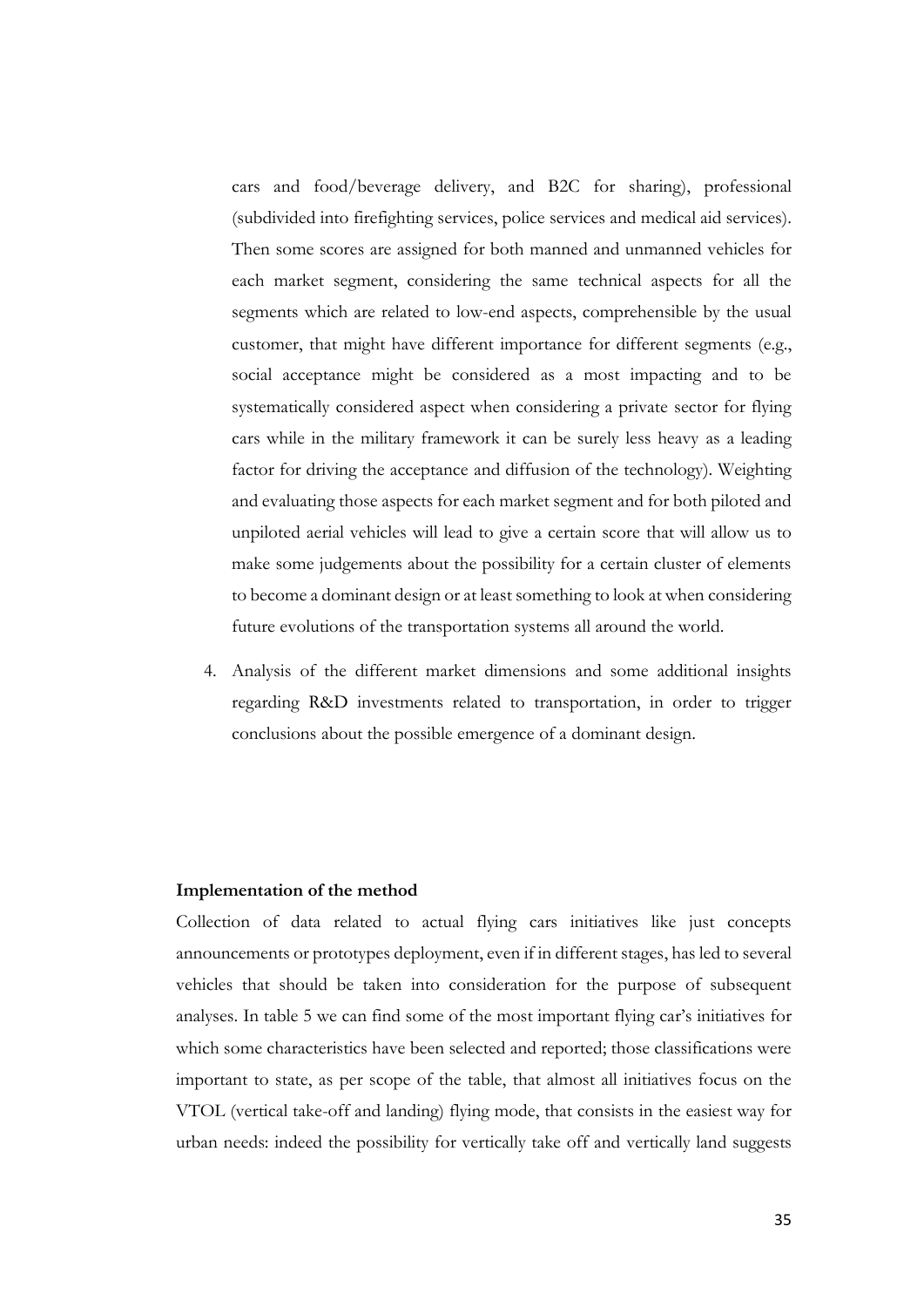cars and food/beverage delivery, and B2C for sharing), professional (subdivided into firefighting services, police services and medical aid services). Then some scores are assigned for both manned and unmanned vehicles for each market segment, considering the same technical aspects for all the segments which are related to low-end aspects, comprehensible by the usual customer, that might have different importance for different segments (e.g., social acceptance might be considered as a most impacting and to be systematically considered aspect when considering a private sector for flying cars while in the military framework it can be surely less heavy as a leading factor for driving the acceptance and diffusion of the technology). Weighting and evaluating those aspects for each market segment and for both piloted and unpiloted aerial vehicles will lead to give a certain score that will allow us to make some judgements about the possibility for a certain cluster of elements to become a dominant design or at least something to look at when considering future evolutions of the transportation systems all around the world.

4. Analysis of the different market dimensions and some additional insights regarding R&D investments related to transportation, in order to trigger conclusions about the possible emergence of a dominant design.

**Implementation of the method**

Collection of data related to actual flying cars initiatives like just concepts announcements or prototypes deployment, even if in different stages, has led to several vehicles that should be taken into consideration for the purpose of subsequent analyses. In table 5 we can find some of the most important flying car's initiatives for which some characteristics have been selected and reported; those classifications were important to state, as per scope of the table, that almost all initiatives focus on the VTOL (vertical take-off and landing) flying mode, that consists in the easiest way for urban needs: indeed the possibility for vertically take off and vertically land suggests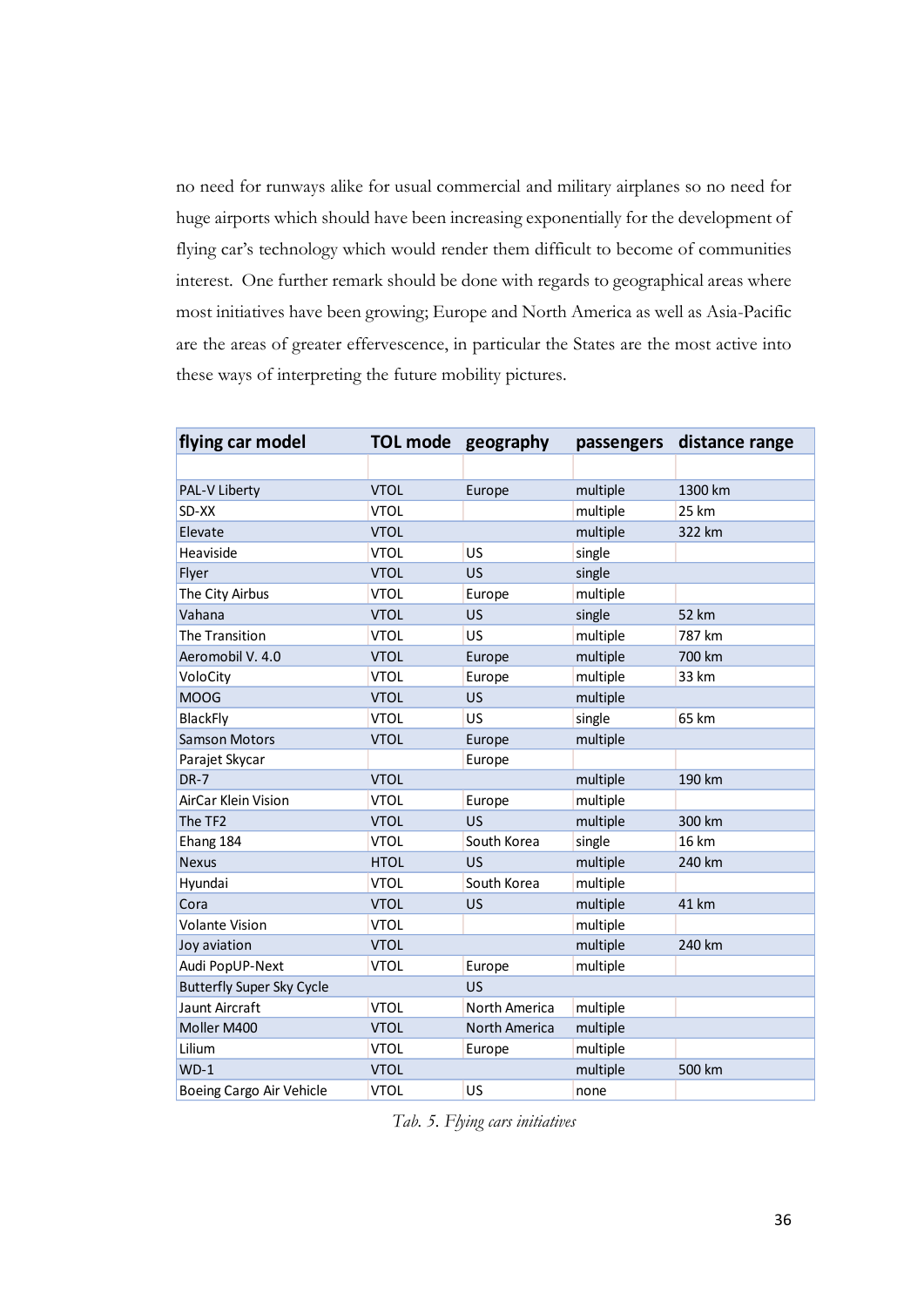no need for runways alike for usual commercial and military airplanes so no need for huge airports which should have been increasing exponentially for the development of flying car's technology which would render them difficult to become of communities interest. One further remark should be done with regards to geographical areas where most initiatives have been growing; Europe and North America as well as Asia-Pacific are the areas of greater effervescence, in particular the States are the most active into these ways of interpreting the future mobility pictures.

| flying car model | TOL mode | geography | passengers | distance range |
|---|---|---|---|---|
| | | | | |
| PAL-V Liberty | VTOL | Europe | multiple | 1300 km |
| SD-XX | VTOL | | multiple | 25 km |
| Elevate | VTOL | | multiple | 322 km |
| Heaviside | VTOL | US | single | |
| Flyer | VTOL | US | single | |
| The City Airbus | VTOL | Europe | multiple | |
| Vahana | VTOL | US | single | 52 km |
| The Transition | VTOL | US | multiple | 787 km |
| Aeromobil V. 4.0 | VTOL | Europe | multiple | 700 km |
| VoloCity | VTOL | Europe | multiple | 33 km |
| MOOG | VTOL | US | multiple | |
| BlackFly | VTOL | US | single | 65 km |
| Samson Motors | VTOL | Europe | multiple | |
| Parajet Skycar | | Europe | | |
| DR-7 | VTOL | | multiple | 190 km |
| AirCar Klein Vision | VTOL | Europe | multiple | |
| The TF2 | VTOL | US | multiple | 300 km |
| Ehang 184 | VTOL | South Korea | single | 16 km |
| Nexus | HTOL | US | multiple | 240 km |
| Hyundai | VTOL | South Korea | multiple | |
| Cora | VTOL | US | multiple | 41 km |
| Volante Vision | VTOL | | multiple | |
| Joy aviation | VTOL | | multiple | 240 km |
| Audi PopUP-Next | VTOL | Europe | multiple | |
| Butterfly Super Sky Cycle | | US | | |
| Jaunt Aircraft | VTOL | North America | multiple | |
| Moller M400 | VTOL | North America | multiple | |
| Lilium | VTOL | Europe | multiple | |
| WD-1 | VTOL | | multiple | 500 km |
| Boeing Cargo Air Vehicle | VTOL | US | none | |

*Tab. 5. Flying cars initiatives*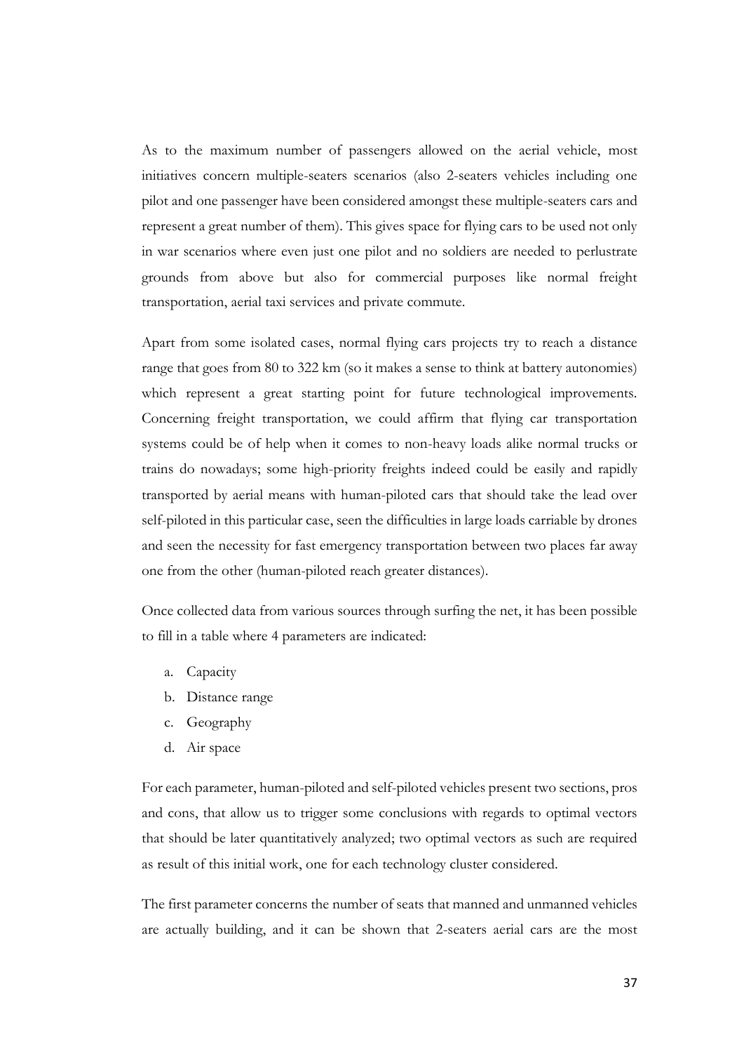As to the maximum number of passengers allowed on the aerial vehicle, most initiatives concern multiple-seaters scenarios (also 2-seaters vehicles including one pilot and one passenger have been considered amongst these multiple-seaters cars and represent a great number of them). This gives space for flying cars to be used not only in war scenarios where even just one pilot and no soldiers are needed to perlustrate grounds from above but also for commercial purposes like normal freight transportation, aerial taxi services and private commute.

Apart from some isolated cases, normal flying cars projects try to reach a distance range that goes from 80 to 322 km (so it makes a sense to think at battery autonomies) which represent a great starting point for future technological improvements. Concerning freight transportation, we could affirm that flying car transportation systems could be of help when it comes to non-heavy loads alike normal trucks or trains do nowadays; some high-priority freights indeed could be easily and rapidly transported by aerial means with human-piloted cars that should take the lead over self-piloted in this particular case, seen the difficulties in large loads carriable by drones and seen the necessity for fast emergency transportation between two places far away one from the other (human-piloted reach greater distances).

Once collected data from various sources through surfing the net, it has been possible to fill in a table where 4 parameters are indicated:

a. Capacity
b. Distance range
c. Geography
d. Air space

For each parameter, human-piloted and self-piloted vehicles present two sections, pros and cons, that allow us to trigger some conclusions with regards to optimal vectors that should be later quantitatively analyzed; two optimal vectors as such are required as result of this initial work, one for each technology cluster considered.

The first parameter concerns the number of seats that manned and unmanned vehicles are actually building, and it can be shown that 2-seaters aerial cars are the most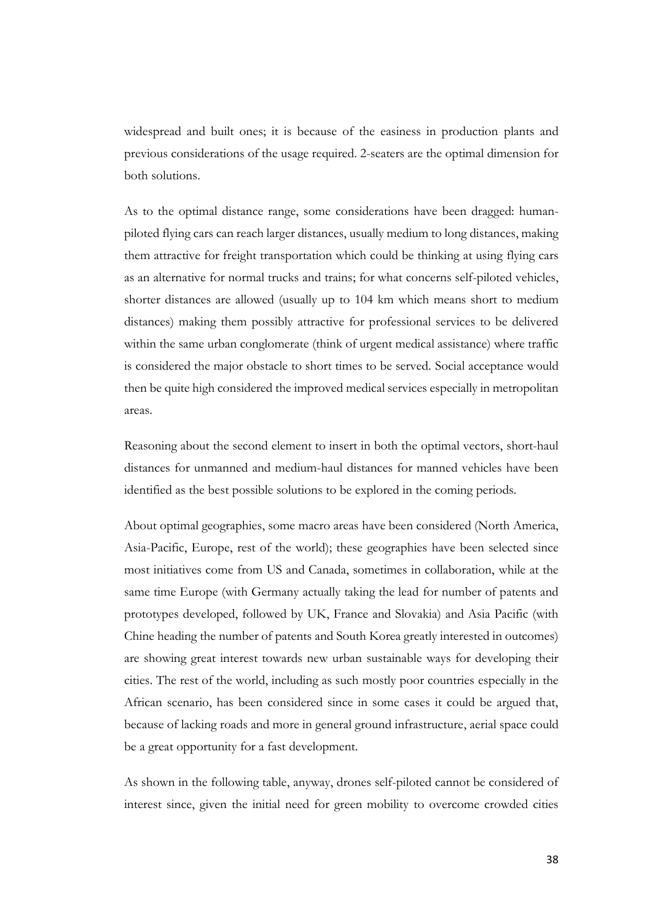widespread and built ones; it is because of the easiness in production plants and previous considerations of the usage required. 2-seaters are the optimal dimension for both solutions.

As to the optimal distance range, some considerations have been dragged: human-piloted flying cars can reach larger distances, usually medium to long distances, making them attractive for freight transportation which could be thinking at using flying cars as an alternative for normal trucks and trains; for what concerns self-piloted vehicles, shorter distances are allowed (usually up to 104 km which means short to medium distances) making them possibly attractive for professional services to be delivered within the same urban conglomerate (think of urgent medical assistance) where traffic is considered the major obstacle to short times to be served. Social acceptance would then be quite high considered the improved medical services especially in metropolitan areas.

Reasoning about the second element to insert in both the optimal vectors, short-haul distances for unmanned and medium-haul distances for manned vehicles have been identified as the best possible solutions to be explored in the coming periods.

About optimal geographies, some macro areas have been considered (North America, Asia-Pacific, Europe, rest of the world); these geographies have been selected since most initiatives come from US and Canada, sometimes in collaboration, while at the same time Europe (with Germany actually taking the lead for number of patents and prototypes developed, followed by UK, France and Slovakia) and Asia Pacific (with Chine heading the number of patents and South Korea greatly interested in outcomes) are showing great interest towards new urban sustainable ways for developing their cities. The rest of the world, including as such mostly poor countries especially in the African scenario, has been considered since in some cases it could be argued that, because of lacking roads and more in general ground infrastructure, aerial space could be a great opportunity for a fast development.

As shown in the following table, anyway, drones self-piloted cannot be considered of interest since, given the initial need for green mobility to overcome crowded cities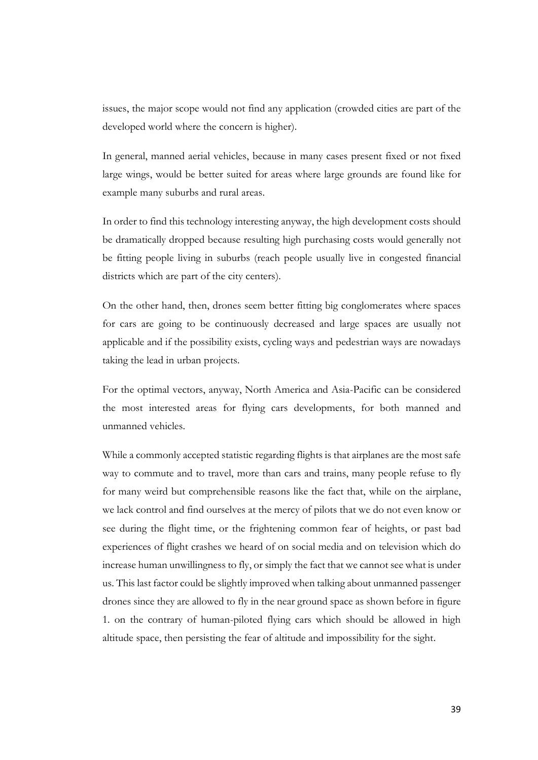issues, the major scope would not find any application (crowded cities are part of the developed world where the concern is higher).

In general, manned aerial vehicles, because in many cases present fixed or not fixed large wings, would be better suited for areas where large grounds are found like for example many suburbs and rural areas.

In order to find this technology interesting anyway, the high development costs should be dramatically dropped because resulting high purchasing costs would generally not be fitting people living in suburbs (reach people usually live in congested financial districts which are part of the city centers).

On the other hand, then, drones seem better fitting big conglomerates where spaces for cars are going to be continuously decreased and large spaces are usually not applicable and if the possibility exists, cycling ways and pedestrian ways are nowadays taking the lead in urban projects.

For the optimal vectors, anyway, North America and Asia-Pacific can be considered the most interested areas for flying cars developments, for both manned and unmanned vehicles.

While a commonly accepted statistic regarding flights is that airplanes are the most safe way to commute and to travel, more than cars and trains, many people refuse to fly for many weird but comprehensible reasons like the fact that, while on the airplane, we lack control and find ourselves at the mercy of pilots that we do not even know or see during the flight time, or the frightening common fear of heights, or past bad experiences of flight crashes we heard of on social media and on television which do increase human unwillingness to fly, or simply the fact that we cannot see what is under us. This last factor could be slightly improved when talking about unmanned passenger drones since they are allowed to fly in the near ground space as shown before in figure 1. on the contrary of human-piloted flying cars which should be allowed in high altitude space, then persisting the fear of altitude and impossibility for the sight.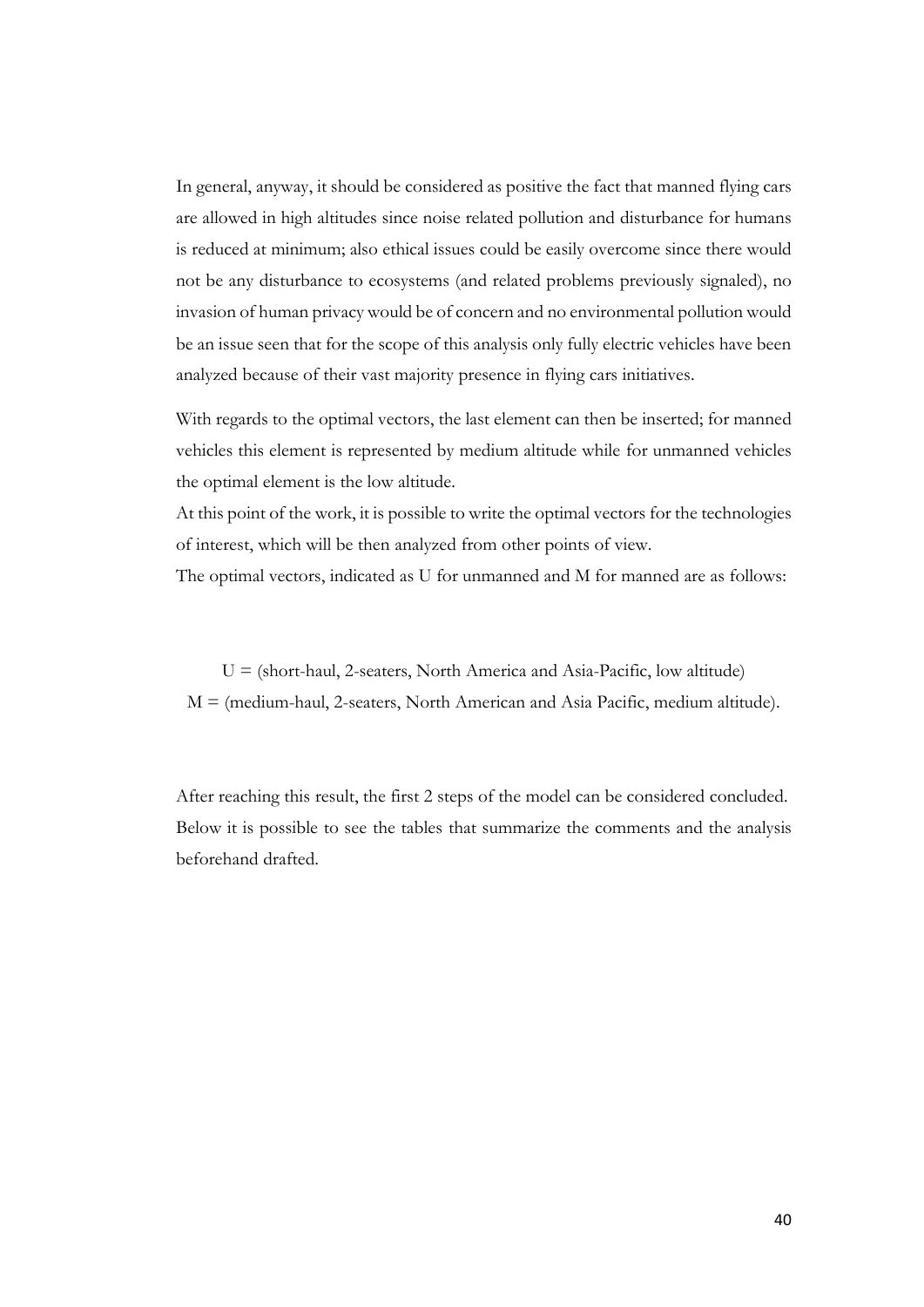In general, anyway, it should be considered as positive the fact that manned flying cars are allowed in high altitudes since noise related pollution and disturbance for humans is reduced at minimum; also ethical issues could be easily overcome since there would not be any disturbance to ecosystems (and related problems previously signaled), no invasion of human privacy would be of concern and no environmental pollution would be an issue seen that for the scope of this analysis only fully electric vehicles have been analyzed because of their vast majority presence in flying cars initiatives.

With regards to the optimal vectors, the last element can then be inserted; for manned vehicles this element is represented by medium altitude while for unmanned vehicles the optimal element is the low altitude.
At this point of the work, it is possible to write the optimal vectors for the technologies of interest, which will be then analyzed from other points of view.
The optimal vectors, indicated as U for unmanned and M for manned are as follows:

U = (short-haul, 2-seaters, North America and Asia-Pacific, low altitude)
M = (medium-haul, 2-seaters, North American and Asia Pacific, medium altitude).

After reaching this result, the first 2 steps of the model can be considered concluded. Below it is possible to see the tables that summarize the comments and the analysis beforehand drafted.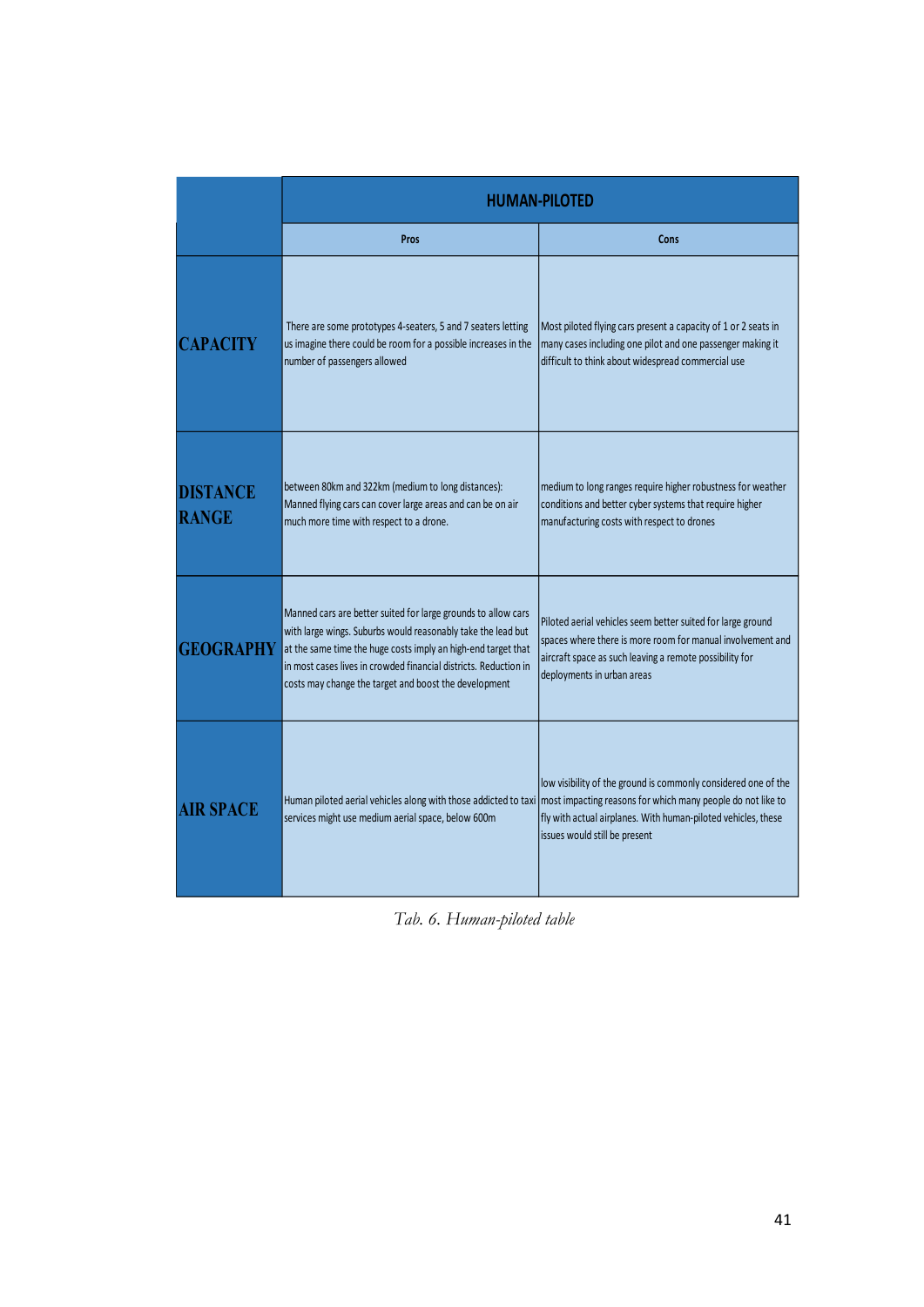| | HUMAN-PILOTED | |
|---|---|---|
| | **Pros** | **Cons** |
| **CAPACITY** | There are some prototypes 4-seaters, 5 and 7 seaters letting us imagine there could be room for a possible increases in the number of passengers allowed | Most piloted flying cars present a capacity of 1 or 2 seats in many cases including one pilot and one passenger making it difficult to think about widespread commercial use |
| **DISTANCE RANGE** | between 80km and 322km (medium to long distances): Manned flying cars can cover large areas and can be on air much more time with respect to a drone. | medium to long ranges require higher robustness for weather conditions and better cyber systems that require higher manufacturing costs with respect to drones |
| **GEOGRAPHY** | Manned cars are better suited for large grounds to allow cars with large wings. Suburbs would reasonably take the lead but at the same time the huge costs imply an high-end target that in most cases lives in crowded financial districts. Reduction in costs may change the target and boost the development | Piloted aerial vehicles seem better suited for large ground spaces where there is more room for manual involvement and aircraft space as such leaving a remote possibility for deployments in urban areas |
| **AIR SPACE** | Human piloted aerial vehicles along with those addicted to taxi services might use medium aerial space, below 600m | low visibility of the ground is commonly considered one of the most impacting reasons for which many people do not like to fly with actual airplanes. With human-piloted vehicles, these issues would still be present |

*Tab. 6. Human-piloted table*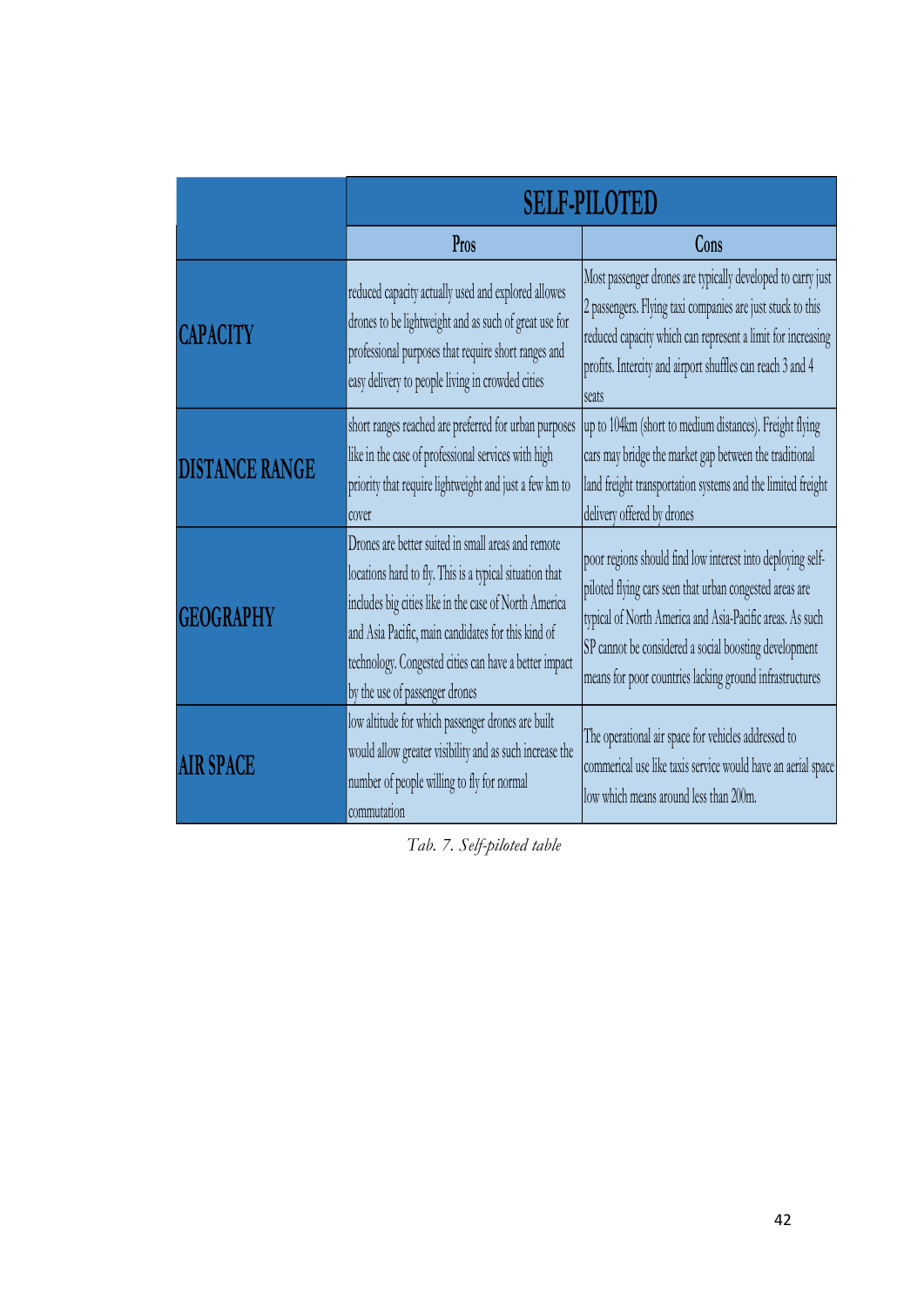| | SELF-PILOTED | |
|---|---|---|
| | Pros | Cons |
| **CAPACITY** | reduced capacity actually used and explored allowes drones to be lightweight and as such of great use for professional purposes that require short ranges and easy delivery to people living in crowded cities | Most passenger drones are typically developed to carry just 2 passengers. Flying taxi companies are just stuck to this reduced capacity which can represent a limit for increasing profits. Intercity and airport shuffles can reach 3 and 4 seats |
| **DISTANCE RANGE** | short ranges reached are preferred for urban purposes like in the case of professional services with high priority that require lightweight and just a few km to cover | up to 104km (short to medium distances). Freight flying cars may bridge the market gap between the traditional land freight transportation systems and the limited freight delivery offered by drones |
| **GEOGRAPHY** | Drones are better suited in small areas and remote locations hard to fly. This is a typical situation that includes big cities like in the case of North America and Asia Pacific, main candidates for this kind of technology. Congested cities can have a better impact by the use of passenger drones | poor regions should find low interest into deploying self-piloted flying cars seen that urban congested areas are typical of North America and Asia-Pacific areas. As such SP cannot be considered a social boosting development means for poor countries lacking ground infrastructures |
| **AIR SPACE** | low altitude for which passenger drones are built would allow greater visibility and as such increase the number of people willing to fly for normal commutation | The operational air space for vehicles addressed to commerical use like taxis service would have an aerial space low which means around less than 200m. |

*Tab. 7. Self-piloted table*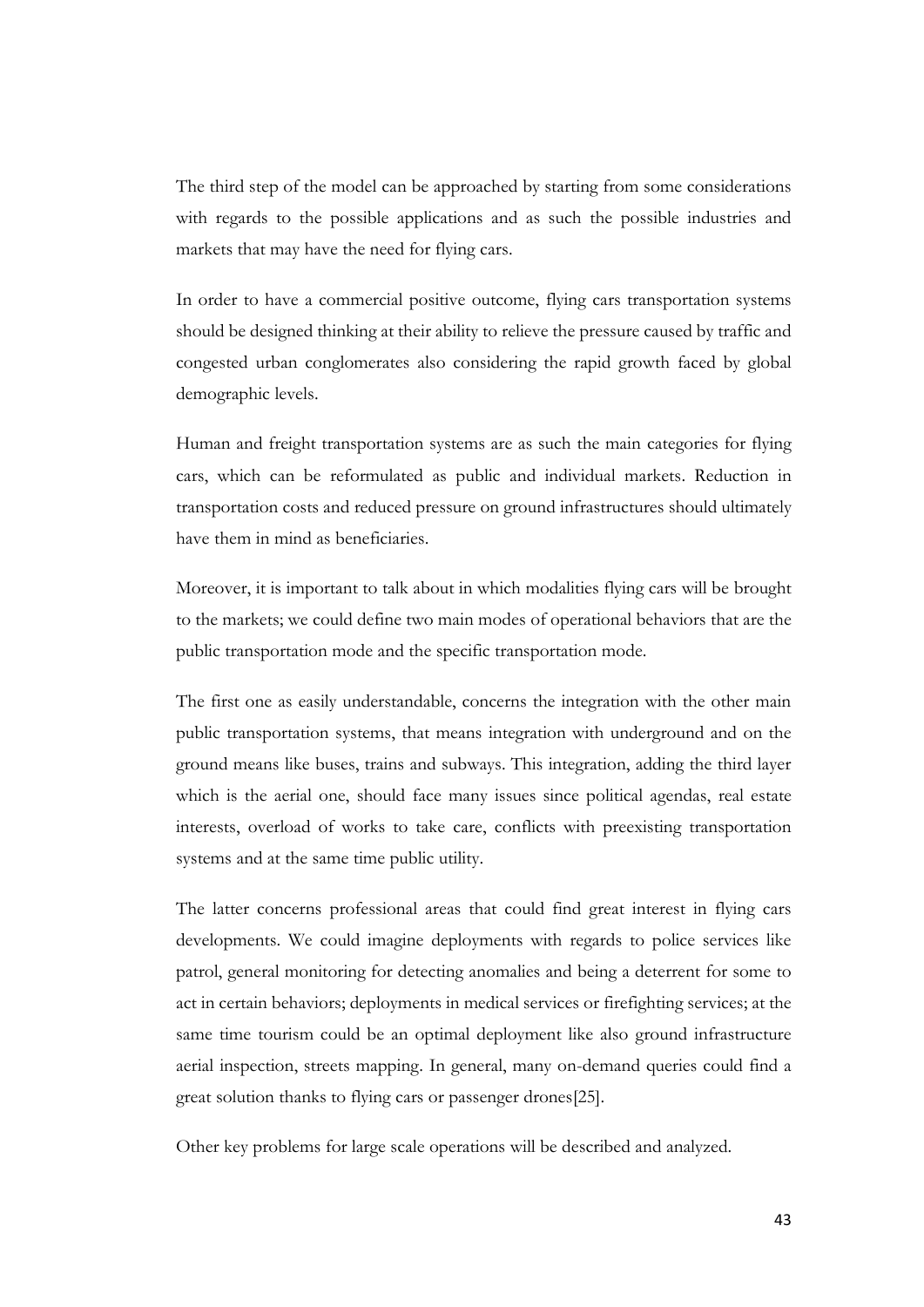The third step of the model can be approached by starting from some considerations with regards to the possible applications and as such the possible industries and markets that may have the need for flying cars.

In order to have a commercial positive outcome, flying cars transportation systems should be designed thinking at their ability to relieve the pressure caused by traffic and congested urban conglomerates also considering the rapid growth faced by global demographic levels.

Human and freight transportation systems are as such the main categories for flying cars, which can be reformulated as public and individual markets. Reduction in transportation costs and reduced pressure on ground infrastructures should ultimately have them in mind as beneficiaries.

Moreover, it is important to talk about in which modalities flying cars will be brought to the markets; we could define two main modes of operational behaviors that are the public transportation mode and the specific transportation mode.

The first one as easily understandable, concerns the integration with the other main public transportation systems, that means integration with underground and on the ground means like buses, trains and subways. This integration, adding the third layer which is the aerial one, should face many issues since political agendas, real estate interests, overload of works to take care, conflicts with preexisting transportation systems and at the same time public utility.

The latter concerns professional areas that could find great interest in flying cars developments. We could imagine deployments with regards to police services like patrol, general monitoring for detecting anomalies and being a deterrent for some to act in certain behaviors; deployments in medical services or firefighting services; at the same time tourism could be an optimal deployment like also ground infrastructure aerial inspection, streets mapping. In general, many on-demand queries could find a great solution thanks to flying cars or passenger drones[25].

Other key problems for large scale operations will be described and analyzed.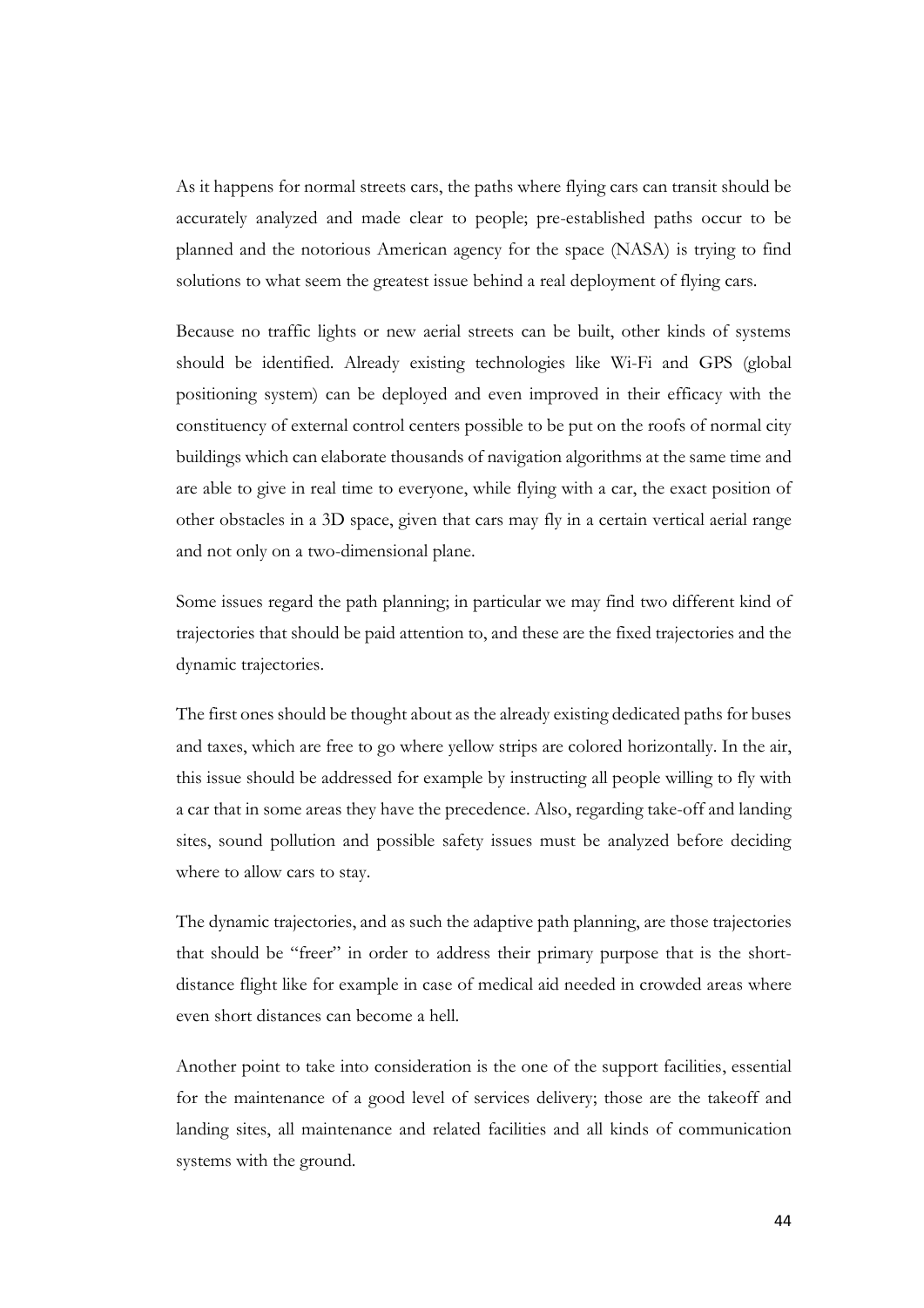As it happens for normal streets cars, the paths where flying cars can transit should be accurately analyzed and made clear to people; pre-established paths occur to be planned and the notorious American agency for the space (NASA) is trying to find solutions to what seem the greatest issue behind a real deployment of flying cars.

Because no traffic lights or new aerial streets can be built, other kinds of systems should be identified. Already existing technologies like Wi-Fi and GPS (global positioning system) can be deployed and even improved in their efficacy with the constituency of external control centers possible to be put on the roofs of normal city buildings which can elaborate thousands of navigation algorithms at the same time and are able to give in real time to everyone, while flying with a car, the exact position of other obstacles in a 3D space, given that cars may fly in a certain vertical aerial range and not only on a two-dimensional plane.

Some issues regard the path planning; in particular we may find two different kind of trajectories that should be paid attention to, and these are the fixed trajectories and the dynamic trajectories.

The first ones should be thought about as the already existing dedicated paths for buses and taxes, which are free to go where yellow strips are colored horizontally. In the air, this issue should be addressed for example by instructing all people willing to fly with a car that in some areas they have the precedence. Also, regarding take-off and landing sites, sound pollution and possible safety issues must be analyzed before deciding where to allow cars to stay.

The dynamic trajectories, and as such the adaptive path planning, are those trajectories that should be "freer" in order to address their primary purpose that is the short-distance flight like for example in case of medical aid needed in crowded areas where even short distances can become a hell.

Another point to take into consideration is the one of the support facilities, essential for the maintenance of a good level of services delivery; those are the takeoff and landing sites, all maintenance and related facilities and all kinds of communication systems with the ground.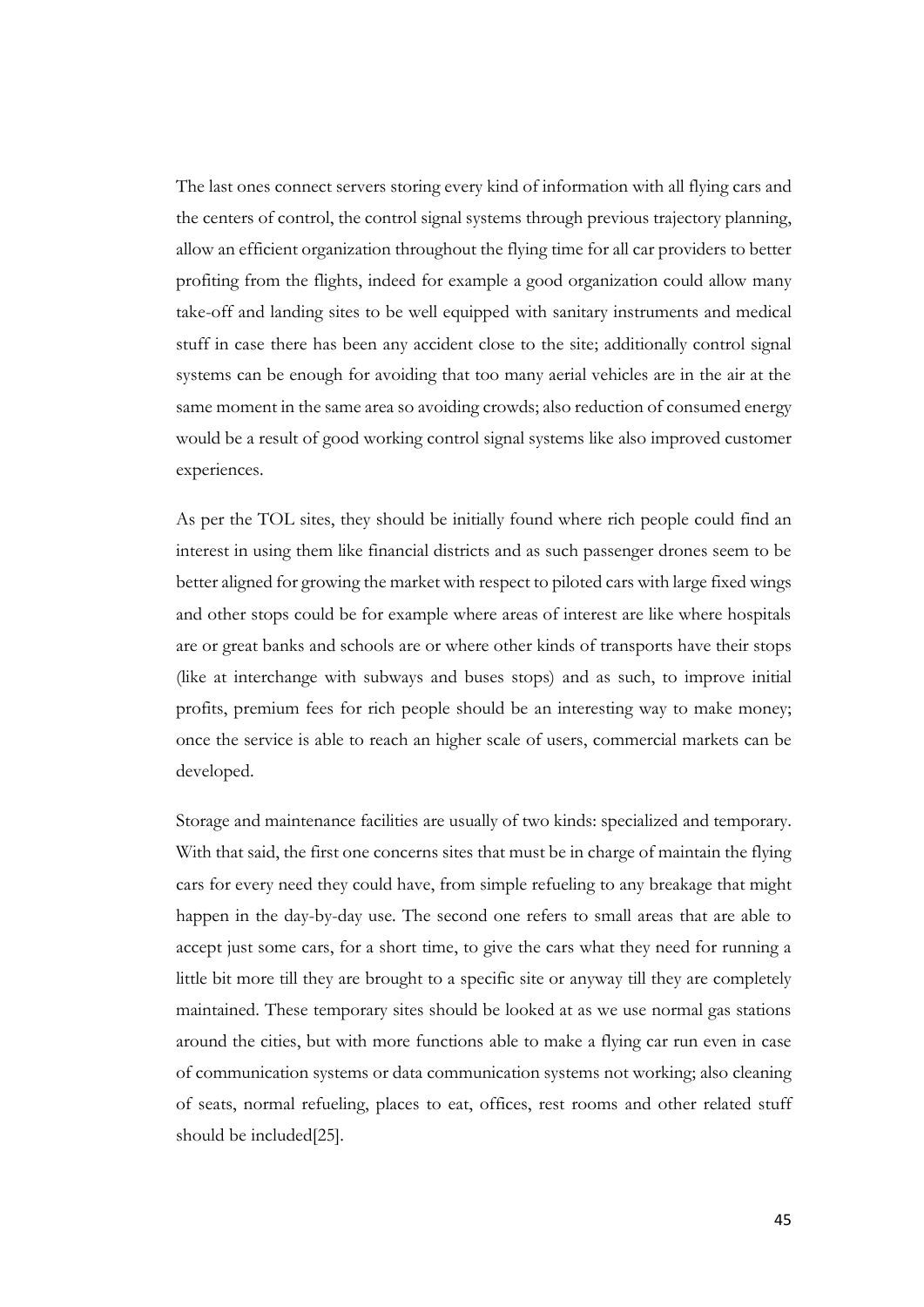The last ones connect servers storing every kind of information with all flying cars and the centers of control, the control signal systems through previous trajectory planning, allow an efficient organization throughout the flying time for all car providers to better profiting from the flights, indeed for example a good organization could allow many take-off and landing sites to be well equipped with sanitary instruments and medical stuff in case there has been any accident close to the site; additionally control signal systems can be enough for avoiding that too many aerial vehicles are in the air at the same moment in the same area so avoiding crowds; also reduction of consumed energy would be a result of good working control signal systems like also improved customer experiences.

As per the TOL sites, they should be initially found where rich people could find an interest in using them like financial districts and as such passenger drones seem to be better aligned for growing the market with respect to piloted cars with large fixed wings and other stops could be for example where areas of interest are like where hospitals are or great banks and schools are or where other kinds of transports have their stops (like at interchange with subways and buses stops) and as such, to improve initial profits, premium fees for rich people should be an interesting way to make money; once the service is able to reach an higher scale of users, commercial markets can be developed.

Storage and maintenance facilities are usually of two kinds: specialized and temporary. With that said, the first one concerns sites that must be in charge of maintain the flying cars for every need they could have, from simple refueling to any breakage that might happen in the day-by-day use. The second one refers to small areas that are able to accept just some cars, for a short time, to give the cars what they need for running a little bit more till they are brought to a specific site or anyway till they are completely maintained. These temporary sites should be looked at as we use normal gas stations around the cities, but with more functions able to make a flying car run even in case of communication systems or data communication systems not working; also cleaning of seats, normal refueling, places to eat, offices, rest rooms and other related stuff should be included[25].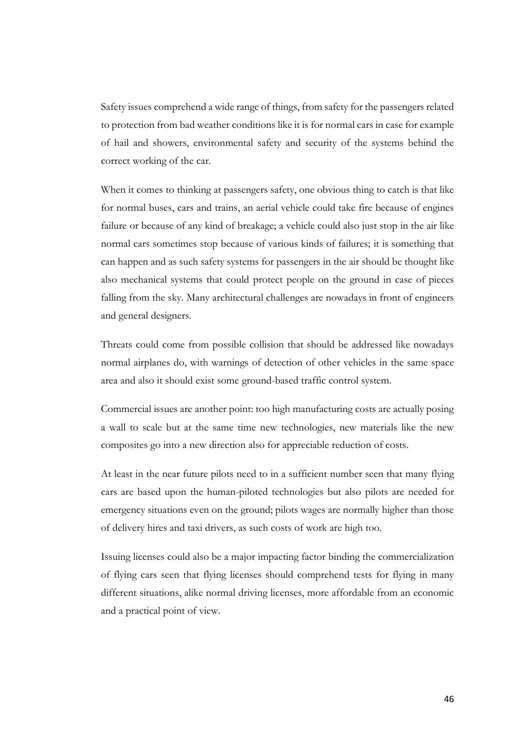Safety issues comprehend a wide range of things, from safety for the passengers related to protection from bad weather conditions like it is for normal cars in case for example of hail and showers, environmental safety and security of the systems behind the correct working of the car.

When it comes to thinking at passengers safety, one obvious thing to catch is that like for normal buses, cars and trains, an aerial vehicle could take fire because of engines failure or because of any kind of breakage; a vehicle could also just stop in the air like normal cars sometimes stop because of various kinds of failures; it is something that can happen and as such safety systems for passengers in the air should be thought like also mechanical systems that could protect people on the ground in case of pieces falling from the sky. Many architectural challenges are nowadays in front of engineers and general designers.

Threats could come from possible collision that should be addressed like nowadays normal airplanes do, with warnings of detection of other vehicles in the same space area and also it should exist some ground-based traffic control system.

Commercial issues are another point: too high manufacturing costs are actually posing a wall to scale but at the same time new technologies, new materials like the new composites go into a new direction also for appreciable reduction of costs.

At least in the near future pilots need to in a sufficient number seen that many flying cars are based upon the human-piloted technologies but also pilots are needed for emergency situations even on the ground; pilots wages are normally higher than those of delivery hires and taxi drivers, as such costs of work are high too.

Issuing licenses could also be a major impacting factor binding the commercialization of flying cars seen that flying licenses should comprehend tests for flying in many different situations, alike normal driving licenses, more affordable from an economic and a practical point of view.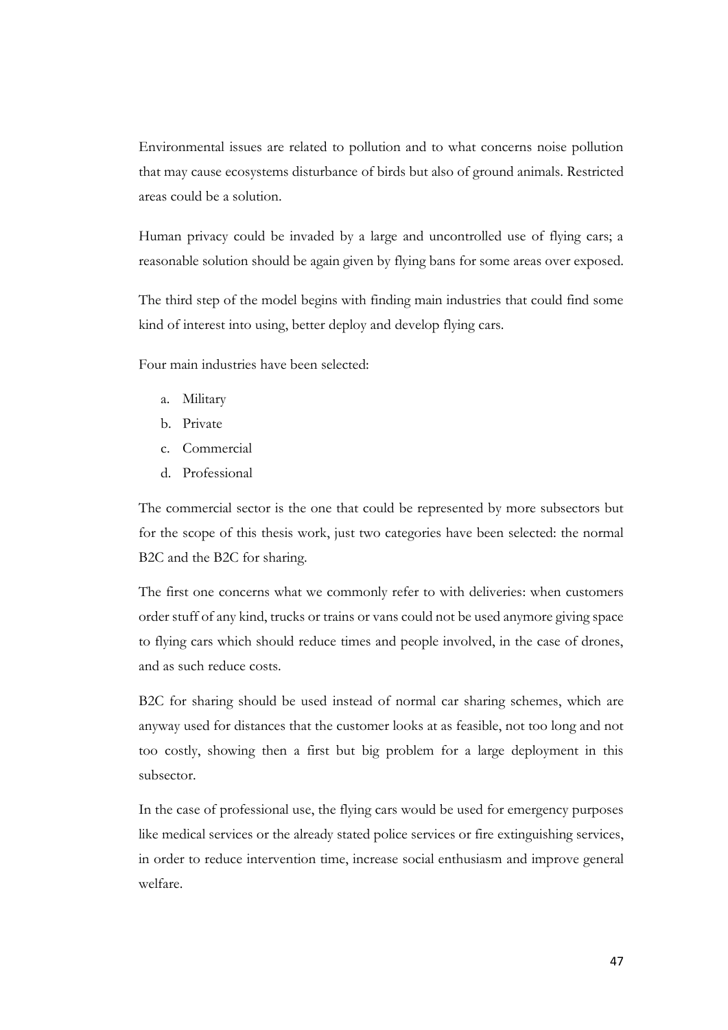Environmental issues are related to pollution and to what concerns noise pollution that may cause ecosystems disturbance of birds but also of ground animals. Restricted areas could be a solution.

Human privacy could be invaded by a large and uncontrolled use of flying cars; a reasonable solution should be again given by flying bans for some areas over exposed.

The third step of the model begins with finding main industries that could find some kind of interest into using, better deploy and develop flying cars.

Four main industries have been selected:

a. Military
b. Private
c. Commercial
d. Professional

The commercial sector is the one that could be represented by more subsectors but for the scope of this thesis work, just two categories have been selected: the normal B2C and the B2C for sharing.

The first one concerns what we commonly refer to with deliveries: when customers order stuff of any kind, trucks or trains or vans could not be used anymore giving space to flying cars which should reduce times and people involved, in the case of drones, and as such reduce costs.

B2C for sharing should be used instead of normal car sharing schemes, which are anyway used for distances that the customer looks at as feasible, not too long and not too costly, showing then a first but big problem for a large deployment in this subsector.

In the case of professional use, the flying cars would be used for emergency purposes like medical services or the already stated police services or fire extinguishing services, in order to reduce intervention time, increase social enthusiasm and improve general welfare.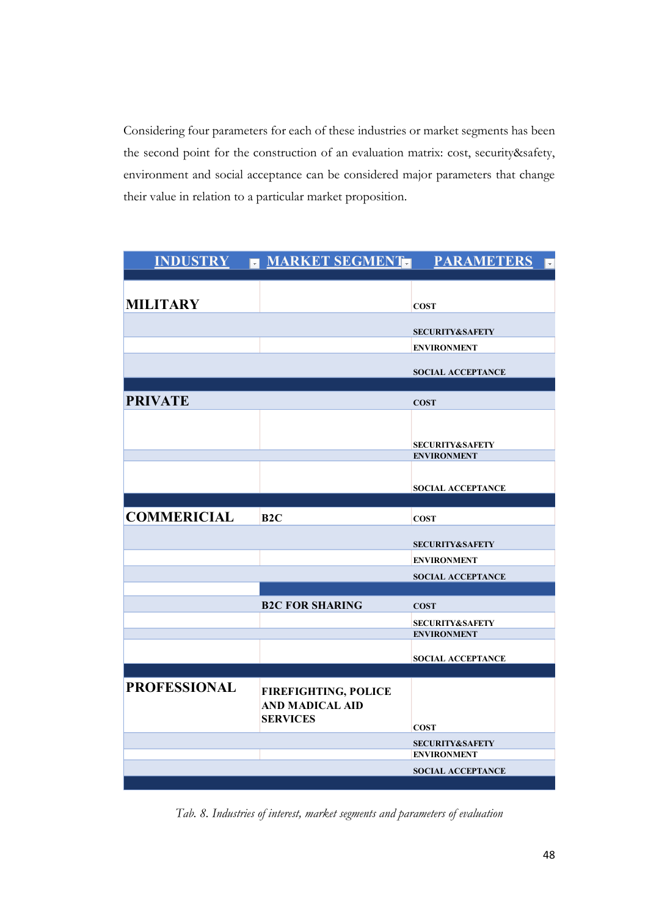Considering four parameters for each of these industries or market segments has been the second point for the construction of an evaluation matrix: cost, security&safety, environment and social acceptance can be considered major parameters that change their value in relation to a particular market proposition.

| INDUSTRY | MARKET SEGMENT | PARAMETERS |
|---|---|---|
| MILITARY | | COST |
| | | SECURITY&SAFETY |
| | | ENVIRONMENT |
| | | SOCIAL ACCEPTANCE |
| PRIVATE | | COST |
| | | SECURITY&SAFETY |
| | | ENVIRONMENT |
| | | SOCIAL ACCEPTANCE |
| COMMERICIAL | B2C | COST |
| | | SECURITY&SAFETY |
| | | ENVIRONMENT |
| | | SOCIAL ACCEPTANCE |
| | B2C FOR SHARING | COST |
| | | SECURITY&SAFETY |
| | | ENVIRONMENT |
| | | SOCIAL ACCEPTANCE |
| PROFESSIONAL | FIREFIGHTING, POLICE AND MADICAL AID SERVICES | COST |
| | | SECURITY&SAFETY |
| | | ENVIRONMENT |
| | | SOCIAL ACCEPTANCE |

*Tab. 8. Industries of interest, market segments and parameters of evaluation*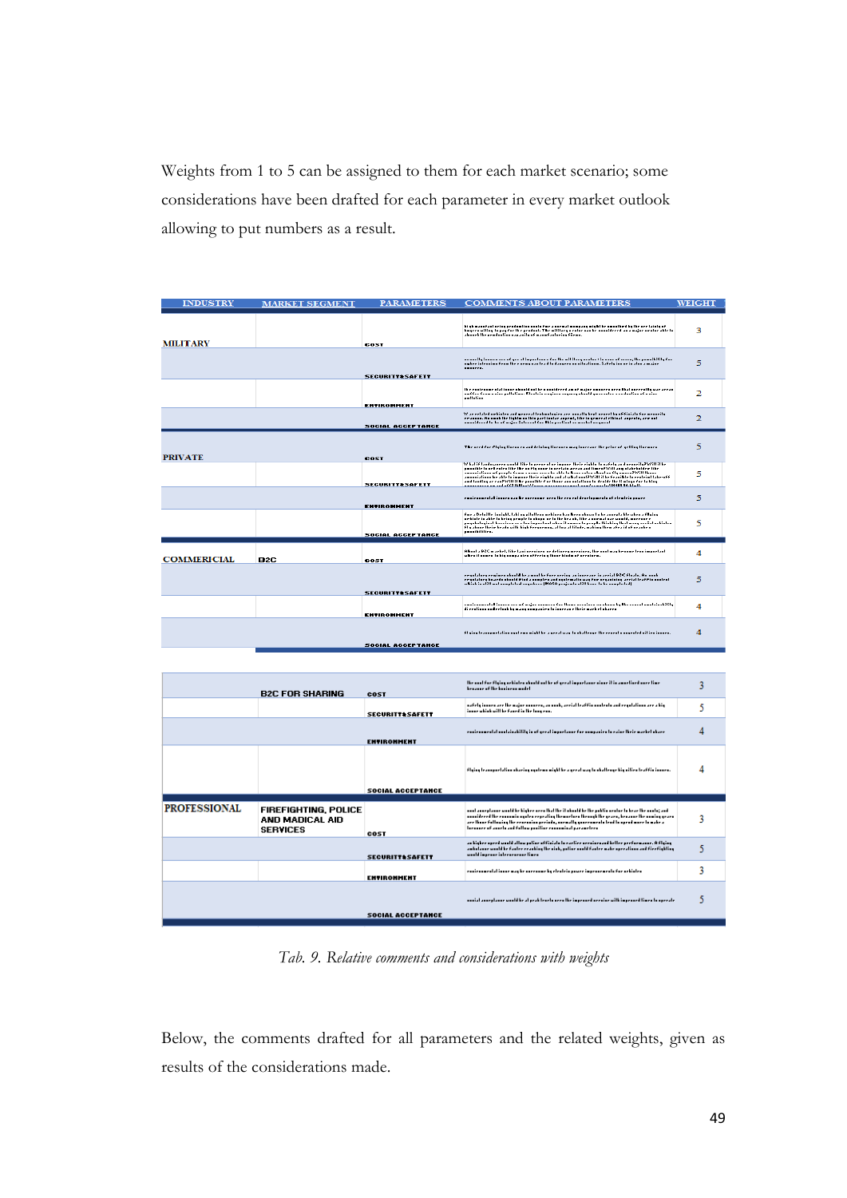Weights from 1 to 5 can be assigned to them for each market scenario; some considerations have been drafted for each parameter in every market outlook allowing to put numbers as a result.

| INDUSTRY | MARKET SEGMENT | PARAMETERS | COMMENTS ABOUT PARAMETERS | WEIGHT |
|---|---|---|---|---|
| MILITARY | | COST | | 3 |
| | | SECURITY&SAFETY | | 5 |
| | | ENVIRONMENT | | 2 |
| | | SOCIAL ACCEPTANCE | | 2 |
| PRIVATE | | COST | | 5 |
| | | SECURITY&SAFETY | | 5 |
| | | ENVIRONMENT | | 5 |
| | | SOCIAL ACCEPTANCE | | 5 |
| COMMERICIAL | B2C | COST | | 4 |
| | | SECURITY&SAFETY | | 5 |
| | | ENVIRONMENT | | 4 |
| | | SOCIAL ACCEPTANCE | | 4 |
| | B2C FOR SHARING | COST | | 3 |
| | | SECURITY&SAFETY | | 5 |
| | | ENVIRONMENT | | 4 |
| | | SOCIAL ACCEPTANCE | | 4 |
| PROFESSIONAL | FIREFIGHTING, POLICE AND MADICAL AID SERVICES | COST | | 3 |
| | | SECURITY&SAFETY | | 5 |
| | | ENVIRONMENT | | 3 |
| | | SOCIAL ACCEPTANCE | | 5 |

*Tab. 9. Relative comments and considerations with weights*

Below, the comments drafted for all parameters and the related weights, given as results of the considerations made.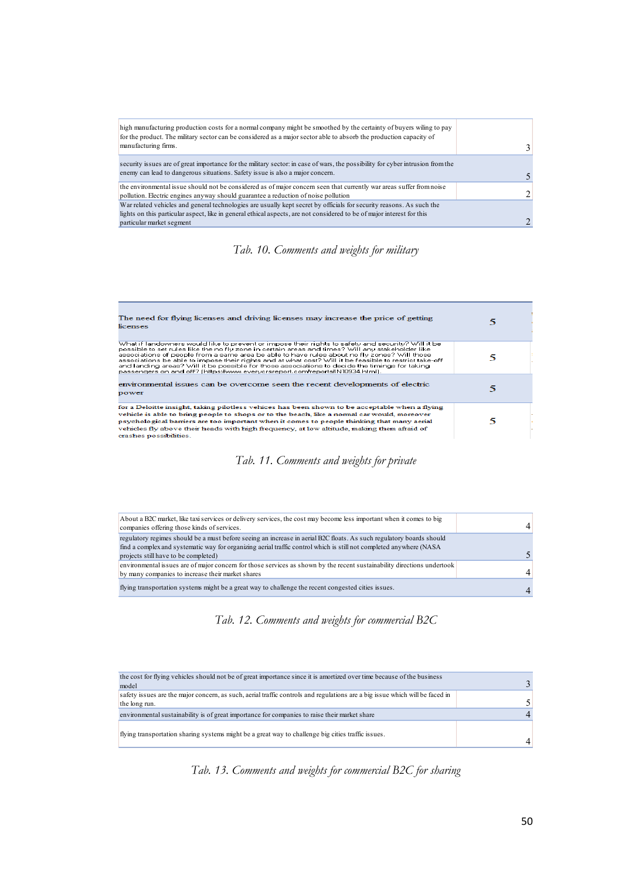| | |
|---|---|
| high manufacturing production costs for a normal company might be smoothed by the certainty of buyers wiling to pay for the product. The military sector can be considered as a major sector able to absorb the production capacity of manufacturing firms. | 3 |
| security issues are of great importance for the military sector: in case of wars, the possibility for cyber intrusion from the enemy can lead to dangerous situations. Safety issue is also a major concern. | 5 |
| the environmental issue should not be considered as of major concern seen that currently war areas suffer from noise pollution. Electric engines anyway should guarantee a reduction of noise pollution | 2 |
| War related vehicles and general technologies are usually kept secret by officials for security reasons. As such the lights on this particular aspect, like in general ethical aspects, are not considered to be of major interest for this particular market segment | 2 |

*Tab. 10. Comments and weights for military*

| | |
|---|---|
| The need for flying licenses and driving licenses may increase the price of getting licenses | 5 |
| What if landowners would like to prevent or impose their rights to safety and security? Will it be possible to set rules like the no fly zone in certain areas and times? Will any stakeholder like associations of people from a same area be able to have rules about no fly zones? Will those associations be able to impose their rights and at what cost? Will it be feasible to restrict take-off and landing areas? Will it be possible for those associations to decide the timings for taking passengers on and off? (https://www.everycrsreport.com/reports/IN10934.html). | 5 |
| environmental issues can be overcome seen the recent developments of electric power | 5 |
| for a Deloitte insight, taking pilotless vehicles has been shown to be acceptable when a flying vehicle is able to bring people to shops or to the beach, like a normal car would, moreover psychological barriers are too important when it comes to people thinking that many aerial vehicles fly above their heads with high frequency, at low altitude, making them afraid of crashes possibilities. | 5 |

*Tab. 11. Comments and weights for private*

| | |
|---|---|
| About a B2C market, like taxi services or delivery services, the cost may become less important when it comes to big companies offering those kinds of services. | 4 |
| regulatory regimes should be a must before seeing an increase in aerial B2C floats. As such regulatory boards should find a complex and systematic way for organizing aerial traffic control which is still not completed anywhere (NASA projects still have to be completed) | 5 |
| environmental issues are of major concern for those services as shown by the recent sustainability directions undertook by many companies to increase their market shares | 4 |
| flying transportation systems might be a great way to challenge the recent congested cities issues. | 4 |

*Tab. 12. Comments and weights for commercial B2C*

| | |
|---|---|
| the cost for flying vehicles should not be of great importance since it is amortized over time because of the business model | 3 |
| safety issues are the major concern, as such, aerial traffic controls and regulations are a big issue which will be faced in the long run. | 5 |
| environmental sustainability is of great importance for companies to raise their market share | 4 |
| flying transportation sharing systems might be a great way to challenge big cities traffic issues. | 4 |

*Tab. 13. Comments and weights for commercial B2C for sharing*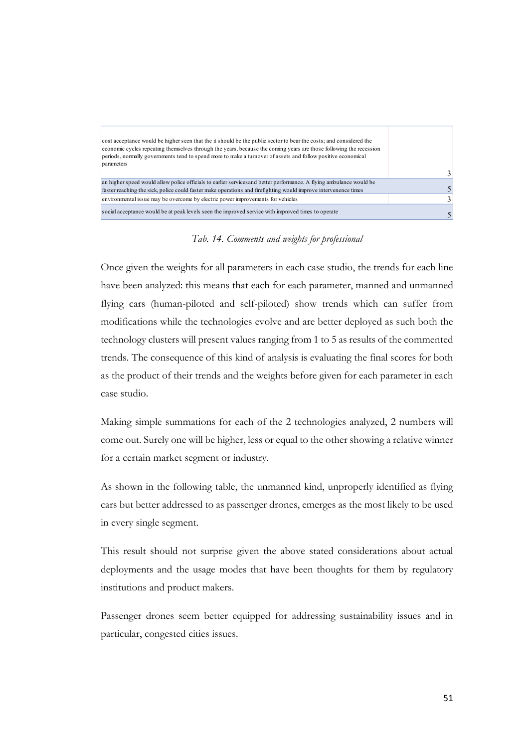| | |
|---|---|
| cost acceptance would be higher seen that the it should be the public sector to bear the costs; and considered the economic cycles repeating themselves through the years, because the coming years are those following the recession periods, normally governments tend to spend more to make a turnover of assets and follow positive economical parameters | 3 |
| an higher speed would allow police officials to earlier servicesand better performance. A flying ambulance would be faster reaching the sick, police could faster make operations and firefighting would improve intervenence times | 5 |
| environmental issue may be overcome by electric power improvements for vehicles | 3 |
| social acceptance would be at peak levels seen the improved service with improved times to operate | 5 |

*Tab. 14. Comments and weights for professional*

Once given the weights for all parameters in each case studio, the trends for each line have been analyzed: this means that each for each parameter, manned and unmanned flying cars (human-piloted and self-piloted) show trends which can suffer from modifications while the technologies evolve and are better deployed as such both the technology clusters will present values ranging from 1 to 5 as results of the commented trends. The consequence of this kind of analysis is evaluating the final scores for both as the product of their trends and the weights before given for each parameter in each case studio.

Making simple summations for each of the 2 technologies analyzed, 2 numbers will come out. Surely one will be higher, less or equal to the other showing a relative winner for a certain market segment or industry.

As shown in the following table, the unmanned kind, unproperly identified as flying cars but better addressed to as passenger drones, emerges as the most likely to be used in every single segment.

This result should not surprise given the above stated considerations about actual deployments and the usage modes that have been thoughts for them by regulatory institutions and product makers.

Passenger drones seem better equipped for addressing sustainability issues and in particular, congested cities issues.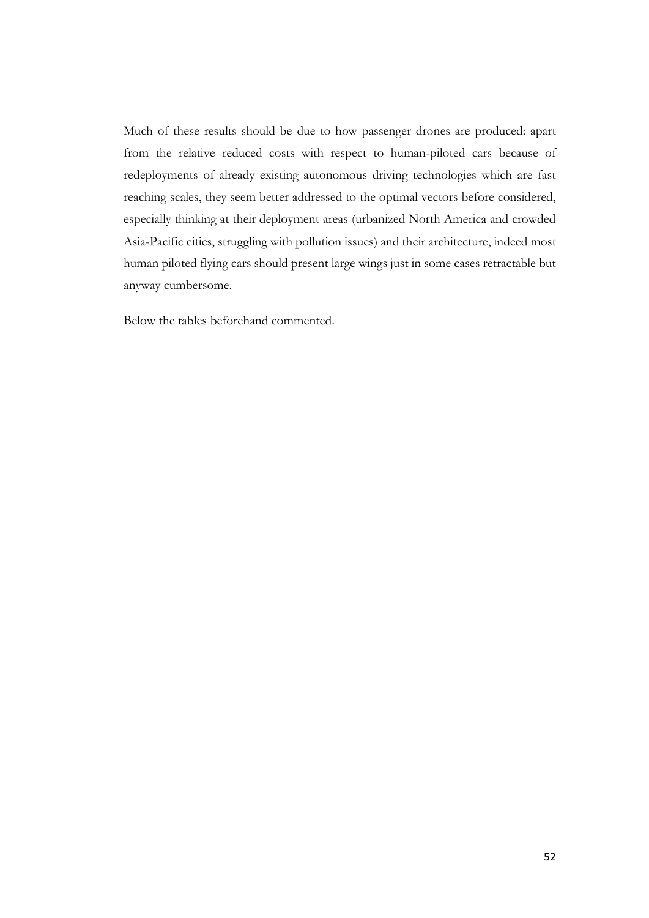Much of these results should be due to how passenger drones are produced: apart from the relative reduced costs with respect to human-piloted cars because of redeployments of already existing autonomous driving technologies which are fast reaching scales, they seem better addressed to the optimal vectors before considered, especially thinking at their deployment areas (urbanized North America and crowded Asia-Pacific cities, struggling with pollution issues) and their architecture, indeed most human piloted flying cars should present large wings just in some cases retractable but anyway cumbersome.

Below the tables beforehand commented.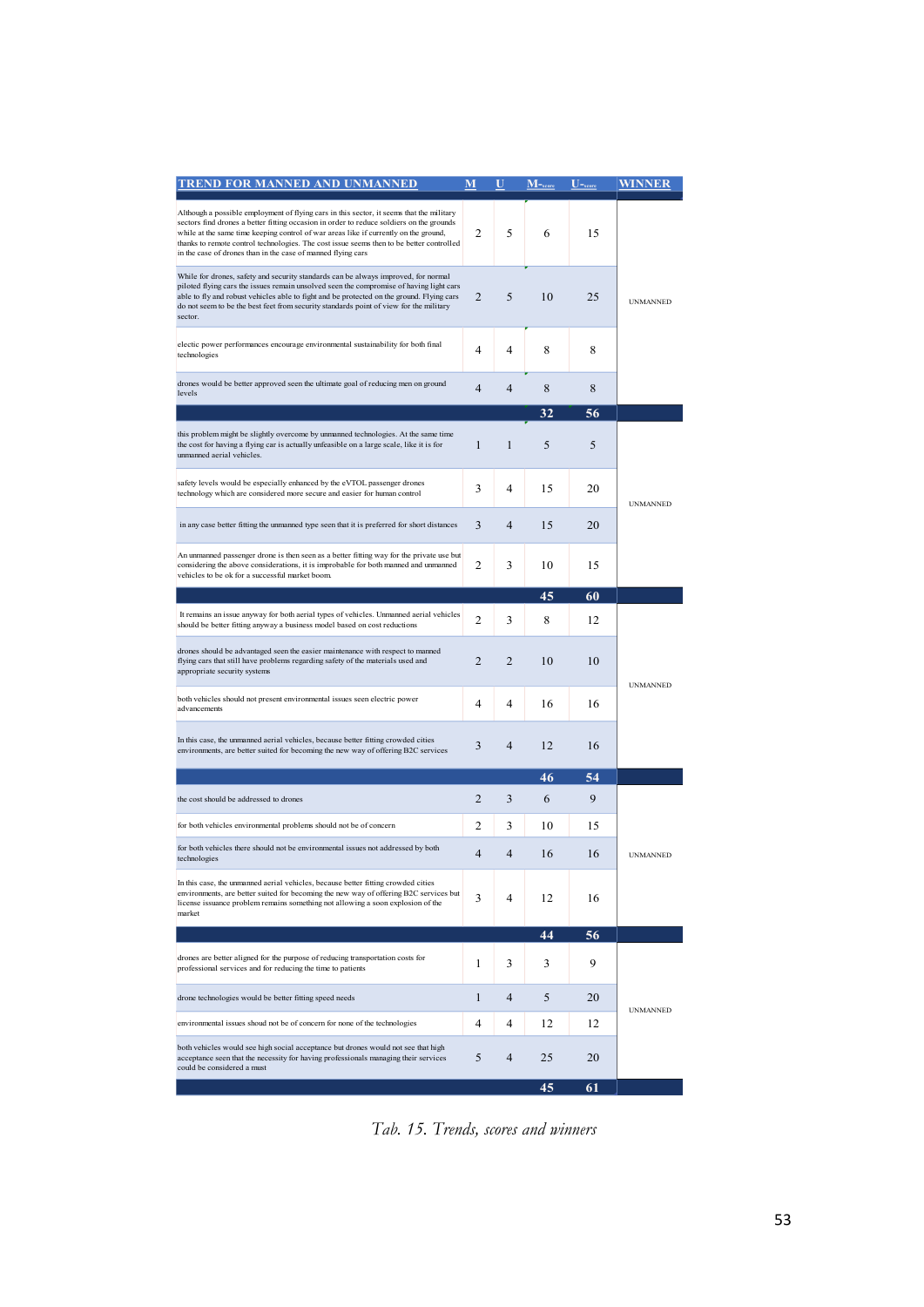| TREND FOR MANNED AND UNMANNED | M | U | M-score | U-score | WINNER |
|---|---|---|---|---|---|
| Although a possible employment of flying cars in this sector, it seems that the military sectors find drones a better fitting occasion in order to reduce soldiers on the grounds while at the same time keeping control of war areas like if currently on the ground, thanks to remote control technologies. The cost issue seems then to be better controlled in the case of drones than in the case of manned flying cars | 2 | 5 | 6 | 15 | UNMANNED |
| While for drones, safety and security standards can be always improved, for normal piloted flying cars the issues remain unsolved seen the compromise of having light cars able to fly and robust vehicles able to fight and be protected on the ground. Flying cars do not seem to be the best feet from security standards point of view for the military sector. | 2 | 5 | 10 | 25 | |
| electic power performances encourage environmental sustainability for both final technologies | 4 | 4 | 8 | 8 | |
| drones would be better approved seen the ultimate goal of reducing men on ground levels | 4 | 4 | 8 | 8 | |
| | | | **32** | **56** | |
| this problem might be slightly overcome by unmanned technologies. At the same time the cost for having a flying car is actually unfeasible on a large scale, like it is for unmanned aerial vehicles. | 1 | 1 | 5 | 5 | UNMANNED |
| safety levels would be especially enhanced by the eVTOL passenger drones technology which are considered more secure and easier for human control | 3 | 4 | 15 | 20 | |
| in any case better fitting the unmanned type seen that it is preferred for short distances | 3 | 4 | 15 | 20 | |
| An unmanned passenger drone is then seen as a better fitting way for the private use but considering the above considerations, it is improbable for both manned and unmanned vehicles to be ok for a successful market boom. | 2 | 3 | 10 | 15 | |
| | | | **45** | **60** | |
| It remains an issue anyway for both aerial types of vehicles. Unmanned aerial vehicles should be better fitting anyway a business model based on cost reductions | 2 | 3 | 8 | 12 | UNMANNED |
| drones should be advantaged seen the easier maintenance with respect to manned flying cars that still have problems regarding safety of the materials used and appropriate security systems | 2 | 2 | 10 | 10 | |
| both vehicles should not present environmental issues seen electric power advancements | 4 | 4 | 16 | 16 | |
| In this case, the unmanned aerial vehicles, because better fitting crowded cities environments, are better suited for becoming the new way of offering B2C services | 3 | 4 | 12 | 16 | |
| | | | **46** | **54** | |
| the cost should be addressed to drones | 2 | 3 | 6 | 9 | UNMANNED |
| for both vehicles environmental problems should not be of concern | 2 | 3 | 10 | 15 | |
| for both vehicles there should not be environmental issues not addressed by both technologies | 4 | 4 | 16 | 16 | |
| In this case, the unmanned aerial vehicles, because better fitting crowded cities environments, are better suited for becoming the new way of offering B2C services but license issuance problem remains something not allowing a soon explosion of the market | 3 | 4 | 12 | 16 | |
| | | | **44** | **56** | |
| drones are better aligned for the purpose of reducing transportation costs for professional services and for reducing the time to patients | 1 | 3 | 3 | 9 | UNMANNED |
| drone technologies would be better fitting speed needs | 1 | 4 | 5 | 20 | |
| environmental issues shoud not be of concern for none of the technologies | 4 | 4 | 12 | 12 | |
| both vehicles would see high social acceptance but drones would not see that high acceptance seen that the necessity for having professionals managing their services could be considered a must | 5 | 4 | 25 | 20 | |
| | | | **45** | **61** | |

*Tab. 15. Trends, scores and winners*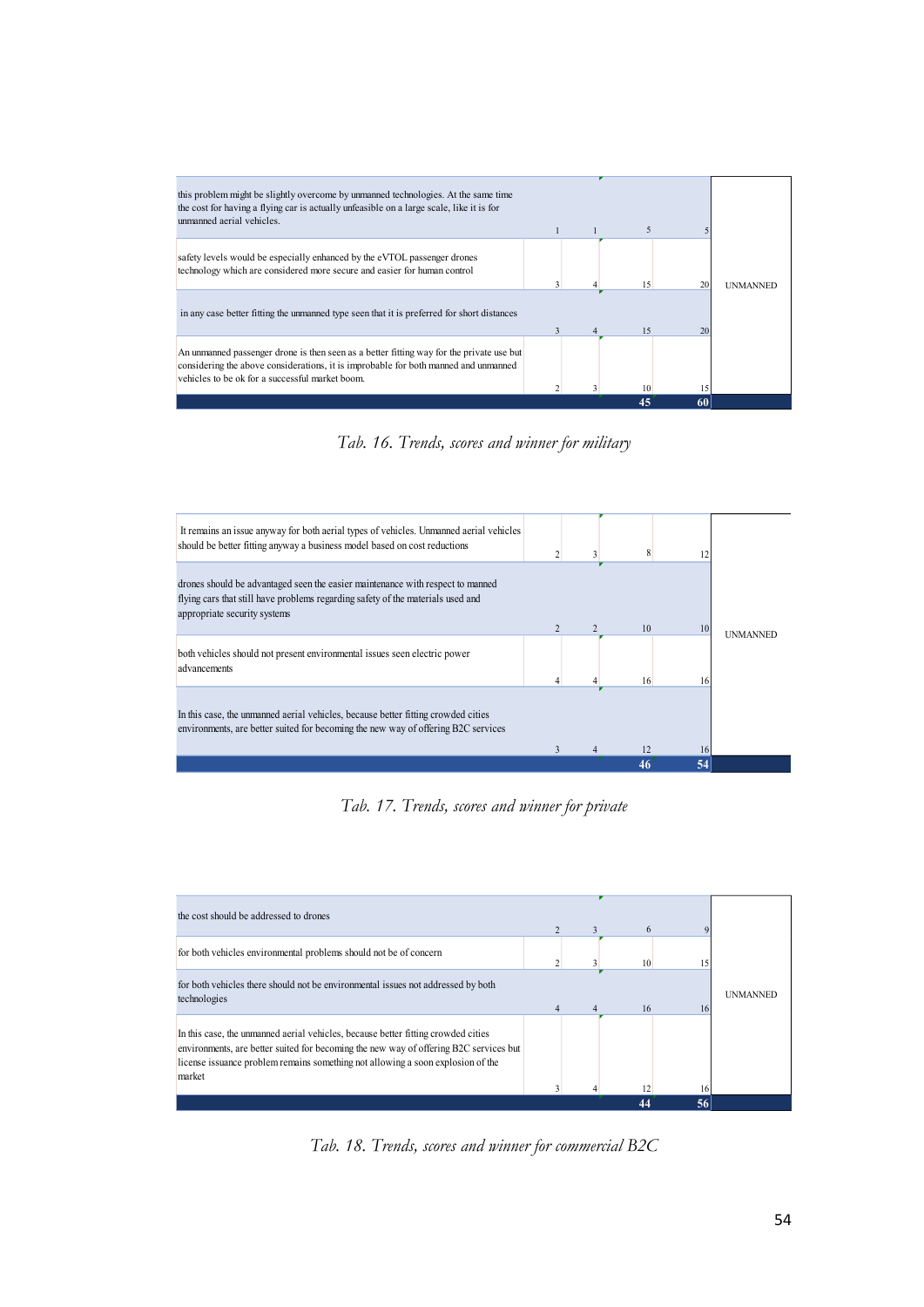| | | | | | |
|---|---|---|---|---|---|
| this problem might be slightly overcome by unmanned technologies. At the same time the cost for having a flying car is actually unfeasible on a large scale, like it is for unmanned aerial vehicles. | 1 | 1 | 5 | 5 | UNMANNED |
| safety levels would be especially enhanced by the eVTOL passenger drones technology which are considered more secure and easier for human control | 3 | 4 | 15 | 20 | |
| in any case better fitting the unmanned type seen that it is preferred for short distances | 3 | 4 | 15 | 20 | |
| An unmanned passenger drone is then seen as a better fitting way for the private use but considering the above considerations, it is improbable for both manned and unmanned vehicles to be ok for a successful market boom. | 2 | 3 | 10 | 15 | |
| | | | **45** | **60** | |

*Tab. 16. Trends, scores and winner for military*

| | | | | | |
|---|---|---|---|---|---|
| It remains an issue anyway for both aerial types of vehicles. Unmanned aerial vehicles should be better fitting anyway a business model based on cost reductions | 2 | 3 | 8 | 12 | UNMANNED |
| drones should be advantaged seen the easier maintenance with respect to manned flying cars that still have problems regarding safety of the materials used and appropriate security systems | 2 | 2 | 10 | 10 | |
| both vehicles should not present environmental issues seen electric power advancements | 4 | 4 | 16 | 16 | |
| In this case, the unmanned aerial vehicles, because better fitting crowded cities environments, are better suited for becoming the new way of offering B2C services | 3 | 4 | 12 | 16 | |
| | | | **46** | **54** | |

*Tab. 17. Trends, scores and winner for private*

| | | | | | |
|---|---|---|---|---|---|
| the cost should be addressed to drones | 2 | 3 | 6 | 9 | UNMANNED |
| for both vehicles environmental problems should not be of concern | 2 | 3 | 10 | 15 | |
| for both vehicles there should not be environmental issues not addressed by both technologies | 4 | 4 | 16 | 16 | |
| In this case, the unmanned aerial vehicles, because better fitting crowded cities environments, are better suited for becoming the new way of offering B2C services but license issuance problem remains something not allowing a soon explosion of the market | 3 | 4 | 12 | 16 | |
| | | | **44** | **56** | |

*Tab. 18. Trends, scores and winner for commercial B2C*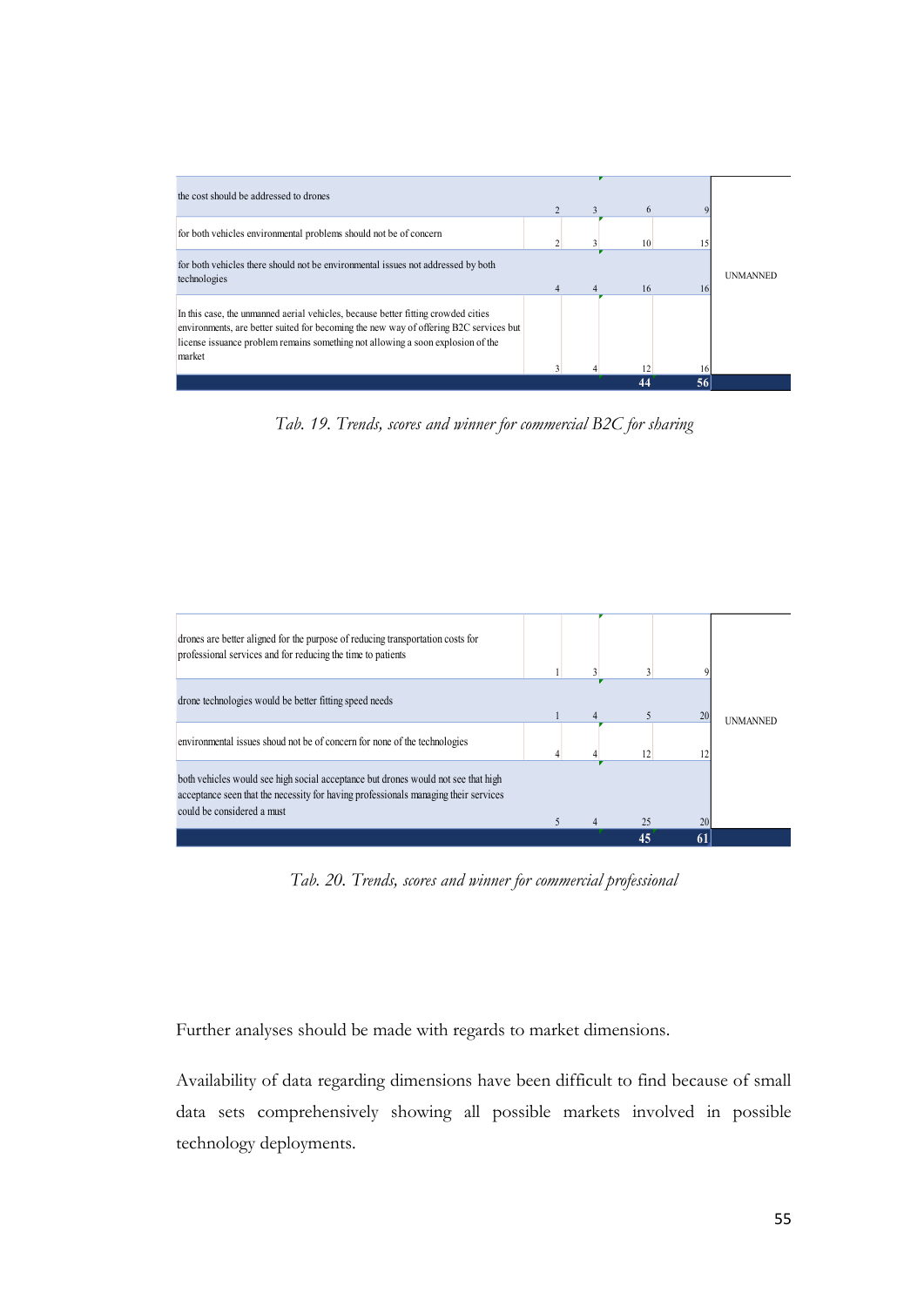| | | | | | |
|---|---|---|---|---|---|
| the cost should be addressed to drones | 2 | 3 | 6 | 9 | UNMANNED |
| for both vehicles environmental problems should not be of concern | 2 | 3 | 10 | 15 | |
| for both vehicles there should not be environmental issues not addressed by both technologies | 4 | 4 | 16 | 16 | |
| In this case, the unmanned aerial vehicles, because better fitting crowded cities environments, are better suited for becoming the new way of offering B2C services but license issuance problem remains something not allowing a soon explosion of the market | 3 | 4 | 12 | 16 | |
| | | | **44** | **56** | |

*Tab. 19. Trends, scores and winner for commercial B2C for sharing*

| | | | | | |
|---|---|---|---|---|---|
| drones are better aligned for the purpose of reducing transportation costs for professional services and for reducing the time to patients | 1 | 3 | 3 | 9 | UNMANNED |
| drone technologies would be better fitting speed needs | 1 | 4 | 5 | 20 | |
| environmental issues shoud not be of concern for none of the technologies | 4 | 4 | 12 | 12 | |
| both vehicles would see high social acceptance but drones would not see that high acceptance seen that the necessity for having professionals managing their services could be considered a must | 5 | 4 | 25 | 20 | |
| | | | **45** | **61** | |

*Tab. 20. Trends, scores and winner for commercial professional*

Further analyses should be made with regards to market dimensions.

Availability of data regarding dimensions have been difficult to find because of small data sets comprehensively showing all possible markets involved in possible technology deployments.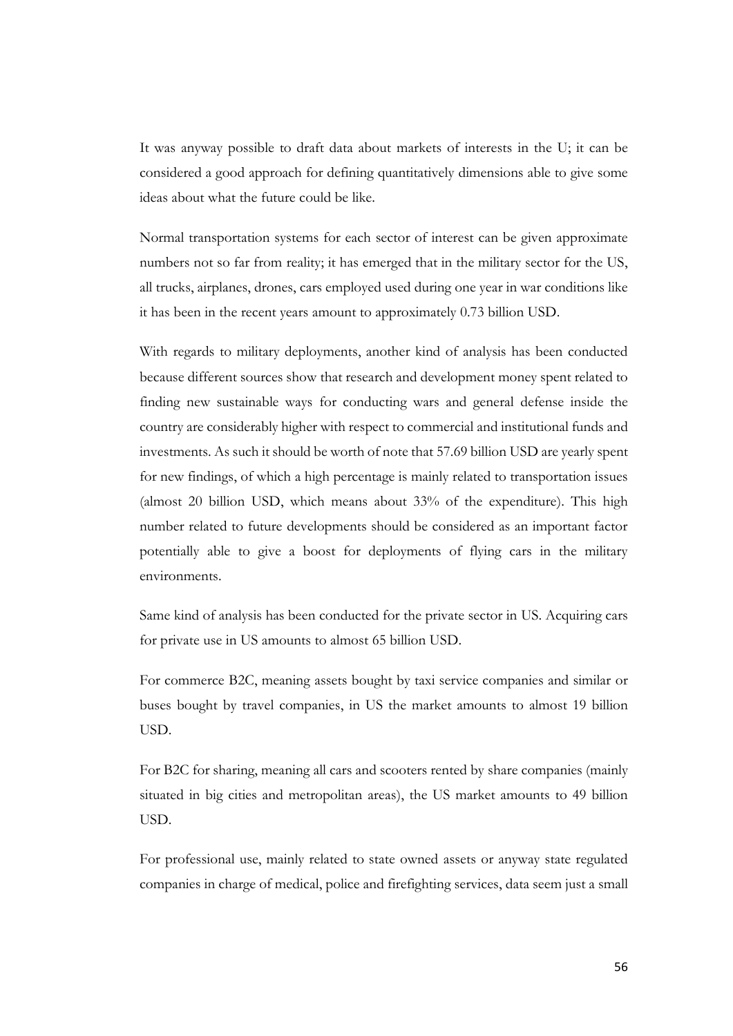It was anyway possible to draft data about markets of interests in the U; it can be considered a good approach for defining quantitatively dimensions able to give some ideas about what the future could be like.

Normal transportation systems for each sector of interest can be given approximate numbers not so far from reality; it has emerged that in the military sector for the US, all trucks, airplanes, drones, cars employed used during one year in war conditions like it has been in the recent years amount to approximately 0.73 billion USD.

With regards to military deployments, another kind of analysis has been conducted because different sources show that research and development money spent related to finding new sustainable ways for conducting wars and general defense inside the country are considerably higher with respect to commercial and institutional funds and investments. As such it should be worth of note that 57.69 billion USD are yearly spent for new findings, of which a high percentage is mainly related to transportation issues (almost 20 billion USD, which means about 33% of the expenditure). This high number related to future developments should be considered as an important factor potentially able to give a boost for deployments of flying cars in the military environments.

Same kind of analysis has been conducted for the private sector in US. Acquiring cars for private use in US amounts to almost 65 billion USD.

For commerce B2C, meaning assets bought by taxi service companies and similar or buses bought by travel companies, in US the market amounts to almost 19 billion USD.

For B2C for sharing, meaning all cars and scooters rented by share companies (mainly situated in big cities and metropolitan areas), the US market amounts to 49 billion USD.

For professional use, mainly related to state owned assets or anyway state regulated companies in charge of medical, police and firefighting services, data seem just a small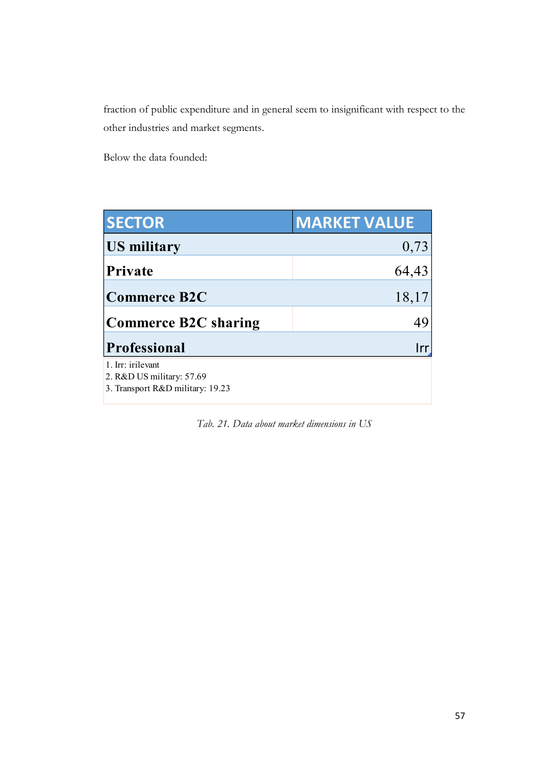fraction of public expenditure and in general seem to insignificant with respect to the other industries and market segments.

Below the data founded:

| SECTOR | MARKET VALUE |
|---|---|
| **US military** | 0,73 |
| **Private** | 64,43 |
| **Commerce B2C** | 18,17 |
| **Commerce B2C sharing** | 49 |
| **Professional** | Irr |

1. Irr: irilevant
2. R&D US military: 57.69
3. Transport R&D military: 19.23

*Tab. 21. Data about market dimensions in US*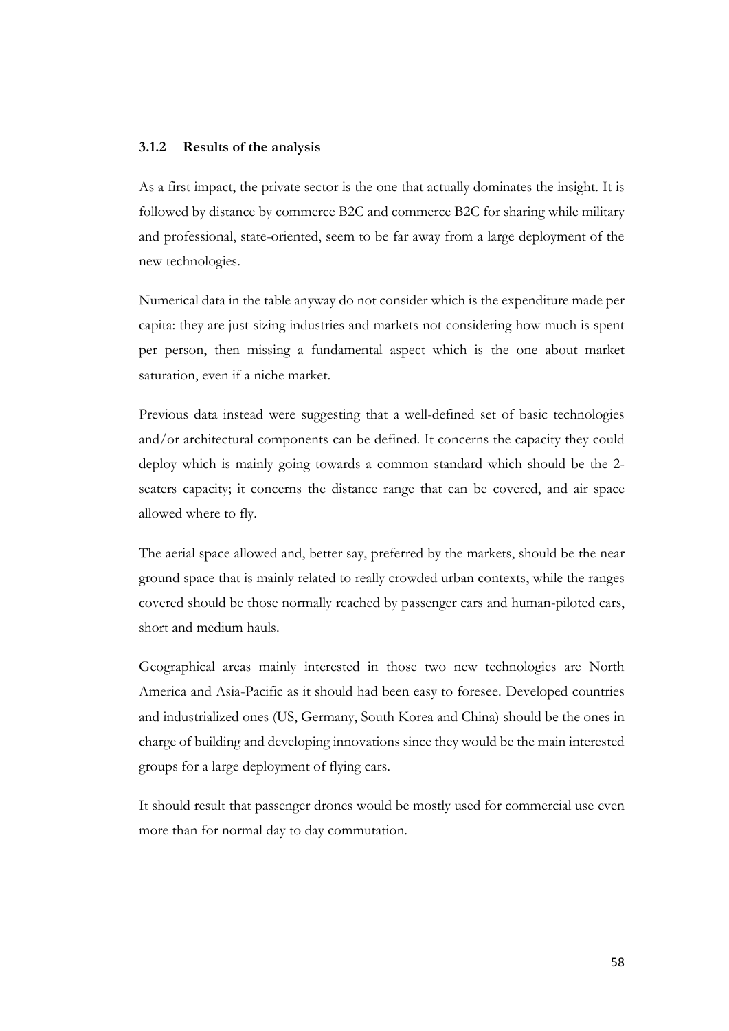### 3.1.2 Results of the analysis

As a first impact, the private sector is the one that actually dominates the insight. It is followed by distance by commerce B2C and commerce B2C for sharing while military and professional, state-oriented, seem to be far away from a large deployment of the new technologies.

Numerical data in the table anyway do not consider which is the expenditure made per capita: they are just sizing industries and markets not considering how much is spent per person, then missing a fundamental aspect which is the one about market saturation, even if a niche market.

Previous data instead were suggesting that a well-defined set of basic technologies and/or architectural components can be defined. It concerns the capacity they could deploy which is mainly going towards a common standard which should be the 2-seaters capacity; it concerns the distance range that can be covered, and air space allowed where to fly.

The aerial space allowed and, better say, preferred by the markets, should be the near ground space that is mainly related to really crowded urban contexts, while the ranges covered should be those normally reached by passenger cars and human-piloted cars, short and medium hauls.

Geographical areas mainly interested in those two new technologies are North America and Asia-Pacific as it should had been easy to foresee. Developed countries and industrialized ones (US, Germany, South Korea and China) should be the ones in charge of building and developing innovations since they would be the main interested groups for a large deployment of flying cars.

It should result that passenger drones would be mostly used for commercial use even more than for normal day to day commutation.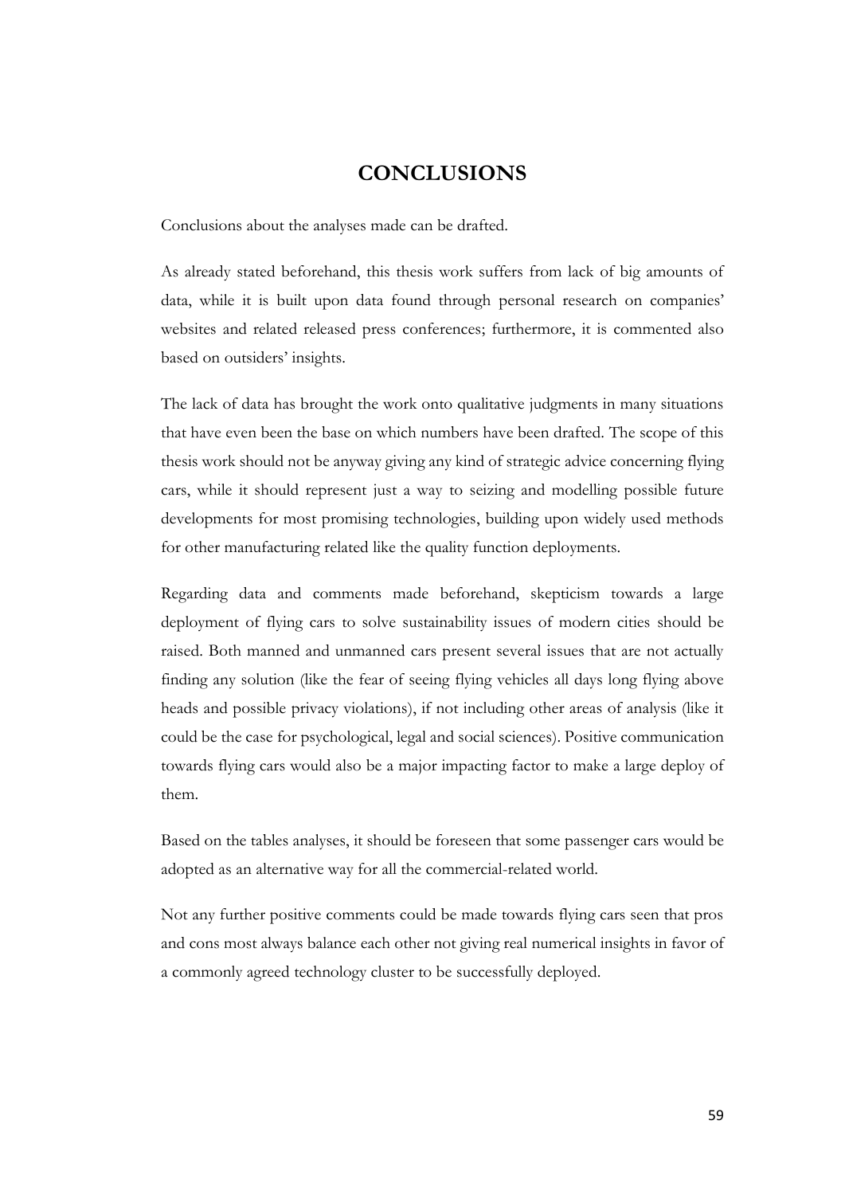# CONCLUSIONS

Conclusions about the analyses made can be drafted.

As already stated beforehand, this thesis work suffers from lack of big amounts of data, while it is built upon data found through personal research on companies' websites and related released press conferences; furthermore, it is commented also based on outsiders' insights.

The lack of data has brought the work onto qualitative judgments in many situations that have even been the base on which numbers have been drafted. The scope of this thesis work should not be anyway giving any kind of strategic advice concerning flying cars, while it should represent just a way to seizing and modelling possible future developments for most promising technologies, building upon widely used methods for other manufacturing related like the quality function deployments.

Regarding data and comments made beforehand, skepticism towards a large deployment of flying cars to solve sustainability issues of modern cities should be raised. Both manned and unmanned cars present several issues that are not actually finding any solution (like the fear of seeing flying vehicles all days long flying above heads and possible privacy violations), if not including other areas of analysis (like it could be the case for psychological, legal and social sciences). Positive communication towards flying cars would also be a major impacting factor to make a large deploy of them.

Based on the tables analyses, it should be foreseen that some passenger cars would be adopted as an alternative way for all the commercial-related world.

Not any further positive comments could be made towards flying cars seen that pros and cons most always balance each other not giving real numerical insights in favor of a commonly agreed technology cluster to be successfully deployed.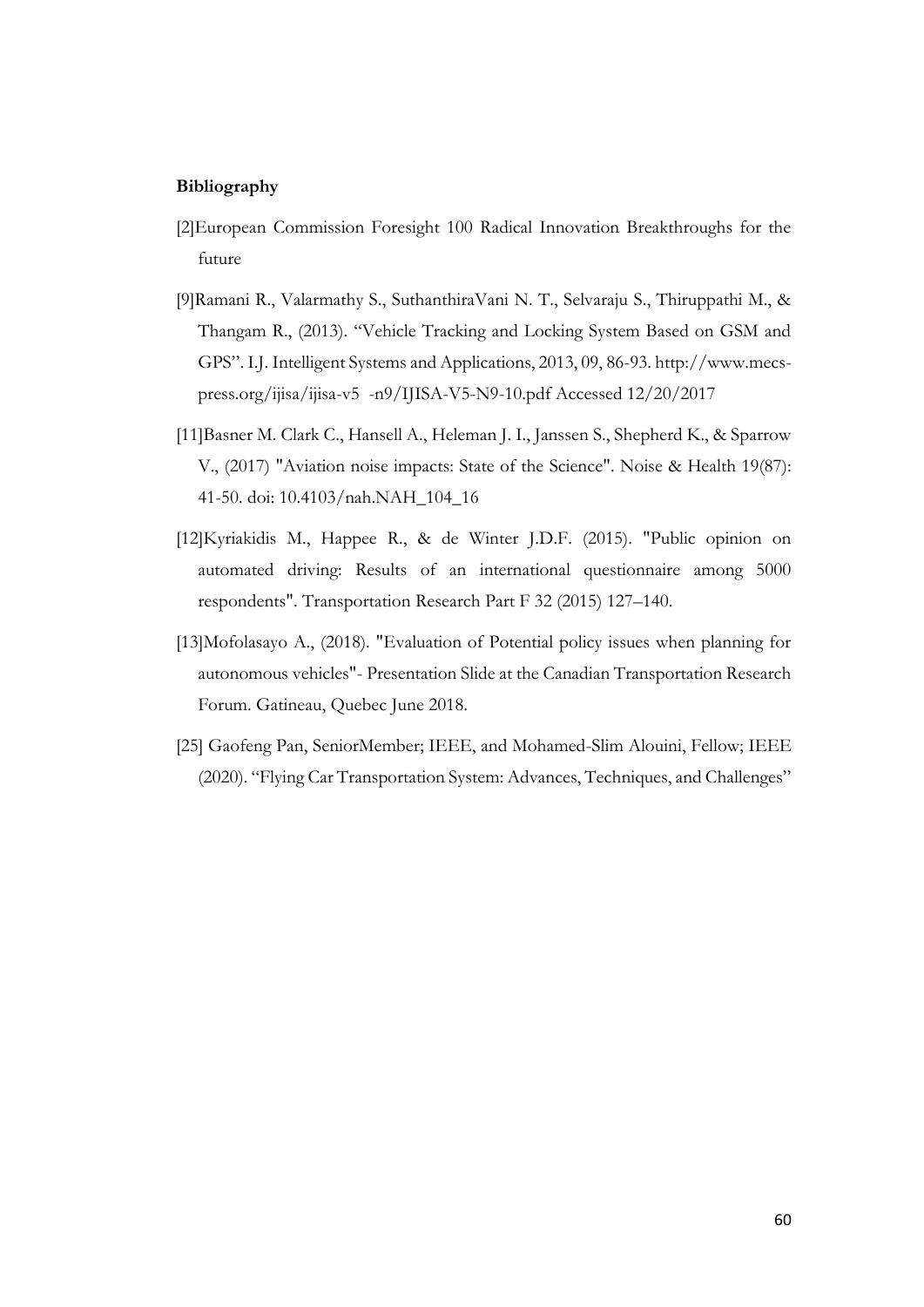**Bibliography**

[2]European Commission Foresight 100 Radical Innovation Breakthroughs for the future

[9]Ramani R., Valarmathy S., SuthanthiraVani N. T., Selvaraju S., Thiruppathi M., & Thangam R., (2013). "Vehicle Tracking and Locking System Based on GSM and GPS". I.J. Intelligent Systems and Applications, 2013, 09, 86-93. http://www.mecs-press.org/ijisa/ijisa-v5 -n9/IJISA-V5-N9-10.pdf Accessed 12/20/2017

[11]Basner M. Clark C., Hansell A., Heleman J. I., Janssen S., Shepherd K., & Sparrow V., (2017) "Aviation noise impacts: State of the Science". Noise & Health 19(87): 41-50. doi: 10.4103/nah.NAH_104_16

[12]Kyriakidis M., Happee R., & de Winter J.D.F. (2015). "Public opinion on automated driving: Results of an international questionnaire among 5000 respondents". Transportation Research Part F 32 (2015) 127–140.

[13]Mofolasayo A., (2018). "Evaluation of Potential policy issues when planning for autonomous vehicles"- Presentation Slide at the Canadian Transportation Research Forum. Gatineau, Quebec June 2018.

[25] Gaofeng Pan, SeniorMember; IEEE, and Mohamed-Slim Alouini, Fellow; IEEE (2020). "Flying Car Transportation System: Advances, Techniques, and Challenges"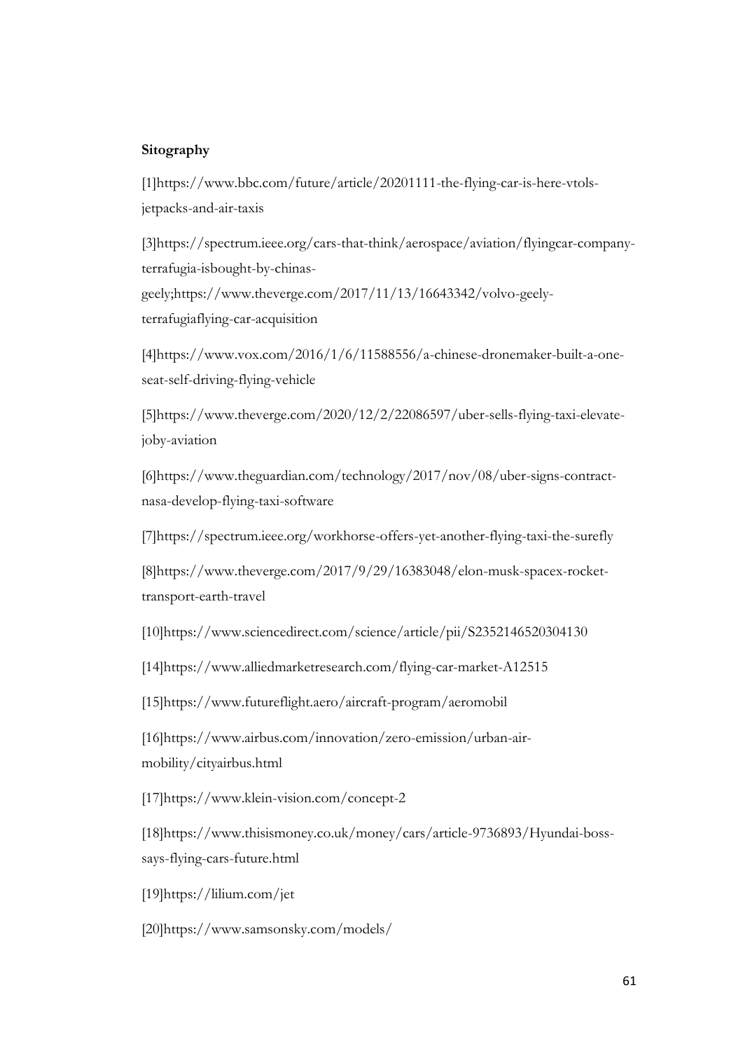**Sitography**

[1]https://www.bbc.com/future/article/20201111-the-flying-car-is-here-vtols-jetpacks-and-air-taxis

[3]https://spectrum.ieee.org/cars-that-think/aerospace/aviation/flyingcar-company-terrafugia-isbought-by-chinas-geely;https://www.theverge.com/2017/11/13/16643342/volvo-geely-terrafugiaflying-car-acquisition

[4]https://www.vox.com/2016/1/6/11588556/a-chinese-dronemaker-built-a-one-seat-self-driving-flying-vehicle

[5]https://www.theverge.com/2020/12/2/22086597/uber-sells-flying-taxi-elevate-joby-aviation

[6]https://www.theguardian.com/technology/2017/nov/08/uber-signs-contract-nasa-develop-flying-taxi-software

[7]https://spectrum.ieee.org/workhorse-offers-yet-another-flying-taxi-the-surefly

[8]https://www.theverge.com/2017/9/29/16383048/elon-musk-spacex-rocket-transport-earth-travel

[10]https://www.sciencedirect.com/science/article/pii/S2352146520304130

[14]https://www.alliedmarketresearch.com/flying-car-market-A12515

[15]https://www.futureflight.aero/aircraft-program/aeromobil

[16]https://www.airbus.com/innovation/zero-emission/urban-air-mobility/cityairbus.html

[17]https://www.klein-vision.com/concept-2

[18]https://www.thisismoney.co.uk/money/cars/article-9736893/Hyundai-boss-says-flying-cars-future.html

[19]https://lilium.com/jet

[20]https://www.samsonsky.com/models/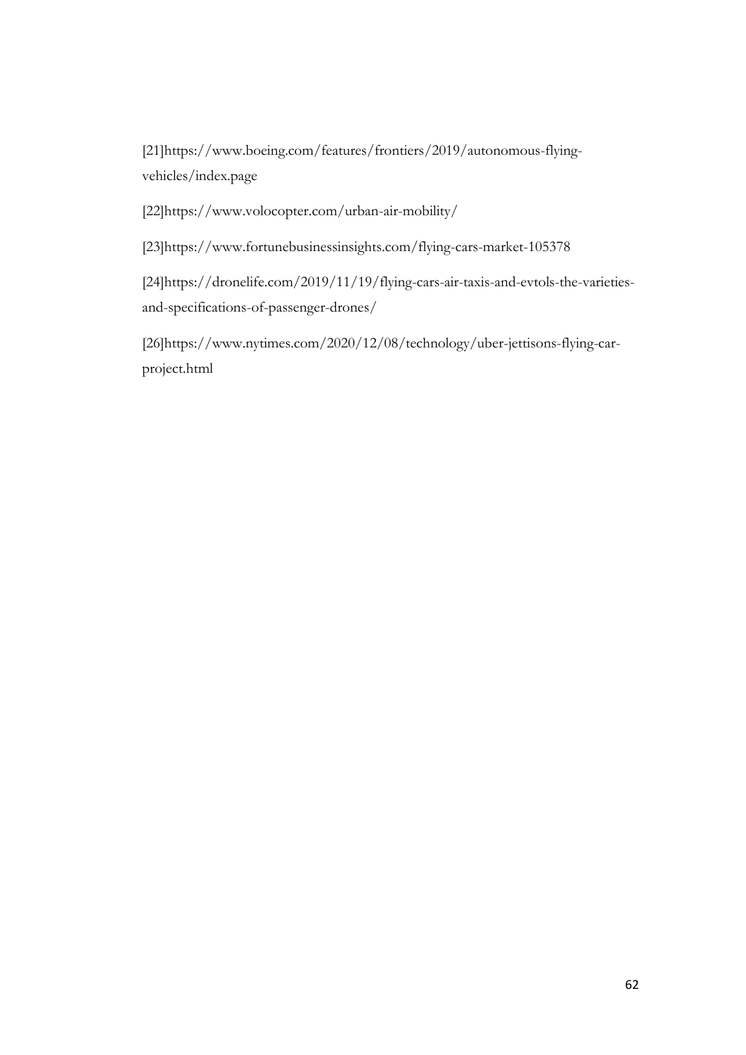[21]https://www.boeing.com/features/frontiers/2019/autonomous-flying-vehicles/index.page

[22]https://www.volocopter.com/urban-air-mobility/

[23]https://www.fortunebusinessinsights.com/flying-cars-market-105378

[24]https://dronelife.com/2019/11/19/flying-cars-air-taxis-and-evtols-the-varieties-and-specifications-of-passenger-drones/

[26]https://www.nytimes.com/2020/12/08/technology/uber-jettisons-flying-car-project.html